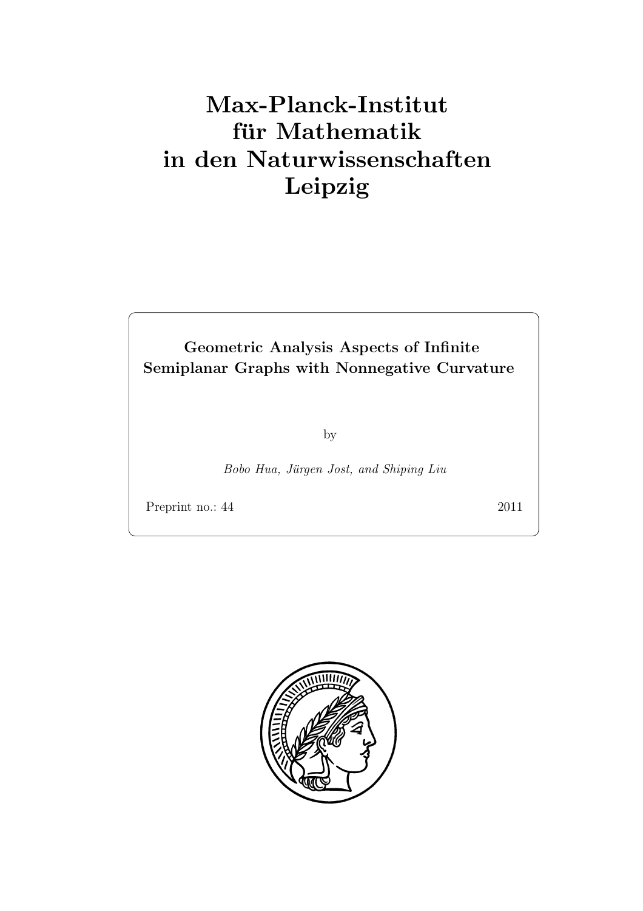# Max-Planck-Institut für Mathematik in den Naturwissenschaften Leipzig

**Geometric Analysis Aspects of Infinite Semiplanar Graphs with Nonnegative Curvature**

by

*Bobo Hua, Jürgen Jost, and Shiping Liu*

Preprint no.: 44 2011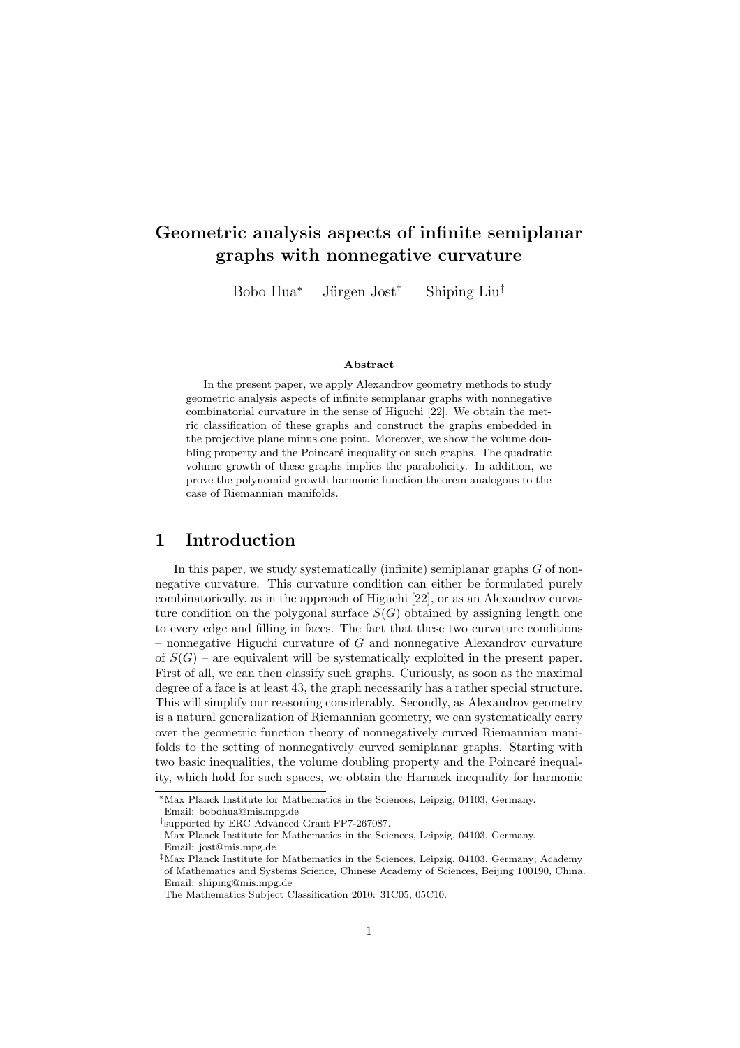# Geometric analysis aspects of infinite semiplanar graphs with nonnegative curvature

Bobo Hua[\*]  Jürgen Jost[†]  Shiping Liu[‡]

**Abstract**

In the present paper, we apply Alexandrov geometry methods to study geometric analysis aspects of infinite semiplanar graphs with nonnegative combinatorial curvature in the sense of Higuchi [22]. We obtain the metric classification of these graphs and construct the graphs embedded in the projective plane minus one point. Moreover, we show the volume doubling property and the Poincaré inequality on such graphs. The quadratic volume growth of these graphs implies the parabolicity. In addition, we prove the polynomial growth harmonic function theorem analogous to the case of Riemannian manifolds.

## 1 Introduction

In this paper, we study systematically (infinite) semiplanar graphs $G$ of nonnegative curvature. This curvature condition can either be formulated purely combinatorically, as in the approach of Higuchi [22], or as an Alexandrov curvature condition on the polygonal surface $S(G)$ obtained by assigning length one to every edge and filling in faces. The fact that these two curvature conditions – nonnegative Higuchi curvature of $G$ and nonnegative Alexandrov curvature of $S(G)$ – are equivalent will be systematically exploited in the present paper. First of all, we can then classify such graphs. Curiously, as soon as the maximal degree of a face is at least 43, the graph necessarily has a rather special structure. This will simplify our reasoning considerably. Secondly, as Alexandrov geometry is a natural generalization of Riemannian geometry, we can systematically carry over the geometric function theory of nonnegatively curved Riemannian manifolds to the setting of nonnegatively curved semiplanar graphs. Starting with two basic inequalities, the volume doubling property and the Poincaré inequality, which hold for such spaces, we obtain the Harnack inequality for harmonic

---

[\*]Max Planck Institute for Mathematics in the Sciences, Leipzig, 04103, Germany. Email: bobohua@mis.mpg.de

[†]supported by ERC Advanced Grant FP7-267087. Max Planck Institute for Mathematics in the Sciences, Leipzig, 04103, Germany. Email: jost@mis.mpg.de

[‡]Max Planck Institute for Mathematics in the Sciences, Leipzig, 04103, Germany; Academy of Mathematics and Systems Science, Chinese Academy of Sciences, Beijing 100190, China. Email: shiping@mis.mpg.de

The Mathematics Subject Classification 2010: 31C05, 05C10.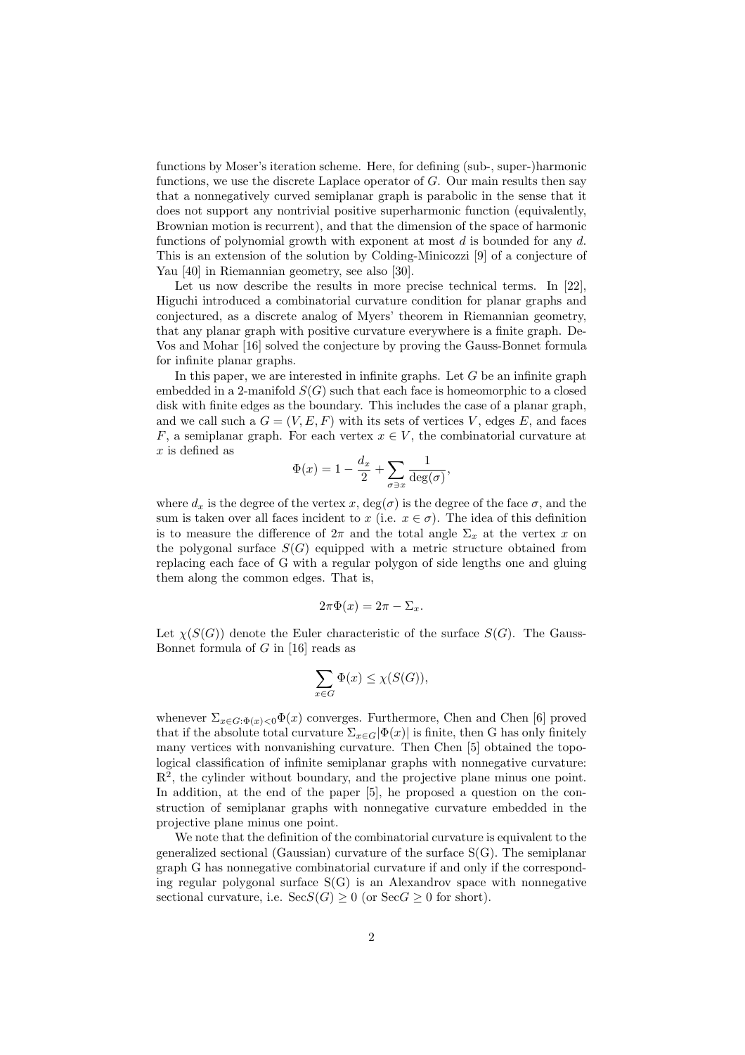functions by Moser's iteration scheme. Here, for defining (sub-, super-)harmonic functions, we use the discrete Laplace operator of $G$. Our main results then say that a nonnegatively curved semiplanar graph is parabolic in the sense that it does not support any nontrivial positive superharmonic function (equivalently, Brownian motion is recurrent), and that the dimension of the space of harmonic functions of polynomial growth with exponent at most $d$ is bounded for any $d$. This is an extension of the solution by Colding-Minicozzi [9] of a conjecture of Yau [40] in Riemannian geometry, see also [30].

Let us now describe the results in more precise technical terms. In [22], Higuchi introduced a combinatorial curvature condition for planar graphs and conjectured, as a discrete analog of Myers' theorem in Riemannian geometry, that any planar graph with positive curvature everywhere is a finite graph. DeVos and Mohar [16] solved the conjecture by proving the Gauss-Bonnet formula for infinite planar graphs.

In this paper, we are interested in infinite graphs. Let $G$ be an infinite graph embedded in a 2-manifold $S(G)$ such that each face is homeomorphic to a closed disk with finite edges as the boundary. This includes the case of a planar graph, and we call such a $G = (V, E, F)$ with its sets of vertices $V$, edges $E$, and faces $F$, a semiplanar graph. For each vertex $x \in V$, the combinatorial curvature at $x$ is defined as

$$\Phi(x) = 1 - \frac{d_x}{2} + \sum_{\sigma \ni x} \frac{1}{\deg(\sigma)},$$

where $d_x$ is the degree of the vertex $x$, $\deg(\sigma)$ is the degree of the face $\sigma$, and the sum is taken over all faces incident to $x$ (i.e. $x \in \sigma$). The idea of this definition is to measure the difference of $2\pi$ and the total angle $\Sigma_x$ at the vertex $x$ on the polygonal surface $S(G)$ equipped with a metric structure obtained from replacing each face of G with a regular polygon of side lengths one and gluing them along the common edges. That is,

$$2\pi\Phi(x) = 2\pi - \Sigma_x.$$

Let $\chi(S(G))$ denote the Euler characteristic of the surface $S(G)$. The Gauss-Bonnet formula of $G$ in [16] reads as

$$\sum_{x \in G} \Phi(x) \leq \chi(S(G)),$$

whenever $\Sigma_{x \in G: \Phi(x) < 0} \Phi(x)$ converges. Furthermore, Chen and Chen [6] proved that if the absolute total curvature $\Sigma_{x \in G} |\Phi(x)|$ is finite, then G has only finitely many vertices with nonvanishing curvature. Then Chen [5] obtained the topological classification of infinite semiplanar graphs with nonnegative curvature: $\mathbb{R}^2$, the cylinder without boundary, and the projective plane minus one point. In addition, at the end of the paper [5], he proposed a question on the construction of semiplanar graphs with nonnegative curvature embedded in the projective plane minus one point.

We note that the definition of the combinatorial curvature is equivalent to the generalized sectional (Gaussian) curvature of the surface S(G). The semiplanar graph G has nonnegative combinatorial curvature if and only if the corresponding regular polygonal surface S(G) is an Alexandrov space with nonnegative sectional curvature, i.e. $\mathrm{Sec}S(G) \geq 0$ (or $\mathrm{Sec}G \geq 0$ for short).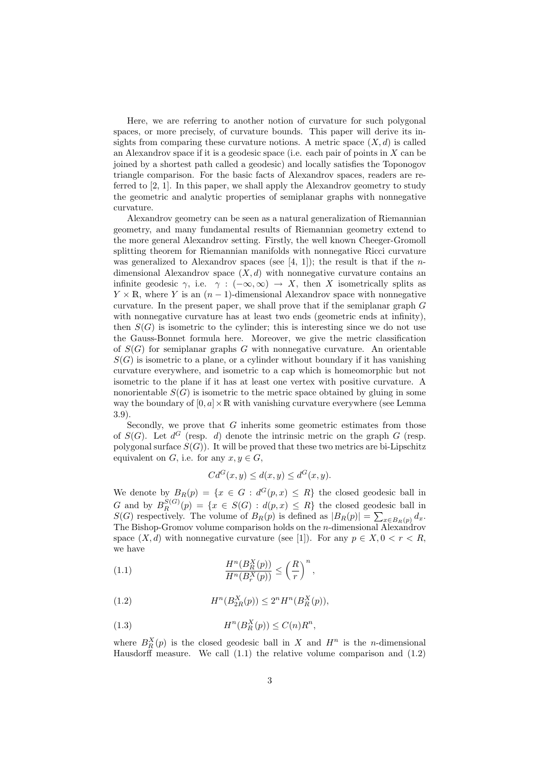Here, we are referring to another notion of curvature for such polygonal spaces, or more precisely, of curvature bounds. This paper will derive its insights from comparing these curvature notions. A metric space $(X, d)$ is called an Alexandrov space if it is a geodesic space (i.e. each pair of points in $X$ can be joined by a shortest path called a geodesic) and locally satisfies the Toponogov triangle comparison. For the basic facts of Alexandrov spaces, readers are referred to [2, 1]. In this paper, we shall apply the Alexandrov geometry to study the geometric and analytic properties of semiplanar graphs with nonnegative curvature.

Alexandrov geometry can be seen as a natural generalization of Riemannian geometry, and many fundamental results of Riemannian geometry extend to the more general Alexandrov setting. Firstly, the well known Cheeger-Gromoll splitting theorem for Riemannian manifolds with nonnegative Ricci curvature was generalized to Alexandrov spaces (see [4, 1]); the result is that if the $n$-dimensional Alexandrov space $(X, d)$ with nonnegative curvature contains an infinite geodesic $\gamma$, i.e. $\gamma : (-\infty, \infty) \to X$, then $X$ isometrically splits as $Y \times \mathbb{R}$, where $Y$ is an $(n-1)$-dimensional Alexandrov space with nonnegative curvature. In the present paper, we shall prove that if the semiplanar graph $G$ with nonnegative curvature has at least two ends (geometric ends at infinity), then $S(G)$ is isometric to the cylinder; this is interesting since we do not use the Gauss-Bonnet formula here. Moreover, we give the metric classification of $S(G)$ for semiplanar graphs $G$ with nonnegative curvature. An orientable $S(G)$ is isometric to a plane, or a cylinder without boundary if it has vanishing curvature everywhere, and isometric to a cap which is homeomorphic but not isometric to the plane if it has at least one vertex with positive curvature. A nonorientable $S(G)$ is isometric to the metric space obtained by gluing in some way the boundary of $[0, a] \times \mathbb{R}$ with vanishing curvature everywhere (see Lemma 3.9).

Secondly, we prove that $G$ inherits some geometric estimates from those of $S(G)$. Let $d^G$ (resp. $d$) denote the intrinsic metric on the graph $G$ (resp. polygonal surface $S(G)$). It will be proved that these two metrics are bi-Lipschitz equivalent on $G$, i.e. for any $x, y \in G$,

$$Cd^G(x, y) \leq d(x, y) \leq d^G(x, y).$$

We denote by $B_R(p) = \{x \in G : d^G(p, x) \leq R\}$ the closed geodesic ball in $G$ and by $B_R^{S(G)}(p) = \{x \in S(G) : d(p, x) \leq R\}$ the closed geodesic ball in $S(G)$ respectively. The volume of $B_R(p)$ is defined as $|B_R(p)| = \sum_{x \in B_R(p)} d_x$. The Bishop-Gromov volume comparison holds on the $n$-dimensional Alexandrov space $(X, d)$ with nonnegative curvature (see [1]). For any $p \in X, 0 < r < R$, we have

$$\frac{H^n(B_R^X(p))}{H^n(B_r^X(p))} \leq \left(\frac{R}{r}\right)^n, \tag{1.1}$$

$$H^n(B_{2R}^X(p)) \leq 2^n H^n(B_R^X(p)), \tag{1.2}$$

$$H^n(B_R^X(p)) \leq C(n) R^n, \tag{1.3}$$

where $B_R^X(p)$ is the closed geodesic ball in $X$ and $H^n$ is the $n$-dimensional Hausdorff measure. We call (1.1) the relative volume comparison and (1.2)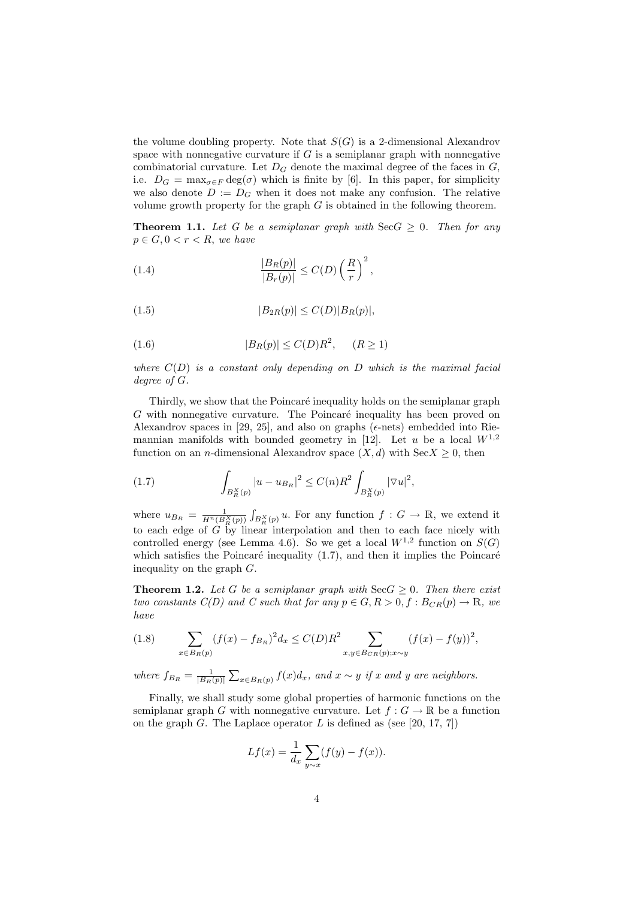the volume doubling property. Note that $S(G)$ is a 2-dimensional Alexandrov space with nonnegative curvature if $G$ is a semiplanar graph with nonnegative combinatorial curvature. Let $D_G$ denote the maximal degree of the faces in $G$, i.e. $D_G = \max_{\sigma \in F} \deg(\sigma)$ which is finite by [6]. In this paper, for simplicity we also denote $D := D_G$ when it does not make any confusion. The relative volume growth property for the graph $G$ is obtained in the following theorem.

**Theorem 1.1.** *Let $G$ be a semiplanar graph with $\mathrm{Sec}G \geq 0$. Then for any $p \in G, 0 < r < R$, we have*

$$\frac{|B_R(p)|}{|B_r(p)|} \leq C(D) \left(\frac{R}{r}\right)^2, \tag{1.4}$$

$$|B_{2R}(p)| \leq C(D)|B_R(p)|, \tag{1.5}$$

$$|B_R(p)| \leq C(D)R^2, \quad (R \geq 1) \tag{1.6}$$

*where $C(D)$ is a constant only depending on $D$ which is the maximal facial degree of $G$.*

Thirdly, we show that the Poincaré inequality holds on the semiplanar graph $G$ with nonnegative curvature. The Poincaré inequality has been proved on Alexandrov spaces in [29, 25], and also on graphs ($\epsilon$-nets) embedded into Riemannian manifolds with bounded geometry in [12]. Let $u$ be a local $W^{1,2}$ function on an $n$-dimensional Alexandrov space $(X, d)$ with $\mathrm{Sec}X \geq 0$, then

$$\int_{B_R^X(p)} |u - u_{B_R}|^2 \leq C(n)R^2 \int_{B_R^X(p)} |\nabla u|^2, \tag{1.7}$$

where $u_{B_R} = \frac{1}{H^n(B_R^X(p))} \int_{B_R^X(p)} u$. For any function $f : G \to \mathbb{R}$, we extend it to each edge of $G$ by linear interpolation and then to each face nicely with controlled energy (see Lemma 4.6). So we get a local $W^{1,2}$ function on $S(G)$ which satisfies the Poincaré inequality (1.7), and then it implies the Poincaré inequality on the graph $G$.

**Theorem 1.2.** *Let $G$ be a semiplanar graph with $\mathrm{Sec}G \geq 0$. Then there exist two constants $C(D)$ and $C$ such that for any $p \in G, R > 0, f : B_{CR}(p) \to \mathbb{R}$, we have*

$$\sum_{x \in B_R(p)} (f(x) - f_{B_R})^2 d_x \leq C(D)R^2 \sum_{x,y \in B_{CR}(p); x \sim y} (f(x) - f(y))^2, \tag{1.8}$$

*where $f_{B_R} = \frac{1}{|B_R(p)|} \sum_{x \in B_R(p)} f(x) d_x$, and $x \sim y$ if $x$ and $y$ are neighbors.*

Finally, we shall study some global properties of harmonic functions on the semiplanar graph $G$ with nonnegative curvature. Let $f : G \to \mathbb{R}$ be a function on the graph $G$. The Laplace operator $L$ is defined as (see [20, 17, 7])

$$Lf(x) = \frac{1}{d_x} \sum_{y \sim x} (f(y) - f(x)).$$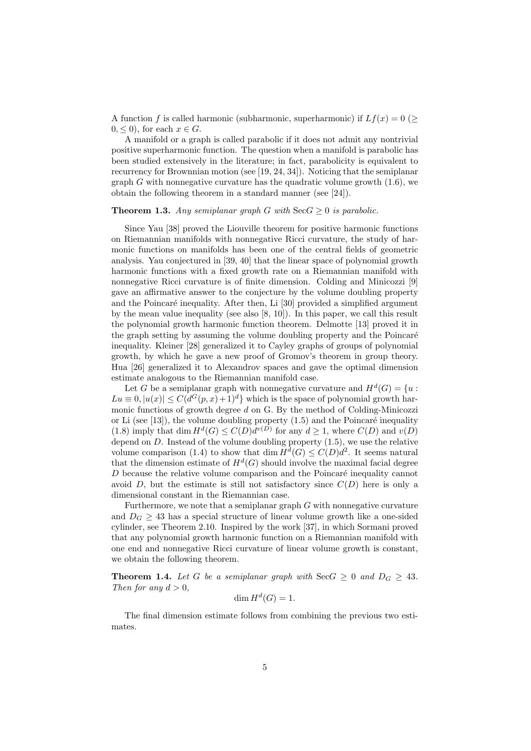A function $f$ is called harmonic (subharmonic, superharmonic) if $Lf(x) = 0$ ($\geq 0, \leq 0$), for each $x \in G$.

A manifold or a graph is called parabolic if it does not admit any nontrivial positive superharmonic function. The question when a manifold is parabolic has been studied extensively in the literature; in fact, parabolicity is equivalent to recurrency for Brownnian motion (see [19, 24, 34]). Noticing that the semiplanar graph $G$ with nonnegative curvature has the quadratic volume growth (1.6), we obtain the following theorem in a standard manner (see [24]).

**Theorem 1.3.** *Any semiplanar graph $G$ with* $\mathrm{Sec}G \geq 0$ *is parabolic.*

Since Yau [38] proved the Liouville theorem for positive harmonic functions on Riemannian manifolds with nonnegative Ricci curvature, the study of harmonic functions on manifolds has been one of the central fields of geometric analysis. Yau conjectured in [39, 40] that the linear space of polynomial growth harmonic functions with a fixed growth rate on a Riemannian manifold with nonnegative Ricci curvature is of finite dimension. Colding and Minicozzi [9] gave an affirmative answer to the conjecture by the volume doubling property and the Poincaré inequality. After then, Li [30] provided a simplified argument by the mean value inequality (see also [8, 10]). In this paper, we call this result the polynomial growth harmonic function theorem. Delmotte [13] proved it in the graph setting by assuming the volume doubling property and the Poincaré inequality. Kleiner [28] generalized it to Cayley graphs of groups of polynomial growth, by which he gave a new proof of Gromov's theorem in group theory. Hua [26] generalized it to Alexandrov spaces and gave the optimal dimension estimate analogous to the Riemannian manifold case.

Let $G$ be a semiplanar graph with nonnegative curvature and $H^d(G) = \{u : Lu \equiv 0, |u(x)| \leq C(d^G(p, x)+1)^d\}$ which is the space of polynomial growth harmonic functions of growth degree $d$ on G. By the method of Colding-Minicozzi or Li (see [13]), the volume doubling property (1.5) and the Poincaré inequality (1.8) imply that $\dim H^d(G) \leq C(D)d^{v(D)}$ for any $d \geq 1$, where $C(D)$ and $v(D)$ depend on $D$. Instead of the volume doubling property (1.5), we use the relative volume comparison (1.4) to show that $\dim H^d(G) \leq C(D)d^2$. It seems natural that the dimension estimate of $H^d(G)$ should involve the maximal facial degree $D$ because the relative volume comparison and the Poincaré inequality cannot avoid $D$, but the estimate is still not satisfactory since $C(D)$ here is only a dimensional constant in the Riemannian case.

Furthermore, we note that a semiplanar graph $G$ with nonnegative curvature and $D_G \geq 43$ has a special structure of linear volume growth like a one-sided cylinder, see Theorem 2.10. Inspired by the work [37], in which Sormani proved that any polynomial growth harmonic function on a Riemannian manifold with one end and nonnegative Ricci curvature of linear volume growth is constant, we obtain the following theorem.

**Theorem 1.4.** *Let $G$ be a semiplanar graph with* $\mathrm{Sec}G \geq 0$ *and* $D_G \geq 43$. *Then for any* $d > 0$,

$$\dim H^d(G) = 1.$$

The final dimension estimate follows from combining the previous two estimates.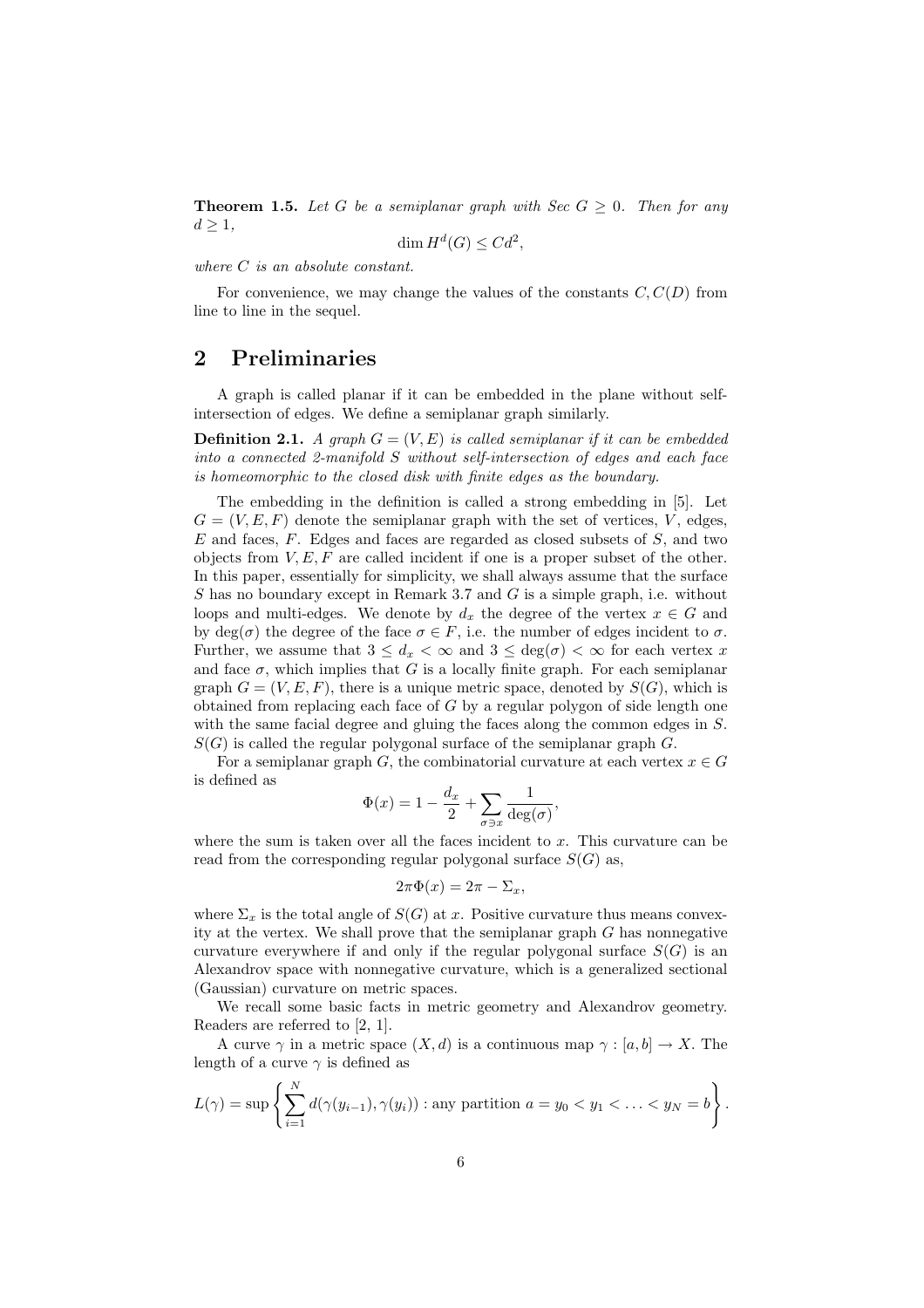**Theorem 1.5.** *Let $G$ be a semiplanar graph with Sec $G \geq 0$. Then for any $d \geq 1$,*

$$\dim H^d(G) \leq Cd^2,$$

*where $C$ is an absolute constant.*

For convenience, we may change the values of the constants $C, C(D)$ from line to line in the sequel.

## 2 Preliminaries

A graph is called planar if it can be embedded in the plane without self-intersection of edges. We define a semiplanar graph similarly.

**Definition 2.1.** *A graph $G = (V, E)$ is called semiplanar if it can be embedded into a connected 2-manifold $S$ without self-intersection of edges and each face is homeomorphic to the closed disk with finite edges as the boundary.*

The embedding in the definition is called a strong embedding in [5]. Let $G = (V, E, F)$ denote the semiplanar graph with the set of vertices, $V$, edges, $E$ and faces, $F$. Edges and faces are regarded as closed subsets of $S$, and two objects from $V, E, F$ are called incident if one is a proper subset of the other. In this paper, essentially for simplicity, we shall always assume that the surface $S$ has no boundary except in Remark 3.7 and $G$ is a simple graph, i.e. without loops and multi-edges. We denote by $d_x$ the degree of the vertex $x \in G$ and by $\deg(\sigma)$ the degree of the face $\sigma \in F$, i.e. the number of edges incident to $\sigma$. Further, we assume that $3 \leq d_x < \infty$ and $3 \leq \deg(\sigma) < \infty$ for each vertex $x$ and face $\sigma$, which implies that $G$ is a locally finite graph. For each semiplanar graph $G = (V, E, F)$, there is a unique metric space, denoted by $S(G)$, which is obtained from replacing each face of $G$ by a regular polygon of side length one with the same facial degree and gluing the faces along the common edges in $S$. $S(G)$ is called the regular polygonal surface of the semiplanar graph $G$.

For a semiplanar graph $G$, the combinatorial curvature at each vertex $x \in G$ is defined as

$$\Phi(x) = 1 - \frac{d_x}{2} + \sum_{\sigma \ni x} \frac{1}{\deg(\sigma)},$$

where the sum is taken over all the faces incident to $x$. This curvature can be read from the corresponding regular polygonal surface $S(G)$ as,

$$2\pi\Phi(x) = 2\pi - \Sigma_x,$$

where $\Sigma_x$ is the total angle of $S(G)$ at $x$. Positive curvature thus means convexity at the vertex. We shall prove that the semiplanar graph $G$ has nonnegative curvature everywhere if and only if the regular polygonal surface $S(G)$ is an Alexandrov space with nonnegative curvature, which is a generalized sectional (Gaussian) curvature on metric spaces.

We recall some basic facts in metric geometry and Alexandrov geometry. Readers are referred to [2, 1].

A curve $\gamma$ in a metric space $(X, d)$ is a continuous map $\gamma : [a, b] \to X$. The length of a curve $\gamma$ is defined as

$$L(\gamma) = \sup \left\{ \sum_{i=1}^{N} d(\gamma(y_{i-1}), \gamma(y_i)) : \text{any partition } a = y_0 < y_1 < \ldots < y_N = b \right\}.$$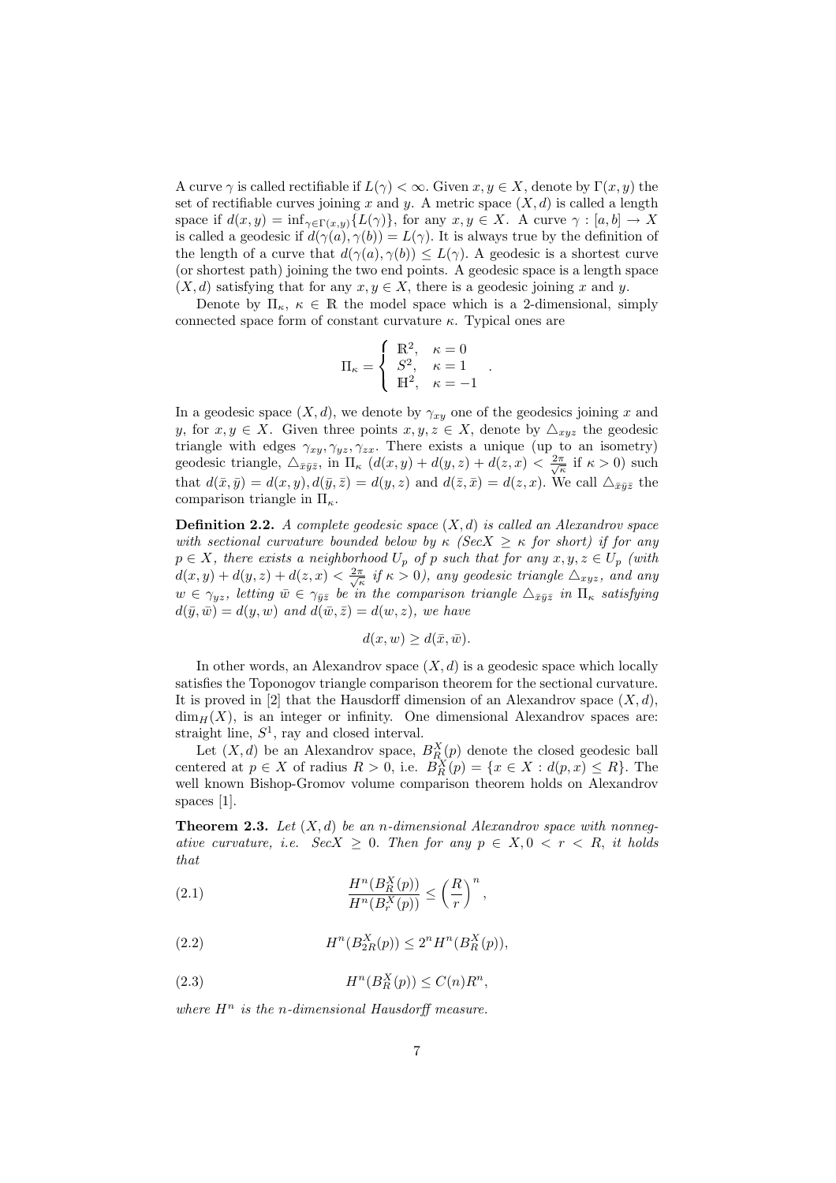A curve $\gamma$ is called rectifiable if $L(\gamma) < \infty$. Given $x, y \in X$, denote by $\Gamma(x, y)$ the set of rectifiable curves joining $x$ and $y$. A metric space $(X, d)$ is called a length space if $d(x, y) = \inf_{\gamma \in \Gamma(x,y)}\{L(\gamma)\}$, for any $x, y \in X$. A curve $\gamma : [a, b] \to X$ is called a geodesic if $d(\gamma(a), \gamma(b)) = L(\gamma)$. It is always true by the definition of the length of a curve that $d(\gamma(a), \gamma(b)) \leq L(\gamma)$. A geodesic is a shortest curve (or shortest path) joining the two end points. A geodesic space is a length space $(X, d)$ satisfying that for any $x, y \in X$, there is a geodesic joining $x$ and $y$.

Denote by $\Pi_\kappa$, $\kappa \in \mathbb{R}$ the model space which is a 2-dimensional, simply connected space form of constant curvature $\kappa$. Typical ones are

$$\Pi_\kappa = \begin{cases} \mathbb{R}^2, & \kappa = 0 \\ S^2, & \kappa = 1 \\ \mathbb{H}^2, & \kappa = -1 \end{cases}.$$

In a geodesic space $(X, d)$, we denote by $\gamma_{xy}$ one of the geodesics joining $x$ and $y$, for $x, y \in X$. Given three points $x, y, z \in X$, denote by $\triangle_{xyz}$ the geodesic triangle with edges $\gamma_{xy}, \gamma_{yz}, \gamma_{zx}$. There exists a unique (up to an isometry) geodesic triangle, $\triangle_{\bar{x}\bar{y}\bar{z}}$, in $\Pi_\kappa$ ($d(x, y) + d(y, z) + d(z, x) < \frac{2\pi}{\sqrt{\kappa}}$ if $\kappa > 0$) such that $d(\bar{x}, \bar{y}) = d(x, y), d(\bar{y}, \bar{z}) = d(y, z)$ and $d(\bar{z}, \bar{x}) = d(z, x)$. We call $\triangle_{\bar{x}\bar{y}\bar{z}}$ the comparison triangle in $\Pi_\kappa$.

**Definition 2.2.** *A complete geodesic space $(X, d)$ is called an Alexandrov space with sectional curvature bounded below by $\kappa$ ($SecX \geq \kappa$ for short) if for any $p \in X$, there exists a neighborhood $U_p$ of $p$ such that for any $x, y, z \in U_p$ (with $d(x, y) + d(y, z) + d(z, x) < \frac{2\pi}{\sqrt{\kappa}}$ if $\kappa > 0$), any geodesic triangle $\triangle_{xyz}$, and any $w \in \gamma_{yz}$, letting $\bar{w} \in \gamma_{\bar{y}\bar{z}}$ be in the comparison triangle $\triangle_{\bar{x}\bar{y}\bar{z}}$ in $\Pi_\kappa$ satisfying $d(\bar{y}, \bar{w}) = d(y, w)$ and $d(\bar{w}, \bar{z}) = d(w, z)$, we have*

$$d(x, w) \geq d(\bar{x}, \bar{w}).$$

In other words, an Alexandrov space $(X, d)$ is a geodesic space which locally satisfies the Toponogov triangle comparison theorem for the sectional curvature. It is proved in [2] that the Hausdorff dimension of an Alexandrov space $(X, d)$, $\dim_H(X)$, is an integer or infinity. One dimensional Alexandrov spaces are: straight line, $S^1$, ray and closed interval.

Let $(X, d)$ be an Alexandrov space, $B_R^X(p)$ denote the closed geodesic ball centered at $p \in X$ of radius $R > 0$, i.e. $B_R^X(p) = \{x \in X : d(p, x) \leq R\}$. The well known Bishop-Gromov volume comparison theorem holds on Alexandrov spaces [1].

**Theorem 2.3.** *Let $(X, d)$ be an $n$-dimensional Alexandrov space with nonnegative curvature, i.e. $SecX \geq 0$. Then for any $p \in X, 0 < r < R$, it holds that*

$$\frac{H^n(B_R^X(p))}{H^n(B_r^X(p))} \leq \left(\frac{R}{r}\right)^n, \tag{2.1}$$

$$H^n(B_{2R}^X(p)) \leq 2^n H^n(B_R^X(p)), \tag{2.2}$$

$$H^n(B_R^X(p)) \leq C(n)R^n, \tag{2.3}$$

*where $H^n$ is the $n$-dimensional Hausdorff measure.*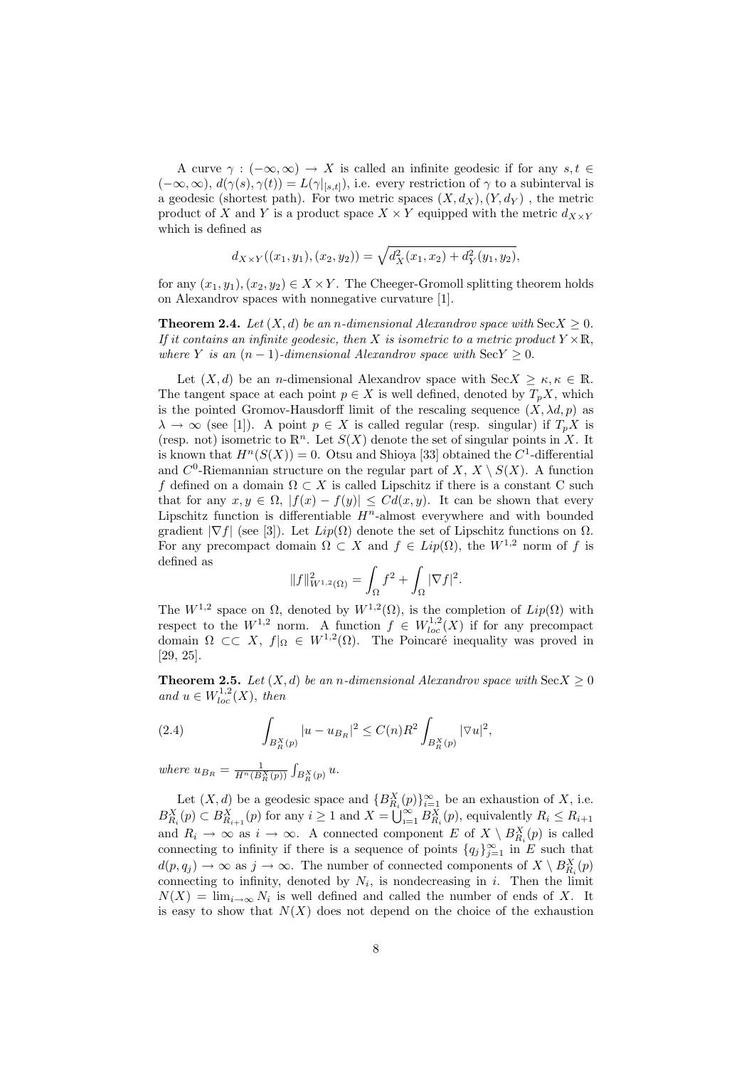A curve $\gamma : (-\infty, \infty) \to X$ is called an infinite geodesic if for any $s, t \in (-\infty, \infty)$, $d(\gamma(s), \gamma(t)) = L(\gamma|_{[s,t]})$, i.e. every restriction of $\gamma$ to a subinterval is a geodesic (shortest path). For two metric spaces $(X, d_X), (Y, d_Y)$ , the metric product of $X$ and $Y$ is a product space $X \times Y$ equipped with the metric $d_{X\times Y}$ which is defined as

$$d_{X\times Y}((x_1, y_1), (x_2, y_2)) = \sqrt{d_X^2(x_1, x_2) + d_Y^2(y_1, y_2)},$$

for any $(x_1, y_1), (x_2, y_2) \in X \times Y$. The Cheeger-Gromoll splitting theorem holds on Alexandrov spaces with nonnegative curvature [1].

**Theorem 2.4.** *Let $(X, d)$ be an $n$-dimensional Alexandrov space with $\mathrm{Sec}X \geq 0$. If it contains an infinite geodesic, then $X$ is isometric to a metric product $Y \times \mathbb{R}$, where $Y$ is an $(n-1)$-dimensional Alexandrov space with $\mathrm{Sec}Y \geq 0$.*

Let $(X, d)$ be an $n$-dimensional Alexandrov space with $\mathrm{Sec}X \geq \kappa, \kappa \in \mathbb{R}$. The tangent space at each point $p \in X$ is well defined, denoted by $T_pX$, which is the pointed Gromov-Hausdorff limit of the rescaling sequence $(X, \lambda d, p)$ as $\lambda \to \infty$ (see [1]). A point $p \in X$ is called regular (resp. singular) if $T_pX$ is (resp. not) isometric to $\mathbb{R}^n$. Let $S(X)$ denote the set of singular points in $X$. It is known that $H^n(S(X)) = 0$. Otsu and Shioya [33] obtained the $C^1$-differential and $C^0$-Riemannian structure on the regular part of $X$, $X \setminus S(X)$. A function $f$ defined on a domain $\Omega \subset X$ is called Lipschitz if there is a constant C such that for any $x, y \in \Omega$, $|f(x) - f(y)| \leq Cd(x, y)$. It can be shown that every Lipschitz function is differentiable $H^n$-almost everywhere and with bounded gradient $|\nabla f|$ (see [3]). Let $Lip(\Omega)$ denote the set of Lipschitz functions on $\Omega$. For any precompact domain $\Omega \subset X$ and $f \in Lip(\Omega)$, the $W^{1,2}$ norm of $f$ is defined as

$$\|f\|^2_{W^{1,2}(\Omega)} = \int_\Omega f^2 + \int_\Omega |\nabla f|^2.$$

The $W^{1,2}$ space on $\Omega$, denoted by $W^{1,2}(\Omega)$, is the completion of $Lip(\Omega)$ with respect to the $W^{1,2}$ norm. A function $f \in W^{1,2}_{loc}(X)$ if for any precompact domain $\Omega \subset\subset X$, $f|_\Omega \in W^{1,2}(\Omega)$. The Poincaré inequality was proved in [29, 25].

**Theorem 2.5.** *Let $(X, d)$ be an $n$-dimensional Alexandrov space with $\mathrm{Sec}X \geq 0$ and $u \in W^{1,2}_{loc}(X)$, then*

$$\int_{B_R^X(p)} |u - u_{B_R}|^2 \leq C(n)R^2 \int_{B_R^X(p)} |\nabla u|^2, \tag{2.4}$$

*where* $u_{B_R} = \frac{1}{H^n(B_R^X(p))} \int_{B_R^X(p)} u$.

Let $(X, d)$ be a geodesic space and $\{B_{R_i}^X(p)\}_{i=1}^\infty$ be an exhaustion of $X$, i.e. $B_{R_i}^X(p) \subset B_{R_{i+1}}^X(p)$ for any $i \geq 1$ and $X = \bigcup_{i=1}^\infty B_{R_i}^X(p)$, equivalently $R_i \leq R_{i+1}$ and $R_i \to \infty$ as $i \to \infty$. A connected component $E$ of $X \setminus B_{R_i}^X(p)$ is called connecting to infinity if there is a sequence of points $\{q_j\}_{j=1}^\infty$ in $E$ such that $d(p, q_j) \to \infty$ as $j \to \infty$. The number of connected components of $X \setminus B_{R_i}^X(p)$ connecting to infinity, denoted by $N_i$, is nondecreasing in $i$. Then the limit $N(X) = \lim_{i\to\infty} N_i$ is well defined and called the number of ends of $X$. It is easy to show that $N(X)$ does not depend on the choice of the exhaustion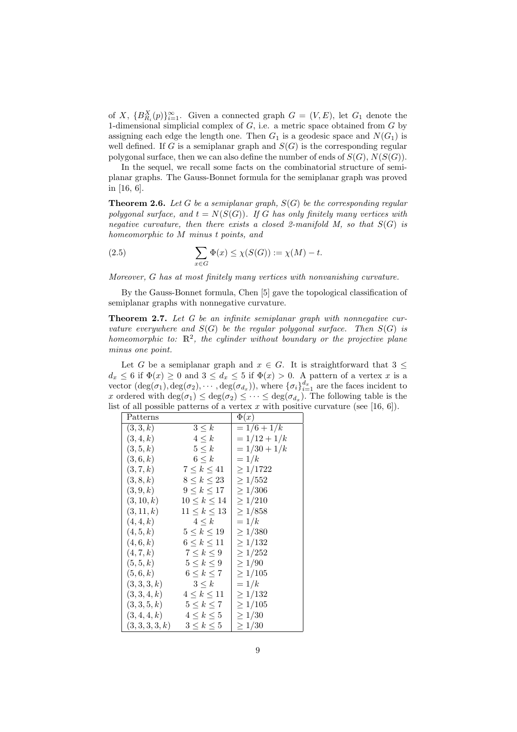of $X$, $\{B^X_{R_i}(p)\}_{i=1}^{\infty}$. Given a connected graph $G = (V, E)$, let $G_1$ denote the 1-dimensional simplicial complex of $G$, i.e. a metric space obtained from $G$ by assigning each edge the length one. Then $G_1$ is a geodesic space and $N(G_1)$ is well defined. If $G$ is a semiplanar graph and $S(G)$ is the corresponding regular polygonal surface, then we can also define the number of ends of $S(G)$, $N(S(G))$.

In the sequel, we recall some facts on the combinatorial structure of semiplanar graphs. The Gauss-Bonnet formula for the semiplanar graph was proved in [16, 6].

**Theorem 2.6.** *Let $G$ be a semiplanar graph, $S(G)$ be the corresponding regular polygonal surface, and $t = N(S(G))$. If $G$ has only finitely many vertices with negative curvature, then there exists a closed 2-manifold $M$, so that $S(G)$ is homeomorphic to $M$ minus $t$ points, and*

$$\sum_{x \in G} \Phi(x) \leq \chi(S(G)) := \chi(M) - t. \tag{2.5}$$

*Moreover, $G$ has at most finitely many vertices with nonvanishing curvature.*

By the Gauss-Bonnet formula, Chen [5] gave the topological classification of semiplanar graphs with nonnegative curvature.

**Theorem 2.7.** *Let $G$ be an infinite semiplanar graph with nonnegative curvature everywhere and $S(G)$ be the regular polygonal surface. Then $S(G)$ is homeomorphic to: $\mathbb{R}^2$, the cylinder without boundary or the projective plane minus one point.*

Let $G$ be a semiplanar graph and $x \in G$. It is straightforward that $3 \leq d_x \leq 6$ if $\Phi(x) \geq 0$ and $3 \leq d_x \leq 5$ if $\Phi(x) > 0$. A pattern of a vertex $x$ is a vector $(\deg(\sigma_1), \deg(\sigma_2), \cdots, \deg(\sigma_{d_x}))$, where $\{\sigma_i\}_{i=1}^{d_x}$ are the faces incident to $x$ ordered with $\deg(\sigma_1) \leq \deg(\sigma_2) \leq \cdots \leq \deg(\sigma_{d_x})$. The following table is the list of all possible patterns of a vertex $x$ with positive curvature (see [16, 6]).

| Patterns | | $\Phi(x)$ |
|---|---|---|
| $(3, 3, k)$ | $3 \leq k$ | $= 1/6 + 1/k$ |
| $(3, 4, k)$ | $4 \leq k$ | $= 1/12 + 1/k$ |
| $(3, 5, k)$ | $5 \leq k$ | $= 1/30 + 1/k$ |
| $(3, 6, k)$ | $6 \leq k$ | $= 1/k$ |
| $(3, 7, k)$ | $7 \leq k \leq 41$ | $\geq 1/1722$ |
| $(3, 8, k)$ | $8 \leq k \leq 23$ | $\geq 1/552$ |
| $(3, 9, k)$ | $9 \leq k \leq 17$ | $\geq 1/306$ |
| $(3, 10, k)$ | $10 \leq k \leq 14$ | $\geq 1/210$ |
| $(3, 11, k)$ | $11 \leq k \leq 13$ | $\geq 1/858$ |
| $(4, 4, k)$ | $4 \leq k$ | $= 1/k$ |
| $(4, 5, k)$ | $5 \leq k \leq 19$ | $\geq 1/380$ |
| $(4, 6, k)$ | $6 \leq k \leq 11$ | $\geq 1/132$ |
| $(4, 7, k)$ | $7 \leq k \leq 9$ | $\geq 1/252$ |
| $(5, 5, k)$ | $5 \leq k \leq 9$ | $\geq 1/90$ |
| $(5, 6, k)$ | $6 \leq k \leq 7$ | $\geq 1/105$ |
| $(3, 3, 3, k)$ | $3 \leq k$ | $= 1/k$ |
| $(3, 3, 4, k)$ | $4 \leq k \leq 11$ | $\geq 1/132$ |
| $(3, 3, 5, k)$ | $5 \leq k \leq 7$ | $\geq 1/105$ |
| $(3, 4, 4, k)$ | $4 \leq k \leq 5$ | $\geq 1/30$ |
| $(3, 3, 3, 3, k)$ | $3 \leq k \leq 5$ | $\geq 1/30$ |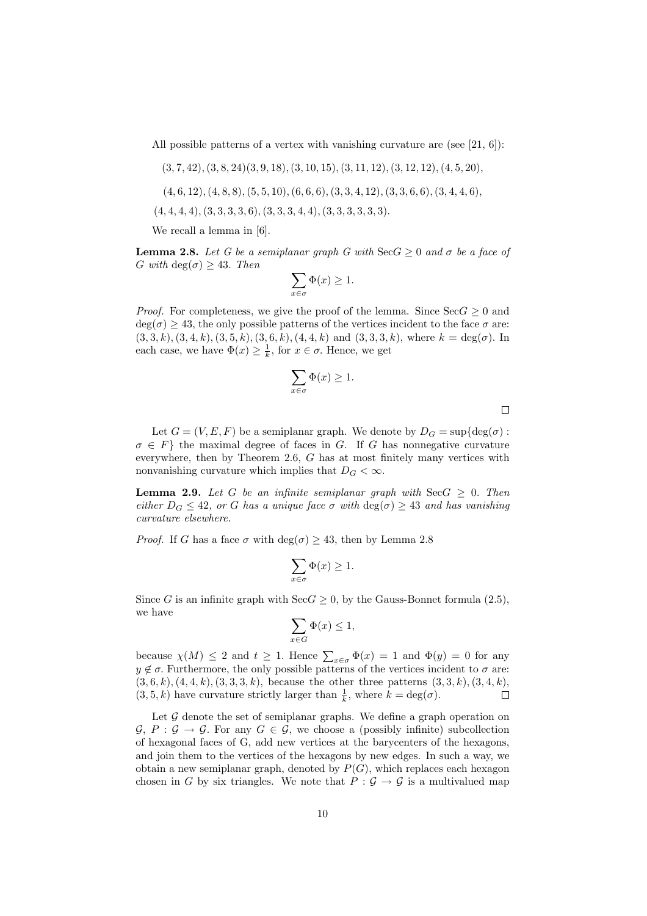All possible patterns of a vertex with vanishing curvature are (see [21, 6]):

$(3, 7, 42), (3, 8, 24)(3, 9, 18), (3, 10, 15), (3, 11, 12), (3, 12, 12), (4, 5, 20),$

$(4, 6, 12), (4, 8, 8), (5, 5, 10), (6, 6, 6), (3, 3, 4, 12), (3, 3, 6, 6), (3, 4, 4, 6),$

$(4, 4, 4, 4), (3, 3, 3, 3, 6), (3, 3, 3, 4, 4), (3, 3, 3, 3, 3, 3).$

We recall a lemma in [6].

**Lemma 2.8.** *Let $G$ be a semiplanar graph $G$ with $\mathrm{Sec}G \geq 0$ and $\sigma$ be a face of $G$ with $\deg(\sigma) \geq 43$. Then*

$$\sum_{x\in\sigma} \Phi(x) \geq 1.$$

*Proof.* For completeness, we give the proof of the lemma. Since $\mathrm{Sec}G \geq 0$ and $\deg(\sigma) \geq 43$, the only possible patterns of the vertices incident to the face $\sigma$ are: $(3, 3, k), (3, 4, k), (3, 5, k), (3, 6, k), (4, 4, k)$ and $(3, 3, 3, k)$, where $k = \deg(\sigma)$. In each case, we have $\Phi(x) \geq \frac{1}{k}$, for $x \in \sigma$. Hence, we get

$$\sum_{x\in\sigma} \Phi(x) \geq 1.$$

□

Let $G = (V, E, F)$ be a semiplanar graph. We denote by $D_G = \sup\{\deg(\sigma) : \sigma \in F\}$ the maximal degree of faces in $G$. If $G$ has nonnegative curvature everywhere, then by Theorem 2.6, $G$ has at most finitely many vertices with nonvanishing curvature which implies that $D_G < \infty$.

**Lemma 2.9.** *Let $G$ be an infinite semiplanar graph with $\mathrm{Sec}G \geq 0$. Then either $D_G \leq 42$, or $G$ has a unique face $\sigma$ with $\deg(\sigma) \geq 43$ and has vanishing curvature elsewhere.*

*Proof.* If $G$ has a face $\sigma$ with $\deg(\sigma) \geq 43$, then by Lemma 2.8

$$\sum_{x\in\sigma} \Phi(x) \geq 1.$$

Since $G$ is an infinite graph with $\mathrm{Sec}G \geq 0$, by the Gauss-Bonnet formula (2.5), we have

$$\sum_{x\in G} \Phi(x) \leq 1,$$

because $\chi(M) \leq 2$ and $t \geq 1$. Hence $\sum_{x\in\sigma} \Phi(x) = 1$ and $\Phi(y) = 0$ for any $y \notin \sigma$. Furthermore, the only possible patterns of the vertices incident to $\sigma$ are: $(3, 6, k), (4, 4, k), (3, 3, 3, k)$, because the other three patterns $(3, 3, k), (3, 4, k)$, $(3, 5, k)$ have curvature strictly larger than $\frac{1}{k}$, where $k = \deg(\sigma)$. □

Let $\mathcal{G}$ denote the set of semiplanar graphs. We define a graph operation on $\mathcal{G}$, $P : \mathcal{G} \to \mathcal{G}$. For any $G \in \mathcal{G}$, we choose a (possibly infinite) subcollection of hexagonal faces of G, add new vertices at the barycenters of the hexagons, and join them to the vertices of the hexagons by new edges. In such a way, we obtain a new semiplanar graph, denoted by $P(G)$, which replaces each hexagon chosen in $G$ by six triangles. We note that $P : \mathcal{G} \to \mathcal{G}$ is a multivalued map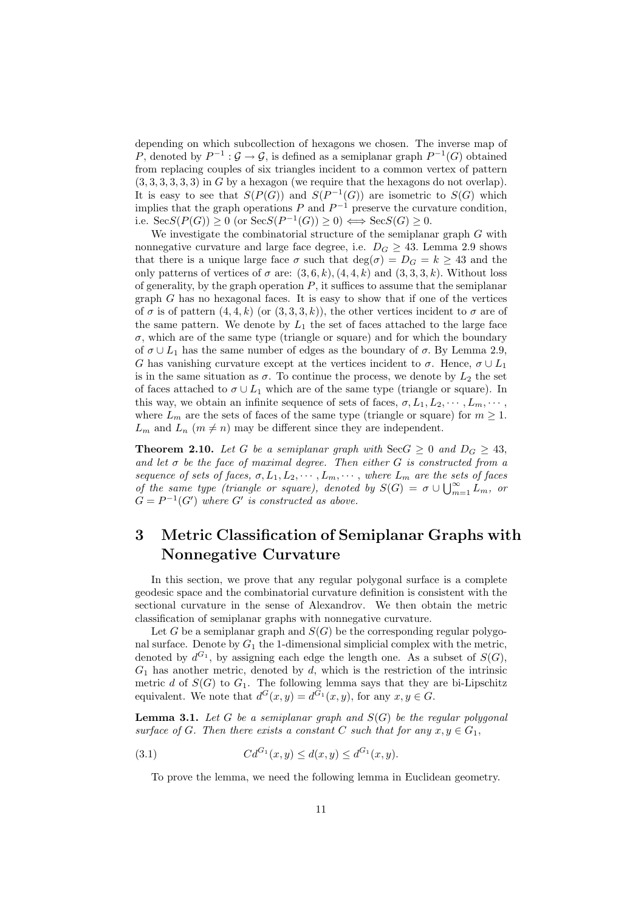depending on which subcollection of hexagons we chosen. The inverse map of $P$, denoted by $P^{-1} : \mathcal{G} \to \mathcal{G}$, is defined as a semiplanar graph $P^{-1}(G)$ obtained from replacing couples of six triangles incident to a common vertex of pattern $(3, 3, 3, 3, 3, 3)$ in $G$ by a hexagon (we require that the hexagons do not overlap). It is easy to see that $S(P(G))$ and $S(P^{-1}(G))$ are isometric to $S(G)$ which implies that the graph operations $P$ and $P^{-1}$ preserve the curvature condition, i.e. $\mathrm{Sec}S(P(G)) \geq 0$ (or $\mathrm{Sec}S(P^{-1}(G)) \geq 0) \Longleftrightarrow \mathrm{Sec}S(G) \geq 0$.

We investigate the combinatorial structure of the semiplanar graph $G$ with nonnegative curvature and large face degree, i.e. $D_G \geq 43$. Lemma 2.9 shows that there is a unique large face $\sigma$ such that $\deg(\sigma) = D_G = k \geq 43$ and the only patterns of vertices of $\sigma$ are: $(3, 6, k), (4, 4, k)$ and $(3, 3, 3, k)$. Without loss of generality, by the graph operation $P$, it suffices to assume that the semiplanar graph $G$ has no hexagonal faces. It is easy to show that if one of the vertices of $\sigma$ is of pattern $(4, 4, k)$ (or $(3, 3, 3, k)$), the other vertices incident to $\sigma$ are of the same pattern. We denote by $L_1$ the set of faces attached to the large face $\sigma$, which are of the same type (triangle or square) and for which the boundary of $\sigma \cup L_1$ has the same number of edges as the boundary of $\sigma$. By Lemma 2.9, $G$ has vanishing curvature except at the vertices incident to $\sigma$. Hence, $\sigma \cup L_1$ is in the same situation as $\sigma$. To continue the process, we denote by $L_2$ the set of faces attached to $\sigma \cup L_1$ which are of the same type (triangle or square). In this way, we obtain an infinite sequence of sets of faces, $\sigma, L_1, L_2, \cdots, L_m, \cdots$, where $L_m$ are the sets of faces of the same type (triangle or square) for $m \geq 1$. $L_m$ and $L_n$ $(m \neq n)$ may be different since they are independent.

**Theorem 2.10.** *Let $G$ be a semiplanar graph with $\mathrm{Sec}G \geq 0$ and $D_G \geq 43$, and let $\sigma$ be the face of maximal degree. Then either $G$ is constructed from a sequence of sets of faces, $\sigma, L_1, L_2, \cdots, L_m, \cdots$, where $L_m$ are the sets of faces of the same type (triangle or square), denoted by $S(G) = \sigma \cup \bigcup_{m=1}^{\infty} L_m$, or $G = P^{-1}(G')$ where $G'$ is constructed as above.*

## 3 Metric Classification of Semiplanar Graphs with Nonnegative Curvature

In this section, we prove that any regular polygonal surface is a complete geodesic space and the combinatorial curvature definition is consistent with the sectional curvature in the sense of Alexandrov. We then obtain the metric classification of semiplanar graphs with nonnegative curvature.

Let $G$ be a semiplanar graph and $S(G)$ be the corresponding regular polygonal surface. Denote by $G_1$ the 1-dimensional simplicial complex with the metric, denoted by $d^{G_1}$, by assigning each edge the length one. As a subset of $S(G)$, $G_1$ has another metric, denoted by $d$, which is the restriction of the intrinsic metric $d$ of $S(G)$ to $G_1$. The following lemma says that they are bi-Lipschitz equivalent. We note that $d^G(x, y) = d^{G_1}(x, y)$, for any $x, y \in G$.

**Lemma 3.1.** *Let $G$ be a semiplanar graph and $S(G)$ be the regular polygonal surface of $G$. Then there exists a constant $C$ such that for any $x, y \in G_1$,*

$$Cd^{G_1}(x, y) \leq d(x, y) \leq d^{G_1}(x, y). \tag{3.1}$$

To prove the lemma, we need the following lemma in Euclidean geometry.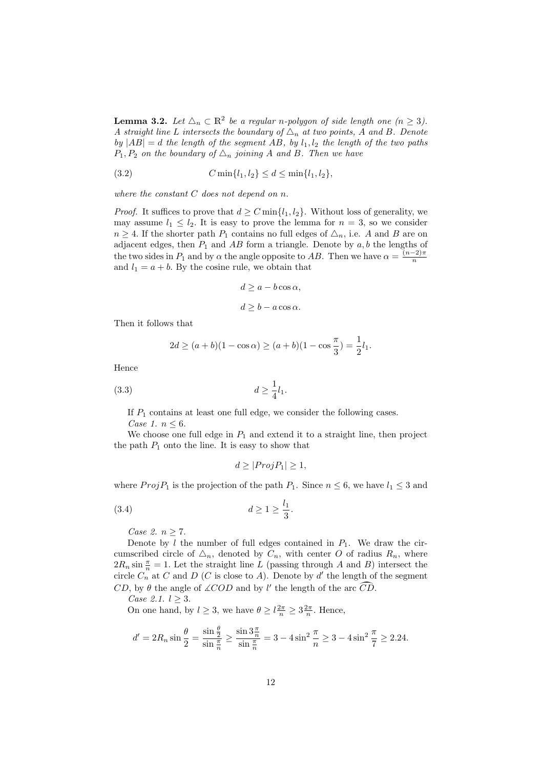**Lemma 3.2.** *Let $\triangle_n \subset \mathbb{R}^2$ be a regular $n$-polygon of side length one ($n \geq 3$). A straight line $L$ intersects the boundary of $\triangle_n$ at two points, $A$ and $B$. Denote by $|AB| = d$ the length of the segment $AB$, by $l_1, l_2$ the length of the two paths $P_1, P_2$ on the boundary of $\triangle_n$ joining $A$ and $B$. Then we have*

$$C \min\{l_1, l_2\} \leq d \leq \min\{l_1, l_2\}, \tag{3.2}$$

*where the constant $C$ does not depend on $n$.*

*Proof.* It suffices to prove that $d \geq C \min\{l_1, l_2\}$. Without loss of generality, we may assume $l_1 \leq l_2$. It is easy to prove the lemma for $n = 3$, so we consider $n \geq 4$. If the shorter path $P_1$ contains no full edges of $\triangle_n$, i.e. $A$ and $B$ are on adjacent edges, then $P_1$ and $AB$ form a triangle. Denote by $a, b$ the lengths of the two sides in $P_1$ and by $\alpha$ the angle opposite to $AB$. Then we have $\alpha = \frac{(n-2)\pi}{n}$ and $l_1 = a + b$. By the cosine rule, we obtain that

$$d \geq a - b \cos \alpha,$$

$$d \geq b - a \cos \alpha.$$

Then it follows that

$$2d \geq (a + b)(1 - \cos \alpha) \geq (a + b)(1 - \cos \frac{\pi}{3}) = \frac{1}{2} l_1.$$

Hence

$$d \geq \frac{1}{4} l_1. \tag{3.3}$$

If $P_1$ contains at least one full edge, we consider the following cases.

*Case 1.* $n \leq 6$.

We choose one full edge in $P_1$ and extend it to a straight line, then project the path $P_1$ onto the line. It is easy to show that

$$d \geq |Proj P_1| \geq 1,$$

where $Proj P_1$ is the projection of the path $P_1$. Since $n \leq 6$, we have $l_1 \leq 3$ and

$$d \geq 1 \geq \frac{l_1}{3}. \tag{3.4}$$

*Case 2.* $n \geq 7$.

Denote by $l$ the number of full edges contained in $P_1$. We draw the circumscribed circle of $\triangle_n$, denoted by $C_n$, with center $O$ of radius $R_n$, where $2R_n \sin \frac{\pi}{n} = 1$. Let the straight line $L$ (passing through $A$ and $B$) intersect the circle $C_n$ at $C$ and $D$ ($C$ is close to $A$). Denote by $d'$ the length of the segment $CD$, by $\theta$ the angle of $\angle COD$ and by $l'$ the length of the arc $\widehat{CD}$.

*Case 2.1.* $l \geq 3$.

On one hand, by $l \geq 3$, we have $\theta \geq l \frac{2\pi}{n} \geq 3 \frac{2\pi}{n}$. Hence,

$$d' = 2R_n \sin \frac{\theta}{2} = \frac{\sin \frac{\theta}{2}}{\sin \frac{\pi}{n}} \geq \frac{\sin 3\frac{\pi}{n}}{\sin \frac{\pi}{n}} = 3 - 4 \sin^2 \frac{\pi}{n} \geq 3 - 4 \sin^2 \frac{\pi}{7} \geq 2.24.$$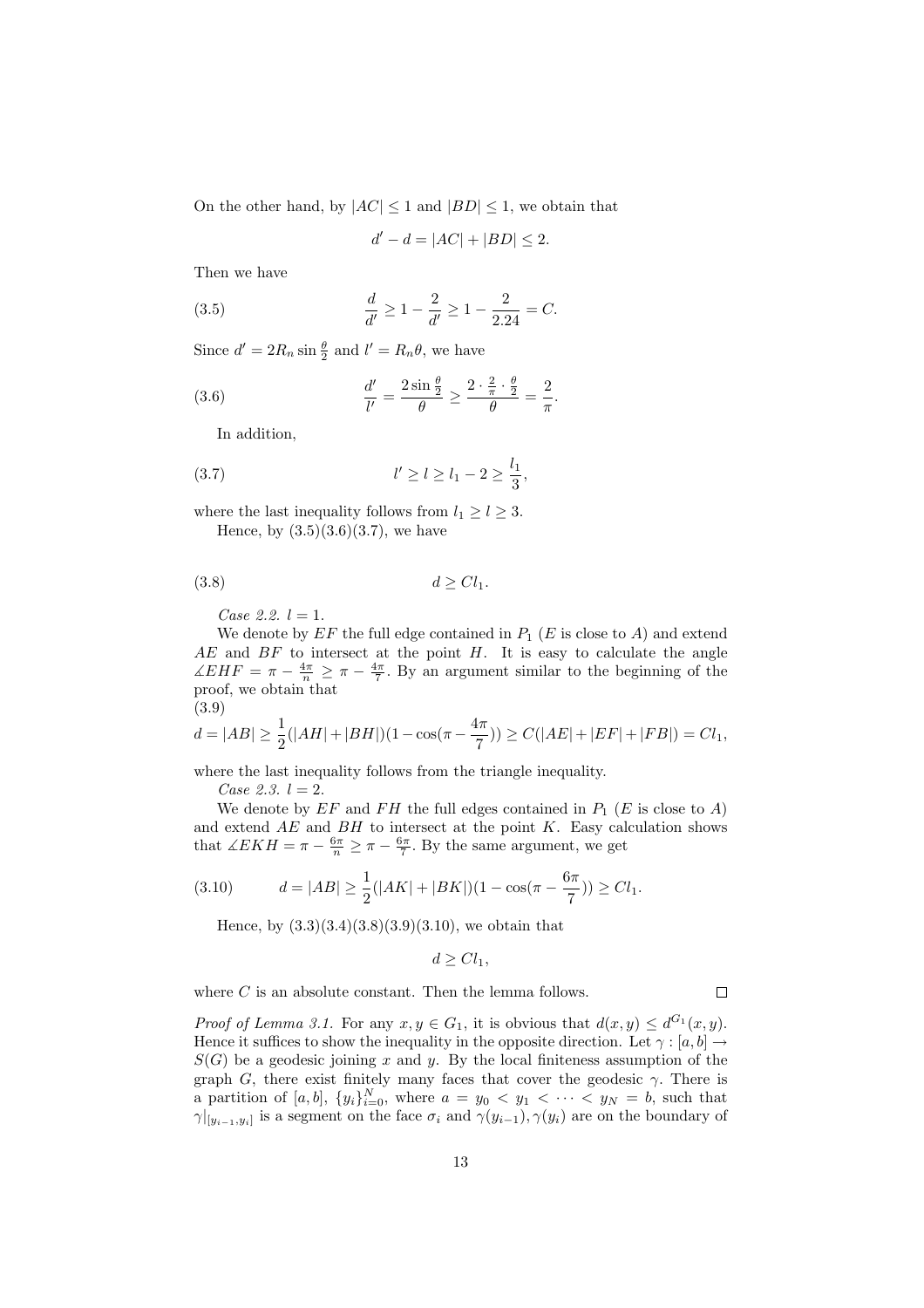On the other hand, by $|AC| \leq 1$ and $|BD| \leq 1$, we obtain that

$$d' - d = |AC| + |BD| \leq 2.$$

Then we have

$$\frac{d}{d'} \geq 1 - \frac{2}{d'} \geq 1 - \frac{2}{2.24} = C. \tag{3.5}$$

Since $d' = 2R_n \sin\frac{\theta}{2}$ and $l' = R_n\theta$, we have

$$\frac{d'}{l'} = \frac{2\sin\frac{\theta}{2}}{\theta} \geq \frac{2 \cdot \frac{2}{\pi} \cdot \frac{\theta}{2}}{\theta} = \frac{2}{\pi}. \tag{3.6}$$

In addition,

$$l' \geq l \geq l_1 - 2 \geq \frac{l_1}{3}, \tag{3.7}$$

where the last inequality follows from $l_1 \geq l \geq 3$.

Hence, by (3.5)(3.6)(3.7), we have

$$d \geq Cl_1. \tag{3.8}$$

*Case 2.2.* $l = 1$.

We denote by $EF$ the full edge contained in $P_1$ ($E$ is close to $A$) and extend $AE$ and $BF$ to intersect at the point $H$. It is easy to calculate the angle $\measuredangle EHF = \pi - \frac{4\pi}{n} \geq \pi - \frac{4\pi}{7}$. By an argument similar to the beginning of the proof, we obtain that

$$d = |AB| \geq \frac{1}{2}(|AH| + |BH|)(1 - \cos(\pi - \frac{4\pi}{7})) \geq C(|AE| + |EF| + |FB|) = Cl_1, \tag{3.9}$$

where the last inequality follows from the triangle inequality.

*Case 2.3.* $l = 2$.

We denote by $EF$ and $FH$ the full edges contained in $P_1$ ($E$ is close to $A$) and extend $AE$ and $BH$ to intersect at the point $K$. Easy calculation shows that $\measuredangle EKH = \pi - \frac{6\pi}{n} \geq \pi - \frac{6\pi}{7}$. By the same argument, we get

$$d = |AB| \geq \frac{1}{2}(|AK| + |BK|)(1 - \cos(\pi - \frac{6\pi}{7})) \geq Cl_1. \tag{3.10}$$

Hence, by (3.3)(3.4)(3.8)(3.9)(3.10), we obtain that

$$d \geq Cl_1,$$

where $C$ is an absolute constant. Then the lemma follows. $\square$

*Proof of Lemma 3.1.* For any $x, y \in G_1$, it is obvious that $d(x,y) \leq d^{G_1}(x,y)$. Hence it suffices to show the inequality in the opposite direction. Let $\gamma : [a,b] \to S(G)$ be a geodesic joining $x$ and $y$. By the local finiteness assumption of the graph $G$, there exist finitely many faces that cover the geodesic $\gamma$. There is a partition of $[a,b]$, $\{y_i\}_{i=0}^N$, where $a = y_0 < y_1 < \cdots < y_N = b$, such that $\gamma|_{[y_{i-1},y_i]}$ is a segment on the face $\sigma_i$ and $\gamma(y_{i-1}), \gamma(y_i)$ are on the boundary of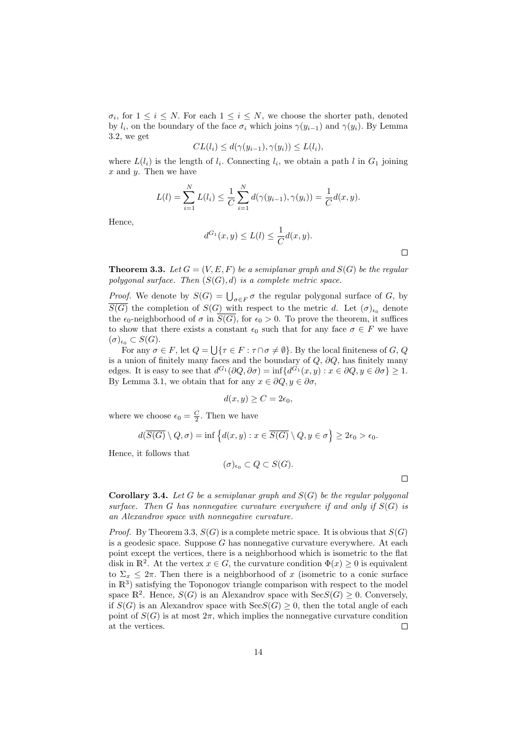$\sigma_i$, for $1 \leq i \leq N$. For each $1 \leq i \leq N$, we choose the shorter path, denoted by $l_i$, on the boundary of the face $\sigma_i$ which joins $\gamma(y_{i-1})$ and $\gamma(y_i)$. By Lemma 3.2, we get

$$CL(l_i) \leq d(\gamma(y_{i-1}), \gamma(y_i)) \leq L(l_i),$$

where $L(l_i)$ is the length of $l_i$. Connecting $l_i$, we obtain a path $l$ in $G_1$ joining $x$ and $y$. Then we have

$$L(l) = \sum_{i=1}^{N} L(l_i) \leq \frac{1}{C} \sum_{i=1}^{N} d(\gamma(y_{i-1}), \gamma(y_i)) = \frac{1}{C} d(x, y).$$

Hence,

$$d^{G_1}(x, y) \leq L(l) \leq \frac{1}{C} d(x, y).$$

□

**Theorem 3.3.** *Let $G = (V, E, F)$ be a semiplanar graph and $S(G)$ be the regular polygonal surface. Then $(S(G), d)$ is a complete metric space.*

*Proof.* We denote by $S(G) = \bigcup_{\sigma \in F} \sigma$ the regular polygonal surface of $G$, by $\overline{S(G)}$ the completion of $S(G)$ with respect to the metric $d$. Let $(\sigma)_{\epsilon_0}$ denote the $\epsilon_0$-neighborhood of $\sigma$ in $\overline{S(G)}$, for $\epsilon_0 > 0$. To prove the theorem, it suffices to show that there exists a constant $\epsilon_0$ such that for any face $\sigma \in F$ we have $(\sigma)_{\epsilon_0} \subset S(G)$.

For any $\sigma \in F$, let $Q = \bigcup\{\tau \in F : \tau \cap \sigma \neq \emptyset\}$. By the local finiteness of $G$, $Q$ is a union of finitely many faces and the boundary of $Q$, $\partial Q$, has finitely many edges. It is easy to see that $d^{G_1}(\partial Q, \partial \sigma) = \inf\{d^{G_1}(x, y) : x \in \partial Q, y \in \partial \sigma\} \geq 1$. By Lemma 3.1, we obtain that for any $x \in \partial Q, y \in \partial \sigma$,

$$d(x, y) \geq C = 2\epsilon_0,$$

where we choose $\epsilon_0 = \frac{C}{2}$. Then we have

$$d(\overline{S(G)} \setminus Q, \sigma) = \inf \left\{ d(x, y) : x \in \overline{S(G)} \setminus Q, y \in \sigma \right\} \geq 2\epsilon_0 > \epsilon_0.$$

Hence, it follows that

$$(\sigma)_{\epsilon_0} \subset Q \subset S(G).$$

□

**Corollary 3.4.** *Let $G$ be a semiplanar graph and $S(G)$ be the regular polygonal surface. Then $G$ has nonnegative curvature everywhere if and only if $S(G)$ is an Alexandrov space with nonnegative curvature.*

*Proof.* By Theorem 3.3, $S(G)$ is a complete metric space. It is obvious that $S(G)$ is a geodesic space. Suppose $G$ has nonnegative curvature everywhere. At each point except the vertices, there is a neighborhood which is isometric to the flat disk in $\mathbb{R}^2$. At the vertex $x \in G$, the curvature condition $\Phi(x) \geq 0$ is equivalent to $\Sigma_x \leq 2\pi$. Then there is a neighborhood of $x$ (isometric to a conic surface in $\mathbb{R}^3$) satisfying the Toponogov triangle comparison with respect to the model space $\mathbb{R}^2$. Hence, $S(G)$ is an Alexandrov space with $\text{Sec}S(G) \geq 0$. Conversely, if $S(G)$ is an Alexandrov space with $\text{Sec}S(G) \geq 0$, then the total angle of each point of $S(G)$ is at most $2\pi$, which implies the nonnegative curvature condition at the vertices.

□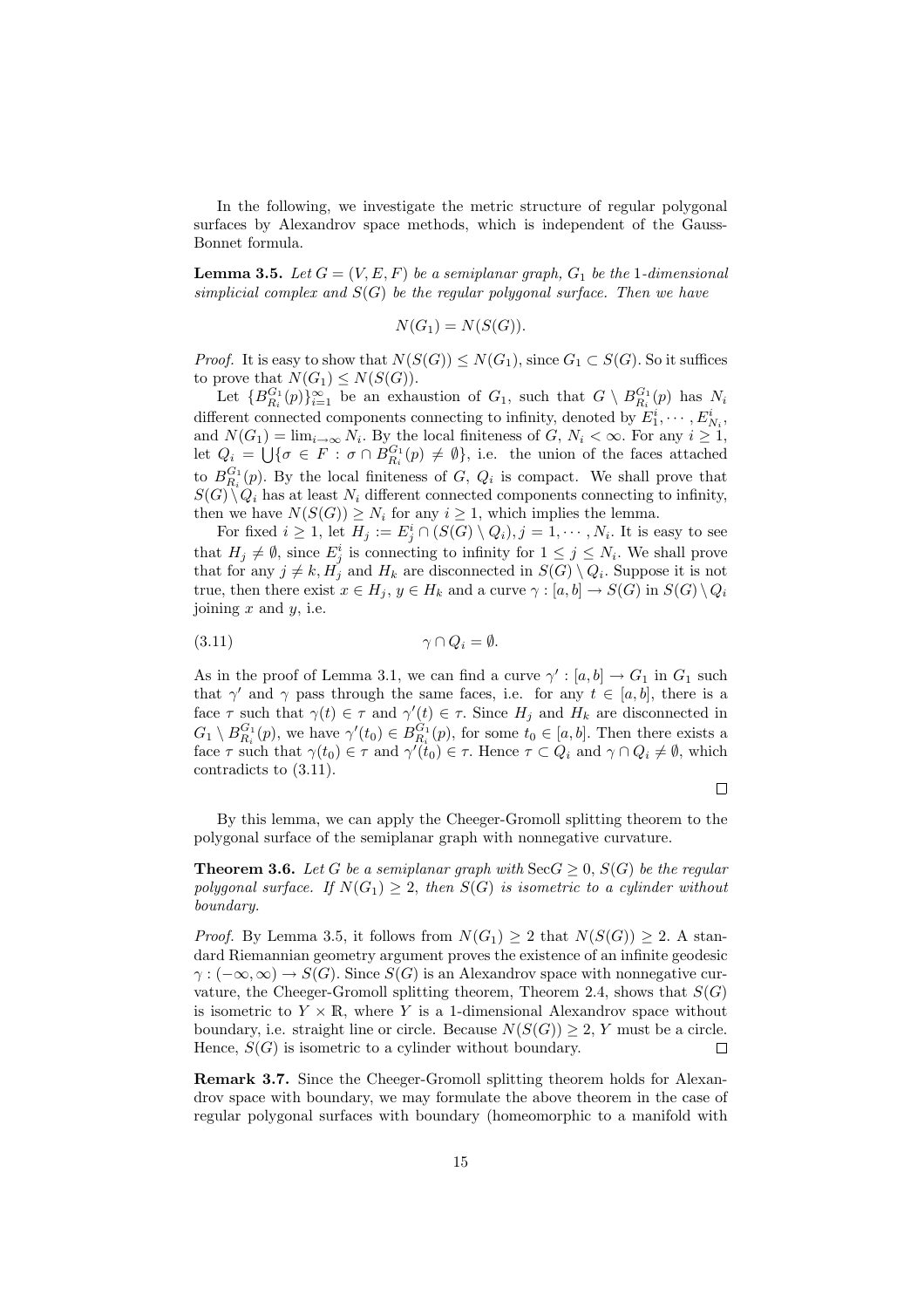In the following, we investigate the metric structure of regular polygonal surfaces by Alexandrov space methods, which is independent of the Gauss-Bonnet formula.

**Lemma 3.5.** *Let $G = (V, E, F)$ be a semiplanar graph, $G_1$ be the 1-dimensional simplicial complex and $S(G)$ be the regular polygonal surface. Then we have*

$$N(G_1) = N(S(G)).$$

*Proof.* It is easy to show that $N(S(G)) \leq N(G_1)$, since $G_1 \subset S(G)$. So it suffices to prove that $N(G_1) \leq N(S(G))$.

Let $\{B^{G_1}_{R_i}(p)\}_{i=1}^{\infty}$ be an exhaustion of $G_1$, such that $G \setminus B^{G_1}_{R_i}(p)$ has $N_i$ different connected components connecting to infinity, denoted by $E^i_1, \cdots, E^i_{N_i}$, and $N(G_1) = \lim_{i\to\infty} N_i$. By the local finiteness of $G$, $N_i < \infty$. For any $i \geq 1$, let $Q_i = \bigcup\{\sigma \in F : \sigma \cap B^{G_1}_{R_i}(p) \neq \emptyset\}$, i.e. the union of the faces attached to $B^{G_1}_{R_i}(p)$. By the local finiteness of $G$, $Q_i$ is compact. We shall prove that $S(G) \setminus Q_i$ has at least $N_i$ different connected components connecting to infinity, then we have $N(S(G)) \geq N_i$ for any $i \geq 1$, which implies the lemma.

For fixed $i \geq 1$, let $H_j := E^i_j \cap (S(G) \setminus Q_i), j = 1, \cdots, N_i$. It is easy to see that $H_j \neq \emptyset$, since $E^i_j$ is connecting to infinity for $1 \leq j \leq N_i$. We shall prove that for any $j \neq k$, $H_j$ and $H_k$ are disconnected in $S(G) \setminus Q_i$. Suppose it is not true, then there exist $x \in H_j$, $y \in H_k$ and a curve $\gamma : [a, b] \to S(G)$ in $S(G) \setminus Q_i$ joining $x$ and $y$, i.e.

$$\gamma \cap Q_i = \emptyset. \tag{3.11}$$

As in the proof of Lemma 3.1, we can find a curve $\gamma' : [a, b] \to G_1$ in $G_1$ such that $\gamma'$ and $\gamma$ pass through the same faces, i.e. for any $t \in [a, b]$, there is a face $\tau$ such that $\gamma(t) \in \tau$ and $\gamma'(t) \in \tau$. Since $H_j$ and $H_k$ are disconnected in $G_1 \setminus B^{G_1}_{R_i}(p)$, we have $\gamma'(t_0) \in B^{G_1}_{R_i}(p)$, for some $t_0 \in [a, b]$. Then there exists a face $\tau$ such that $\gamma(t_0) \in \tau$ and $\gamma'(t_0) \in \tau$. Hence $\tau \subset Q_i$ and $\gamma \cap Q_i \neq \emptyset$, which contradicts to (3.11).

□

By this lemma, we can apply the Cheeger-Gromoll splitting theorem to the polygonal surface of the semiplanar graph with nonnegative curvature.

**Theorem 3.6.** *Let $G$ be a semiplanar graph with $\mathrm{Sec}G \geq 0$, $S(G)$ be the regular polygonal surface. If $N(G_1) \geq 2$, then $S(G)$ is isometric to a cylinder without boundary.*

*Proof.* By Lemma 3.5, it follows from $N(G_1) \geq 2$ that $N(S(G)) \geq 2$. A standard Riemannian geometry argument proves the existence of an infinite geodesic $\gamma : (-\infty, \infty) \to S(G)$. Since $S(G)$ is an Alexandrov space with nonnegative curvature, the Cheeger-Gromoll splitting theorem, Theorem 2.4, shows that $S(G)$ is isometric to $Y \times \mathbb{R}$, where $Y$ is a 1-dimensional Alexandrov space without boundary, i.e. straight line or circle. Because $N(S(G)) \geq 2$, $Y$ must be a circle. Hence, $S(G)$ is isometric to a cylinder without boundary. □

**Remark 3.7.** Since the Cheeger-Gromoll splitting theorem holds for Alexandrov space with boundary, we may formulate the above theorem in the case of regular polygonal surfaces with boundary (homeomorphic to a manifold with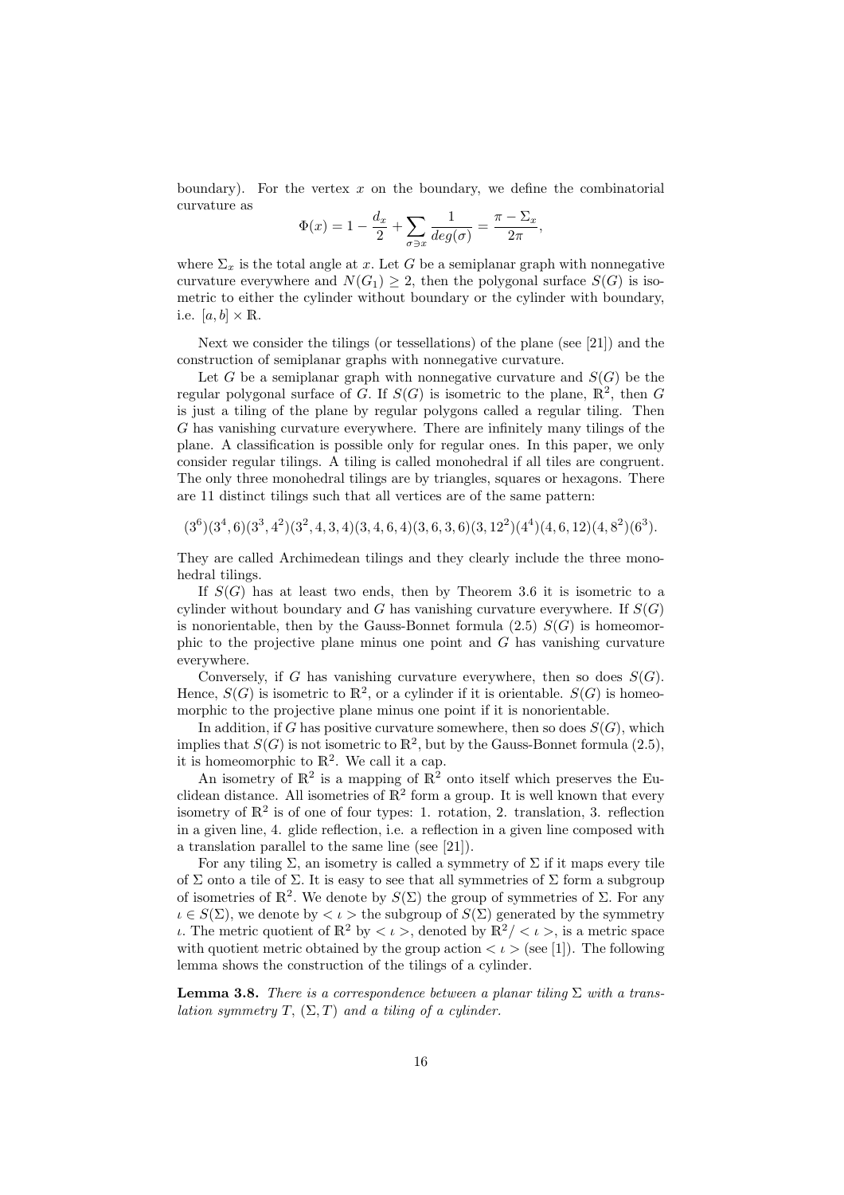boundary). For the vertex $x$ on the boundary, we define the combinatorial curvature as

$$\Phi(x) = 1 - \frac{d_x}{2} + \sum_{\sigma \ni x} \frac{1}{deg(\sigma)} = \frac{\pi - \Sigma_x}{2\pi},$$

where $\Sigma_x$ is the total angle at $x$. Let $G$ be a semiplanar graph with nonnegative curvature everywhere and $N(G_1) \geq 2$, then the polygonal surface $S(G)$ is isometric to either the cylinder without boundary or the cylinder with boundary, i.e. $[a, b] \times \mathbb{R}$.

Next we consider the tilings (or tessellations) of the plane (see [21]) and the construction of semiplanar graphs with nonnegative curvature.

Let $G$ be a semiplanar graph with nonnegative curvature and $S(G)$ be the regular polygonal surface of $G$. If $S(G)$ is isometric to the plane, $\mathbb{R}^2$, then $G$ is just a tiling of the plane by regular polygons called a regular tiling. Then $G$ has vanishing curvature everywhere. There are infinitely many tilings of the plane. A classification is possible only for regular ones. In this paper, we only consider regular tilings. A tiling is called monohedral if all tiles are congruent. The only three monohedral tilings are by triangles, squares or hexagons. There are 11 distinct tilings such that all vertices are of the same pattern:

$$(3^6)(3^4, 6)(3^3, 4^2)(3^2, 4, 3, 4)(3, 4, 6, 4)(3, 6, 3, 6)(3, 12^2)(4^4)(4, 6, 12)(4, 8^2)(6^3).$$

They are called Archimedean tilings and they clearly include the three monohedral tilings.

If $S(G)$ has at least two ends, then by Theorem 3.6 it is isometric to a cylinder without boundary and $G$ has vanishing curvature everywhere. If $S(G)$ is nonorientable, then by the Gauss-Bonnet formula (2.5) $S(G)$ is homeomorphic to the projective plane minus one point and $G$ has vanishing curvature everywhere.

Conversely, if $G$ has vanishing curvature everywhere, then so does $S(G)$. Hence, $S(G)$ is isometric to $\mathbb{R}^2$, or a cylinder if it is orientable. $S(G)$ is homeomorphic to the projective plane minus one point if it is nonorientable.

In addition, if $G$ has positive curvature somewhere, then so does $S(G)$, which implies that $S(G)$ is not isometric to $\mathbb{R}^2$, but by the Gauss-Bonnet formula (2.5), it is homeomorphic to $\mathbb{R}^2$. We call it a cap.

An isometry of $\mathbb{R}^2$ is a mapping of $\mathbb{R}^2$ onto itself which preserves the Euclidean distance. All isometries of $\mathbb{R}^2$ form a group. It is well known that every isometry of $\mathbb{R}^2$ is of one of four types: 1. rotation, 2. translation, 3. reflection in a given line, 4. glide reflection, i.e. a reflection in a given line composed with a translation parallel to the same line (see [21]).

For any tiling $\Sigma$, an isometry is called a symmetry of $\Sigma$ if it maps every tile of $\Sigma$ onto a tile of $\Sigma$. It is easy to see that all symmetries of $\Sigma$ form a subgroup of isometries of $\mathbb{R}^2$. We denote by $S(\Sigma)$ the group of symmetries of $\Sigma$. For any $\iota \in S(\Sigma)$, we denote by $< \iota >$ the subgroup of $S(\Sigma)$ generated by the symmetry $\iota$. The metric quotient of $\mathbb{R}^2$ by $< \iota >$, denoted by $\mathbb{R}^2 / < \iota >$, is a metric space with quotient metric obtained by the group action $< \iota >$ (see [1]). The following lemma shows the construction of the tilings of a cylinder.

**Lemma 3.8.** *There is a correspondence between a planar tiling $\Sigma$ with a translation symmetry $T$, $(\Sigma, T)$ and a tiling of a cylinder.*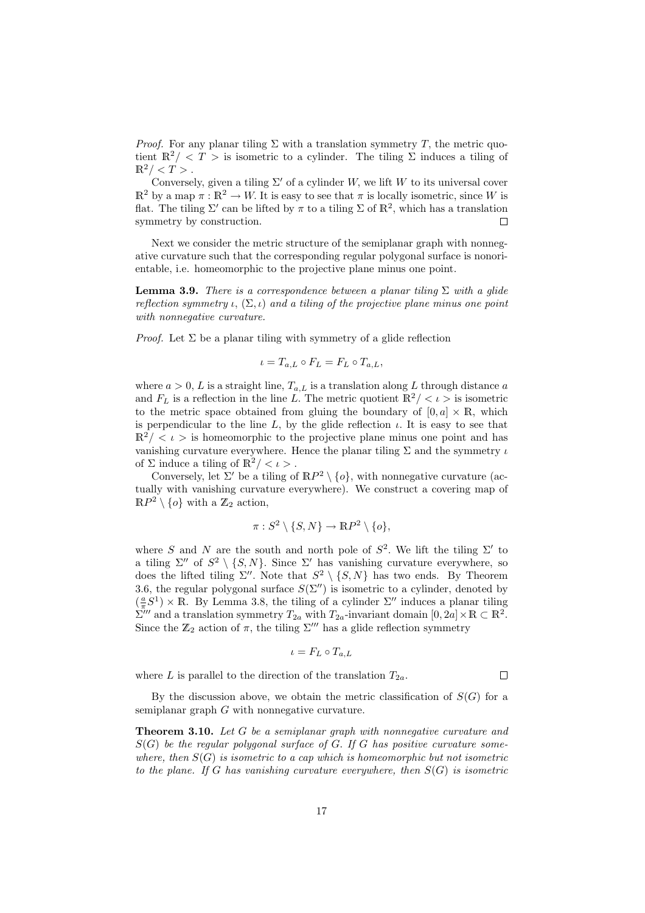*Proof.* For any planar tiling $\Sigma$ with a translation symmetry $T$, the metric quotient $\mathbb{R}^2/<T>$ is isometric to a cylinder. The tiling $\Sigma$ induces a tiling of $\mathbb{R}^2/<T>$.

Conversely, given a tiling $\Sigma'$ of a cylinder $W$, we lift $W$ to its universal cover $\mathbb{R}^2$ by a map $\pi : \mathbb{R}^2 \to W$. It is easy to see that $\pi$ is locally isometric, since $W$ is flat. The tiling $\Sigma'$ can be lifted by $\pi$ to a tiling $\Sigma$ of $\mathbb{R}^2$, which has a translation symmetry by construction. $\square$

Next we consider the metric structure of the semiplanar graph with nonnegative curvature such that the corresponding regular polygonal surface is nonorientable, i.e. homeomorphic to the projective plane minus one point.

**Lemma 3.9.** *There is a correspondence between a planar tiling $\Sigma$ with a glide reflection symmetry $\iota$, $(\Sigma, \iota)$ and a tiling of the projective plane minus one point with nonnegative curvature.*

*Proof.* Let $\Sigma$ be a planar tiling with symmetry of a glide reflection

$$\iota = T_{a,L} \circ F_L = F_L \circ T_{a,L},$$

where $a > 0$, $L$ is a straight line, $T_{a,L}$ is a translation along $L$ through distance $a$ and $F_L$ is a reflection in the line $L$. The metric quotient $\mathbb{R}^2/<\iota>$ is isometric to the metric space obtained from gluing the boundary of $[0, a] \times \mathbb{R}$, which is perpendicular to the line $L$, by the glide reflection $\iota$. It is easy to see that $\mathbb{R}^2/<\iota>$ is homeomorphic to the projective plane minus one point and has vanishing curvature everywhere. Hence the planar tiling $\Sigma$ and the symmetry $\iota$ of $\Sigma$ induce a tiling of $\mathbb{R}^2/<\iota>$.

Conversely, let $\Sigma'$ be a tiling of $\mathbb{R}P^2 \setminus \{o\}$, with nonnegative curvature (actually with vanishing curvature everywhere). We construct a covering map of $\mathbb{R}P^2 \setminus \{o\}$ with a $\mathbb{Z}_2$ action,

$$\pi : S^2 \setminus \{S, N\} \to \mathbb{R}P^2 \setminus \{o\},$$

where $S$ and $N$ are the south and north pole of $S^2$. We lift the tiling $\Sigma'$ to a tiling $\Sigma''$ of $S^2 \setminus \{S, N\}$. Since $\Sigma'$ has vanishing curvature everywhere, so does the lifted tiling $\Sigma''$. Note that $S^2 \setminus \{S, N\}$ has two ends. By Theorem 3.6, the regular polygonal surface $S(\Sigma'')$ is isometric to a cylinder, denoted by $(\frac{a}{\pi}S^1) \times \mathbb{R}$. By Lemma 3.8, the tiling of a cylinder $\Sigma''$ induces a planar tiling $\Sigma'''$ and a translation symmetry $T_{2a}$ with $T_{2a}$-invariant domain $[0, 2a] \times \mathbb{R} \subset \mathbb{R}^2$. Since the $\mathbb{Z}_2$ action of $\pi$, the tiling $\Sigma'''$ has a glide reflection symmetry

$$\iota = F_L \circ T_{a,L}$$

where $L$ is parallel to the direction of the translation $T_{2a}$. $\square$

By the discussion above, we obtain the metric classification of $S(G)$ for a semiplanar graph $G$ with nonnegative curvature.

**Theorem 3.10.** *Let $G$ be a semiplanar graph with nonnegative curvature and $S(G)$ be the regular polygonal surface of $G$. If $G$ has positive curvature somewhere, then $S(G)$ is isometric to a cap which is homeomorphic but not isometric to the plane. If $G$ has vanishing curvature everywhere, then $S(G)$ is isometric*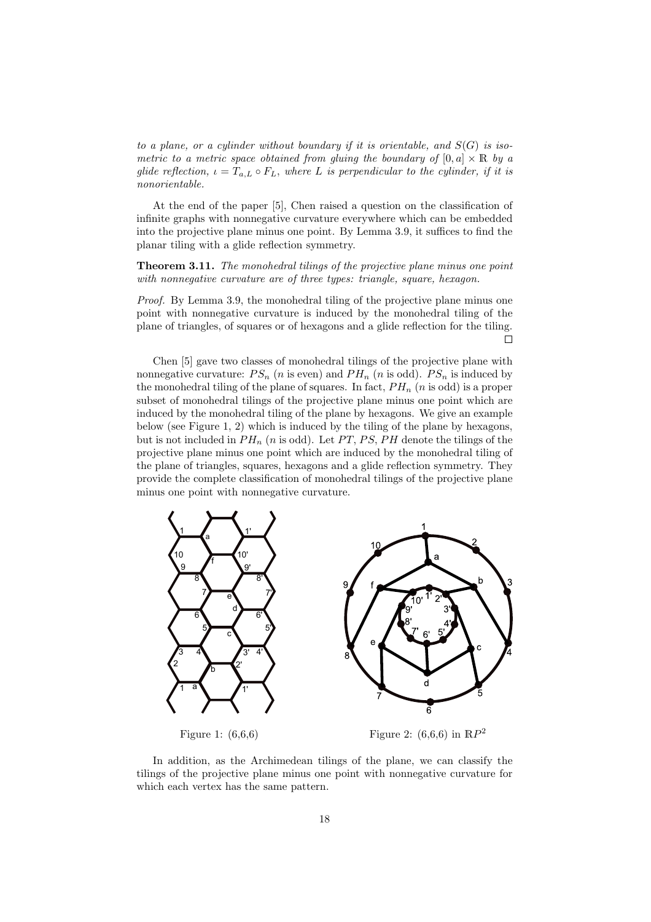*to a plane, or a cylinder without boundary if it is orientable, and $S(G)$ is isometric to a metric space obtained from gluing the boundary of $[0, a] \times \mathbb{R}$ by a glide reflection, $\iota = T_{a,L} \circ F_L$, where $L$ is perpendicular to the cylinder, if it is nonorientable.*

At the end of the paper [5], Chen raised a question on the classification of infinite graphs with nonnegative curvature everywhere which can be embedded into the projective plane minus one point. By Lemma 3.9, it suffices to find the planar tiling with a glide reflection symmetry.

**Theorem 3.11.** *The monohedral tilings of the projective plane minus one point with nonnegative curvature are of three types: triangle, square, hexagon.*

*Proof.* By Lemma 3.9, the monohedral tiling of the projective plane minus one point with nonnegative curvature is induced by the monohedral tiling of the plane of triangles, of squares or of hexagons and a glide reflection for the tiling. □

Chen [5] gave two classes of monohedral tilings of the projective plane with nonnegative curvature: $PS_n$ ($n$ is even) and $PH_n$ ($n$ is odd). $PS_n$ is induced by the monohedral tiling of the plane of squares. In fact, $PH_n$ ($n$ is odd) is a proper subset of monohedral tilings of the projective plane minus one point which are induced by the monohedral tiling of the plane by hexagons. We give an example below (see Figure 1, 2) which is induced by the tiling of the plane by hexagons, but is not included in $PH_n$ ($n$ is odd). Let $PT$, $PS$, $PH$ denote the tilings of the projective plane minus one point which are induced by the monohedral tiling of the plane of triangles, squares, hexagons and a glide reflection symmetry. They provide the complete classification of monohedral tilings of the projective plane minus one point with nonnegative curvature.

Figure 1: (6,6,6)

Figure 2: (6,6,6) in $\mathbb{R}P^2$

In addition, as the Archimedean tilings of the plane, we can classify the tilings of the projective plane minus one point with nonnegative curvature for which each vertex has the same pattern.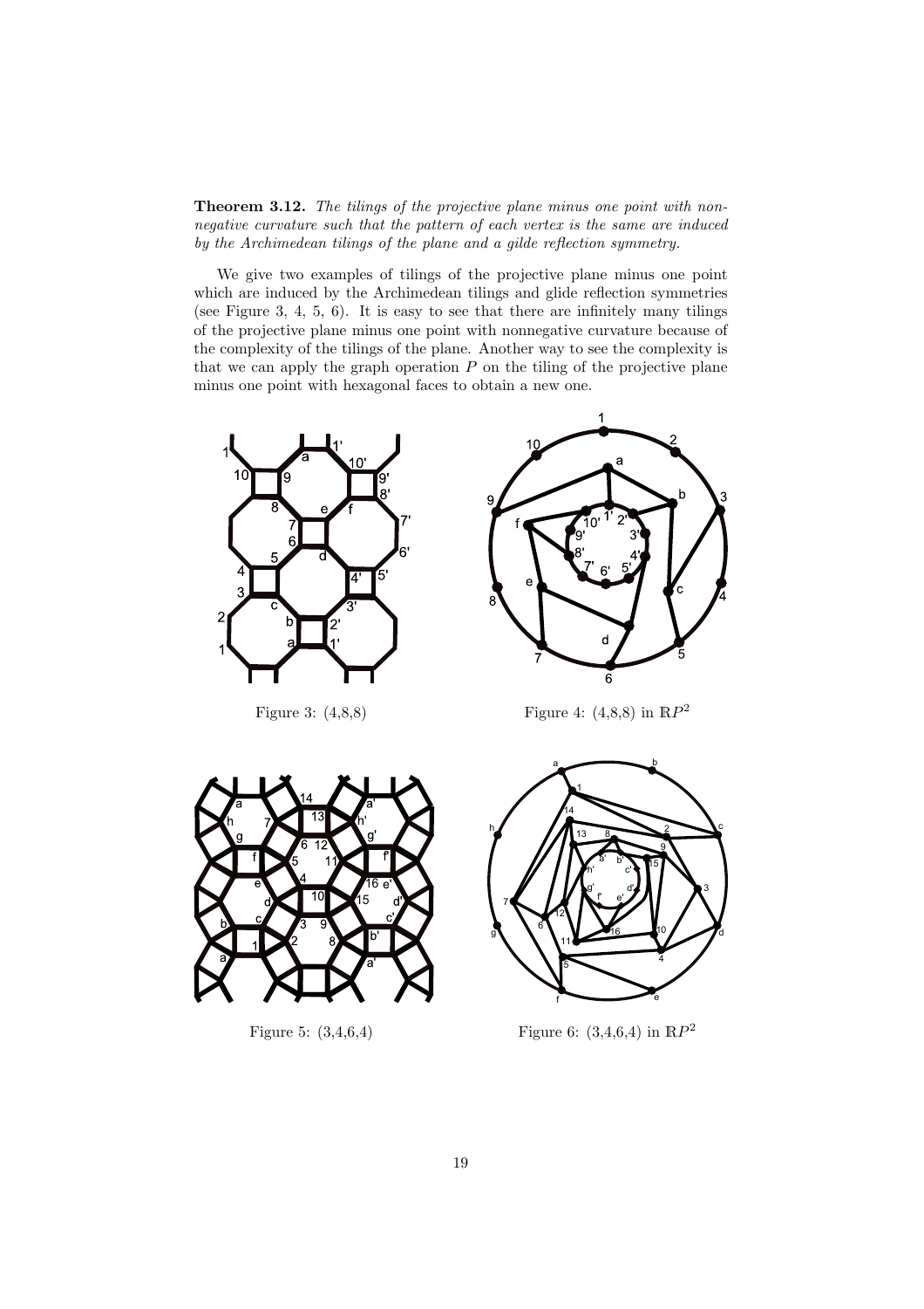**Theorem 3.12.** *The tilings of the projective plane minus one point with nonnegative curvature such that the pattern of each vertex is the same are induced by the Archimedean tilings of the plane and a gilde reflection symmetry.*

We give two examples of tilings of the projective plane minus one point which are induced by the Archimedean tilings and glide reflection symmetries (see Figure 3, 4, 5, 6). It is easy to see that there are infinitely many tilings of the projective plane minus one point with nonnegative curvature because of the complexity of the tilings of the plane. Another way to see the complexity is that we can apply the graph operation $P$ on the tiling of the projective plane minus one point with hexagonal faces to obtain a new one.

Figure 3: (4,8,8)

Figure 4: (4,8,8) in $\mathbb{R}P^2$

Figure 5: (3,4,6,4)

Figure 6: (3,4,6,4) in $\mathbb{R}P^2$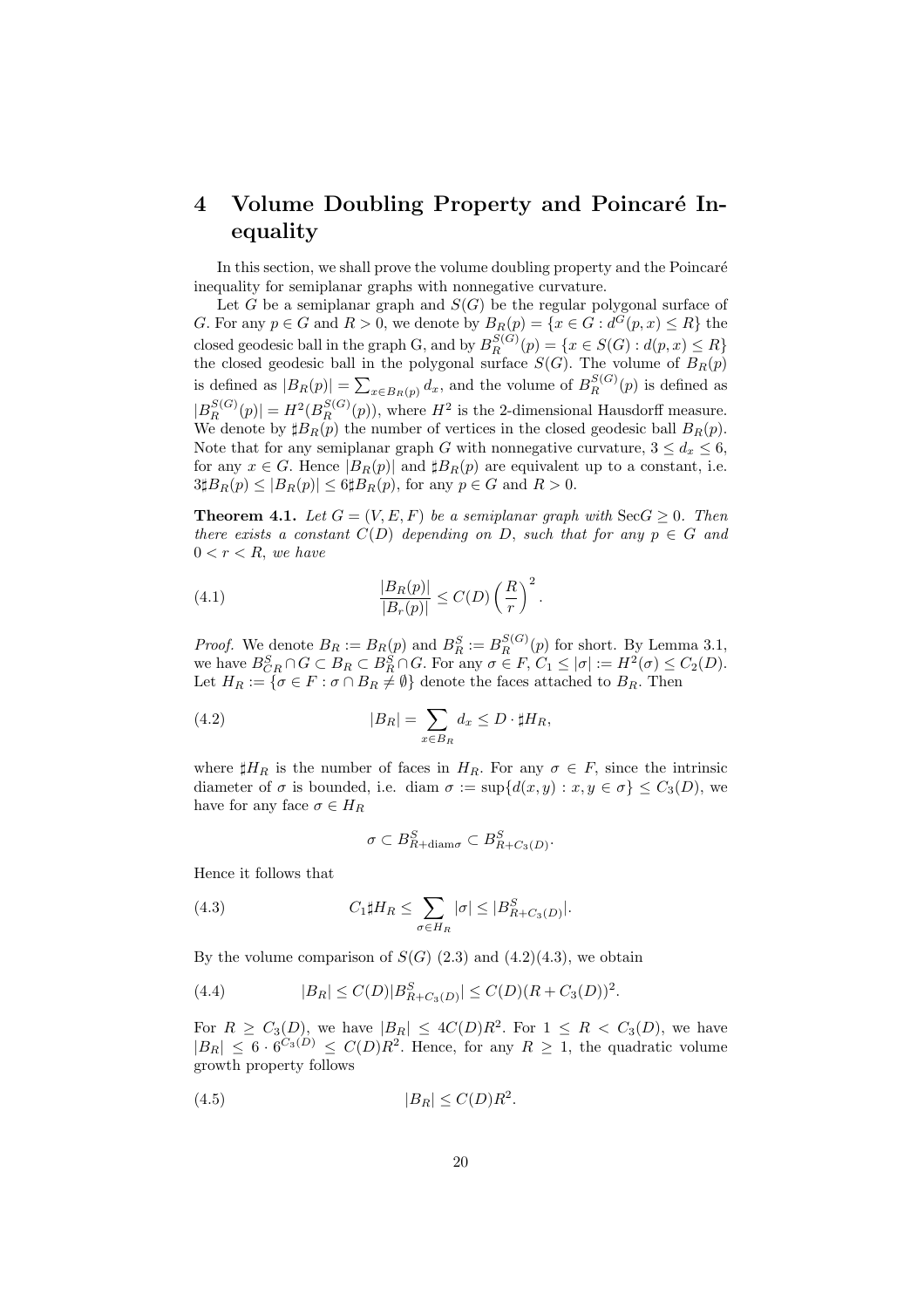# 4 Volume Doubling Property and Poincaré Inequality

In this section, we shall prove the volume doubling property and the Poincaré inequality for semiplanar graphs with nonnegative curvature.

Let $G$ be a semiplanar graph and $S(G)$ be the regular polygonal surface of $G$. For any $p \in G$ and $R > 0$, we denote by $B_R(p) = \{x \in G : d^G(p, x) \leq R\}$ the closed geodesic ball in the graph G, and by $B_R^{S(G)}(p) = \{x \in S(G) : d(p, x) \leq R\}$ the closed geodesic ball in the polygonal surface $S(G)$. The volume of $B_R(p)$ is defined as $|B_R(p)| = \sum_{x \in B_R(p)} d_x$, and the volume of $B_R^{S(G)}(p)$ is defined as $|B_R^{S(G)}(p)| = H^2(B_R^{S(G)}(p))$, where $H^2$ is the 2-dimensional Hausdorff measure. We denote by $\sharp B_R(p)$ the number of vertices in the closed geodesic ball $B_R(p)$. Note that for any semiplanar graph $G$ with nonnegative curvature, $3 \leq d_x \leq 6$, for any $x \in G$. Hence $|B_R(p)|$ and $\sharp B_R(p)$ are equivalent up to a constant, i.e. $3\sharp B_R(p) \leq |B_R(p)| \leq 6\sharp B_R(p)$, for any $p \in G$ and $R > 0$.

**Theorem 4.1.** *Let $G = (V, E, F)$ be a semiplanar graph with $\mathrm{Sec} G \geq 0$. Then there exists a constant $C(D)$ depending on $D$, such that for any $p \in G$ and $0 < r < R$, we have*

$$\frac{|B_R(p)|}{|B_r(p)|} \leq C(D) \left( \frac{R}{r} \right)^2. \tag{4.1}$$

*Proof.* We denote $B_R := B_R(p)$ and $B_R^S := B_R^{S(G)}(p)$ for short. By Lemma 3.1, we have $B_{CR}^S \cap G \subset B_R \subset B_R^S \cap G$. For any $\sigma \in F$, $C_1 \leq |\sigma| := H^2(\sigma) \leq C_2(D)$. Let $H_R := \{\sigma \in F : \sigma \cap B_R \neq \emptyset\}$ denote the faces attached to $B_R$. Then

$$|B_R| = \sum_{x \in B_R} d_x \leq D \cdot \sharp H_R, \tag{4.2}$$

where $\sharp H_R$ is the number of faces in $H_R$. For any $\sigma \in F$, since the intrinsic diameter of $\sigma$ is bounded, i.e. $\mathrm{diam}\ \sigma := \sup\{d(x, y) : x, y \in \sigma\} \leq C_3(D)$, we have for any face $\sigma \in H_R$

$$\sigma \subset B_{R+\mathrm{diam}\sigma}^S \subset B_{R+C_3(D)}^S.$$

Hence it follows that

$$C_1 \sharp H_R \leq \sum_{\sigma \in H_R} |\sigma| \leq |B_{R+C_3(D)}^S|. \tag{4.3}$$

By the volume comparison of $S(G)$ (2.3) and (4.2)(4.3), we obtain

$$|B_R| \leq C(D)|B_{R+C_3(D)}^S| \leq C(D)(R + C_3(D))^2. \tag{4.4}$$

For $R \geq C_3(D)$, we have $|B_R| \leq 4C(D)R^2$. For $1 \leq R < C_3(D)$, we have $|B_R| \leq 6 \cdot 6^{C_3(D)} \leq C(D)R^2$. Hence, for any $R \geq 1$, the quadratic volume growth property follows

$$|B_R| \leq C(D)R^2. \tag{4.5}$$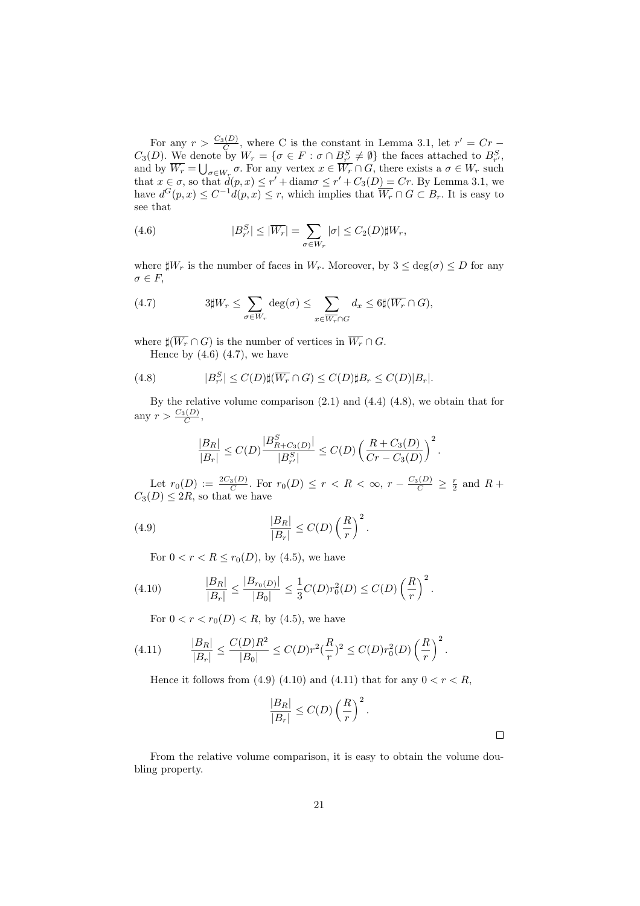For any $r > \frac{C_3(D)}{C}$, where C is the constant in Lemma 3.1, let $r' = Cr - C_3(D)$. We denote by $W_r = \{\sigma \in F : \sigma \cap B^S_{r'} \neq \emptyset\}$ the faces attached to $B^S_{r'}$, and by $\overline{W_r} = \bigcup_{\sigma \in W_r} \sigma$. For any vertex $x \in \overline{W_r} \cap G$, there exists a $\sigma \in W_r$ such that $x \in \sigma$, so that $d(p, x) \leq r' + \mathrm{diam}\sigma \leq r' + C_3(D) = Cr$. By Lemma 3.1, we have $d^G(p, x) \leq C^{-1} d(p, x) \leq r$, which implies that $\overline{W_r} \cap G \subset B_r$. It is easy to see that

$$|B^S_{r'}| \leq |\overline{W_r}| = \sum_{\sigma \in W_r} |\sigma| \leq C_2(D) \sharp W_r, \tag{4.6}$$

where $\sharp W_r$ is the number of faces in $W_r$. Moreover, by $3 \leq \deg(\sigma) \leq D$ for any $\sigma \in F$,

$$3 \sharp W_r \leq \sum_{\sigma \in W_r} \deg(\sigma) \leq \sum_{x \in \overline{W_r} \cap G} d_x \leq 6 \sharp(\overline{W_r} \cap G), \tag{4.7}$$

where $\sharp(\overline{W_r} \cap G)$ is the number of vertices in $\overline{W_r} \cap G$.

Hence by (4.6) (4.7), we have

$$|B^S_{r'}| \leq C(D) \sharp(\overline{W_r} \cap G) \leq C(D) \sharp B_r \leq C(D) |B_r|. \tag{4.8}$$

By the relative volume comparison (2.1) and (4.4) (4.8), we obtain that for any $r > \frac{C_3(D)}{C}$,

$$\frac{|B_R|}{|B_r|} \leq C(D) \frac{|B^S_{R + C_3(D)}|}{|B^S_{r'}|} \leq C(D) \left( \frac{R + C_3(D)}{Cr - C_3(D)} \right)^2.$$

Let $r_0(D) := \frac{2C_3(D)}{C}$. For $r_0(D) \leq r < R < \infty$, $r - \frac{C_3(D)}{C} \geq \frac{r}{2}$ and $R + C_3(D) \leq 2R$, so that we have

$$\frac{|B_R|}{|B_r|} \leq C(D) \left( \frac{R}{r} \right)^2. \tag{4.9}$$

For $0 < r < R \leq r_0(D)$, by (4.5), we have

$$\frac{|B_R|}{|B_r|} \leq \frac{|B_{r_0(D)}|}{|B_0|} \leq \frac{1}{3} C(D) r_0^2(D) \leq C(D) \left( \frac{R}{r} \right)^2. \tag{4.10}$$

For $0 < r < r_0(D) < R$, by (4.5), we have

$$\frac{|B_R|}{|B_r|} \leq \frac{C(D) R^2}{|B_0|} \leq C(D) r^2 \left(\frac{R}{r}\right)^2 \leq C(D) r_0^2(D) \left( \frac{R}{r} \right)^2. \tag{4.11}$$

Hence it follows from (4.9) (4.10) and (4.11) that for any $0 < r < R$,

$$\frac{|B_R|}{|B_r|} \leq C(D) \left( \frac{R}{r} \right)^2.$$

□

From the relative volume comparison, it is easy to obtain the volume doubling property.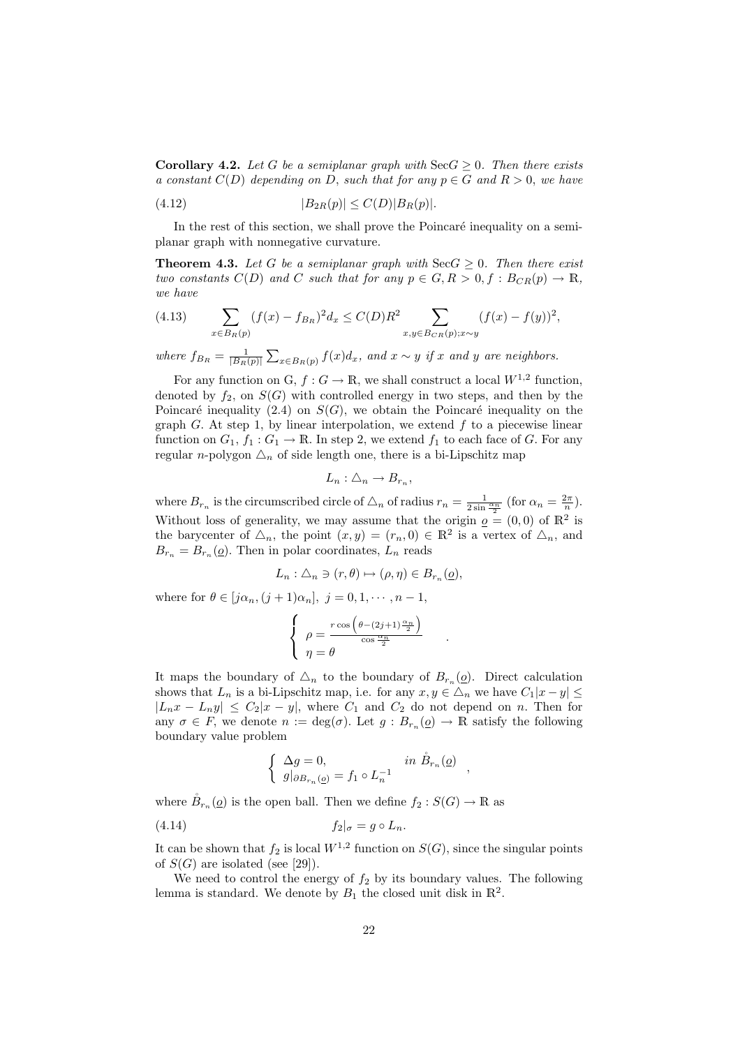**Corollary 4.2.** *Let $G$ be a semiplanar graph with $\mathrm{Sec}G \geq 0$. Then there exists a constant $C(D)$ depending on $D$, such that for any $p \in G$ and $R > 0$, we have*

$$|B_{2R}(p)| \leq C(D)|B_R(p)|. \tag{4.12}$$

In the rest of this section, we shall prove the Poincaré inequality on a semiplanar graph with nonnegative curvature.

**Theorem 4.3.** *Let $G$ be a semiplanar graph with $\mathrm{Sec}G \geq 0$. Then there exist two constants $C(D)$ and $C$ such that for any $p \in G, R > 0, f : B_{CR}(p) \to \mathbb{R}$, we have*

$$\sum_{x \in B_R(p)} (f(x) - f_{B_R})^2 d_x \leq C(D)R^2 \sum_{x,y \in B_{CR}(p); x \sim y} (f(x) - f(y))^2, \tag{4.13}$$

*where $f_{B_R} = \frac{1}{|B_R(p)|} \sum_{x \in B_R(p)} f(x) d_x$, and $x \sim y$ if $x$ and $y$ are neighbors.*

For any function on G, $f : G \to \mathbb{R}$, we shall construct a local $W^{1,2}$ function, denoted by $f_2$, on $S(G)$ with controlled energy in two steps, and then by the Poincaré inequality (2.4) on $S(G)$, we obtain the Poincaré inequality on the graph $G$. At step 1, by linear interpolation, we extend $f$ to a piecewise linear function on $G_1$, $f_1 : G_1 \to \mathbb{R}$. In step 2, we extend $f_1$ to each face of $G$. For any regular $n$-polygon $\triangle_n$ of side length one, there is a bi-Lipschitz map

$$L_n : \triangle_n \to B_{r_n},$$

where $B_{r_n}$ is the circumscribed circle of $\triangle_n$ of radius $r_n = \frac{1}{2 \sin \frac{\alpha_n}{2}}$ (for $\alpha_n = \frac{2\pi}{n}$). Without loss of generality, we may assume that the origin $\underline{o} = (0, 0)$ of $\mathbb{R}^2$ is the barycenter of $\triangle_n$, the point $(x, y) = (r_n, 0) \in \mathbb{R}^2$ is a vertex of $\triangle_n$, and $B_{r_n} = B_{r_n}(\underline{o})$. Then in polar coordinates, $L_n$ reads

$$L_n : \triangle_n \ni (r, \theta) \mapsto (\rho, \eta) \in B_{r_n}(\underline{o}),$$

where for $\theta \in [j\alpha_n, (j + 1)\alpha_n]$, $j = 0, 1, \cdots, n - 1$,

$$\begin{cases} \rho = \frac{r \cos\left(\theta - (2j+1)\frac{\alpha_n}{2}\right)}{\cos \frac{\alpha_n}{2}} \\ \eta = \theta \end{cases}.$$

It maps the boundary of $\triangle_n$ to the boundary of $B_{r_n}(\underline{o})$. Direct calculation shows that $L_n$ is a bi-Lipschitz map, i.e. for any $x, y \in \triangle_n$ we have $C_1|x - y| \leq |L_n x - L_n y| \leq C_2|x - y|$, where $C_1$ and $C_2$ do not depend on $n$. Then for any $\sigma \in F$, we denote $n := \deg(\sigma)$. Let $g : B_{r_n}(\underline{o}) \to \mathbb{R}$ satisfy the following boundary value problem

$$\begin{cases} \Delta g = 0, & in\ \mathring{B}_{r_n}(\underline{o}) \\ g|_{\partial B_{r_n}(\underline{o})} = f_1 \circ L_n^{-1} \end{cases},$$

where $\mathring{B}_{r_n}(\underline{o})$ is the open ball. Then we define $f_2 : S(G) \to \mathbb{R}$ as

$$f_2|_\sigma = g \circ L_n. \tag{4.14}$$

It can be shown that $f_2$ is local $W^{1,2}$ function on $S(G)$, since the singular points of $S(G)$ are isolated (see [29]).

We need to control the energy of $f_2$ by its boundary values. The following lemma is standard. We denote by $B_1$ the closed unit disk in $\mathbb{R}^2$.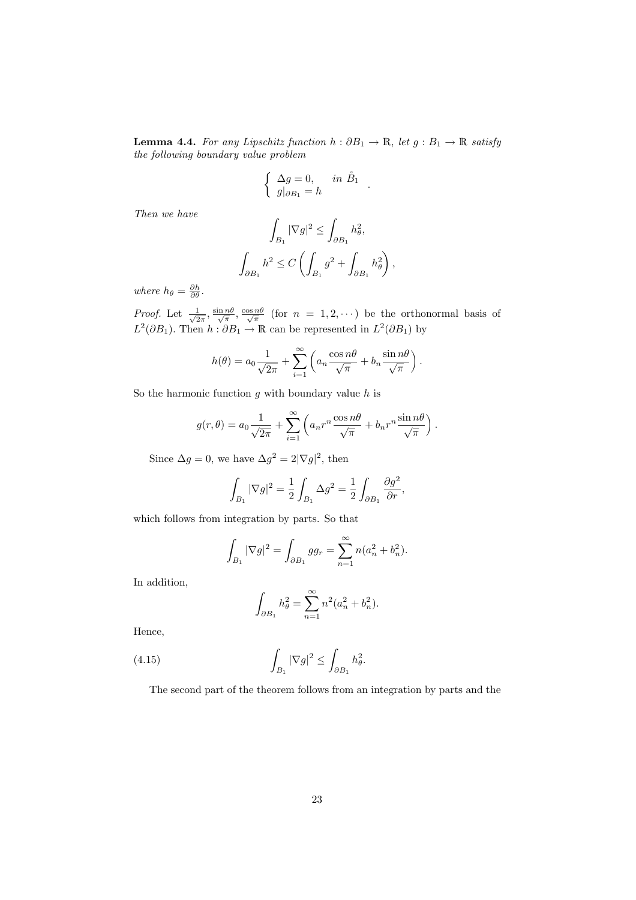**Lemma 4.4.** *For any Lipschitz function $h : \partial B_1 \to \mathbb{R}$, let $g : B_1 \to \mathbb{R}$ satisfy the following boundary value problem*

$$\begin{cases} \Delta g = 0, & \text{in } \mathring{B}_1 \\ g|_{\partial B_1} = h \end{cases}.$$

*Then we have*

$$\int_{B_1} |\nabla g|^2 \leq \int_{\partial B_1} h_\theta^2,$$

$$\int_{\partial B_1} h^2 \leq C \left( \int_{B_1} g^2 + \int_{\partial B_1} h_\theta^2 \right),$$

*where $h_\theta = \frac{\partial h}{\partial \theta}$.*

*Proof.* Let $\frac{1}{\sqrt{2\pi}}$, $\frac{\sin n\theta}{\sqrt{\pi}}$, $\frac{\cos n\theta}{\sqrt{\pi}}$ (for $n = 1, 2, \cdots$) be the orthonormal basis of $L^2(\partial B_1)$. Then $h : \partial B_1 \to \mathbb{R}$ can be represented in $L^2(\partial B_1)$ by

$$h(\theta) = a_0 \frac{1}{\sqrt{2\pi}} + \sum_{i=1}^{\infty} \left( a_n \frac{\cos n\theta}{\sqrt{\pi}} + b_n \frac{\sin n\theta}{\sqrt{\pi}} \right).$$

So the harmonic function $g$ with boundary value $h$ is

$$g(r, \theta) = a_0 \frac{1}{\sqrt{2\pi}} + \sum_{i=1}^{\infty} \left( a_n r^n \frac{\cos n\theta}{\sqrt{\pi}} + b_n r^n \frac{\sin n\theta}{\sqrt{\pi}} \right).$$

Since $\Delta g = 0$, we have $\Delta g^2 = 2|\nabla g|^2$, then

$$\int_{B_1} |\nabla g|^2 = \frac{1}{2} \int_{B_1} \Delta g^2 = \frac{1}{2} \int_{\partial B_1} \frac{\partial g^2}{\partial r},$$

which follows from integration by parts. So that

$$\int_{B_1} |\nabla g|^2 = \int_{\partial B_1} g g_r = \sum_{n=1}^{\infty} n(a_n^2 + b_n^2).$$

In addition,

$$\int_{\partial B_1} h_\theta^2 = \sum_{n=1}^{\infty} n^2 (a_n^2 + b_n^2).$$

Hence,

$$\int_{B_1} |\nabla g|^2 \leq \int_{\partial B_1} h_\theta^2. \tag{4.15}$$

The second part of the theorem follows from an integration by parts and the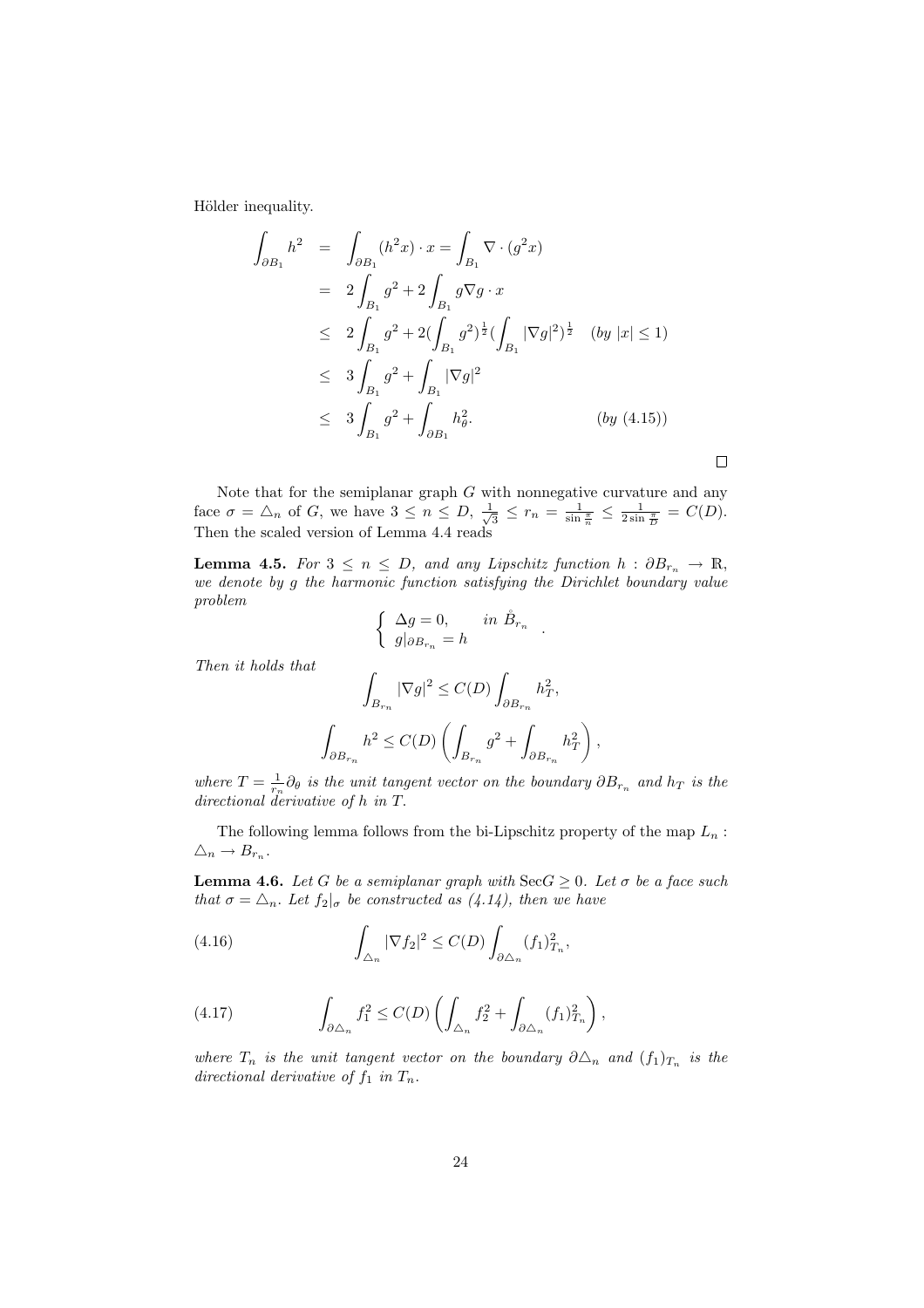Hölder inequality.

$$
\begin{aligned}
\int_{\partial B_1} h^2 &= \int_{\partial B_1} (h^2 x) \cdot x = \int_{B_1} \nabla \cdot (g^2 x) \\
&= 2\int_{B_1} g^2 + 2\int_{B_1} g \nabla g \cdot x \\
&\leq 2\int_{B_1} g^2 + 2\left(\int_{B_1} g^2\right)^{\frac{1}{2}} \left(\int_{B_1} |\nabla g|^2\right)^{\frac{1}{2}} \quad (by\ |x| \leq 1) \\
&\leq 3\int_{B_1} g^2 + \int_{B_1} |\nabla g|^2 \\
&\leq 3\int_{B_1} g^2 + \int_{\partial B_1} h_\theta^2. \qquad\qquad (by\ (4.15))
\end{aligned}
$$

□

Note that for the semiplanar graph $G$ with nonnegative curvature and any face $\sigma = \triangle_n$ of $G$, we have $3 \leq n \leq D$, $\frac{1}{\sqrt{3}} \leq r_n = \frac{1}{\sin \frac{\pi}{n}} \leq \frac{1}{2 \sin \frac{\pi}{D}} = C(D)$. Then the scaled version of Lemma 4.4 reads

**Lemma 4.5.** *For $3 \leq n \leq D$, and any Lipschitz function $h : \partial B_{r_n} \to \mathbb{R}$, we denote by $g$ the harmonic function satisfying the Dirichlet boundary value problem*

$$
\begin{cases} \Delta g = 0, & in\ \mathring{B}_{r_n} \\ g|_{\partial B_{r_n}} = h \end{cases}.
$$

*Then it holds that*

$$
\int_{B_{r_n}} |\nabla g|^2 \leq C(D) \int_{\partial B_{r_n}} h_T^2,
$$

$$
\int_{\partial B_{r_n}} h^2 \leq C(D) \left( \int_{B_{r_n}} g^2 + \int_{\partial B_{r_n}} h_T^2 \right),
$$

*where $T = \frac{1}{r_n} \partial_\theta$ is the unit tangent vector on the boundary $\partial B_{r_n}$ and $h_T$ is the directional derivative of $h$ in $T$.*

The following lemma follows from the bi-Lipschitz property of the map $L_n : \triangle_n \to B_{r_n}$.

**Lemma 4.6.** *Let $G$ be a semiplanar graph with $\mathrm{Sec} G \geq 0$. Let $\sigma$ be a face such that $\sigma = \triangle_n$. Let $f_2|_\sigma$ be constructed as (4.14), then we have*

$$
\int_{\triangle_n} |\nabla f_2|^2 \leq C(D) \int_{\partial \triangle_n} (f_1)_{T_n}^2, \tag{4.16}
$$

$$
\int_{\partial \triangle_n} f_1^2 \leq C(D) \left( \int_{\triangle_n} f_2^2 + \int_{\partial \triangle_n} (f_1)_{T_n}^2 \right), \tag{4.17}
$$

*where $T_n$ is the unit tangent vector on the boundary $\partial \triangle_n$ and $(f_1)_{T_n}$ is the directional derivative of $f_1$ in $T_n$.*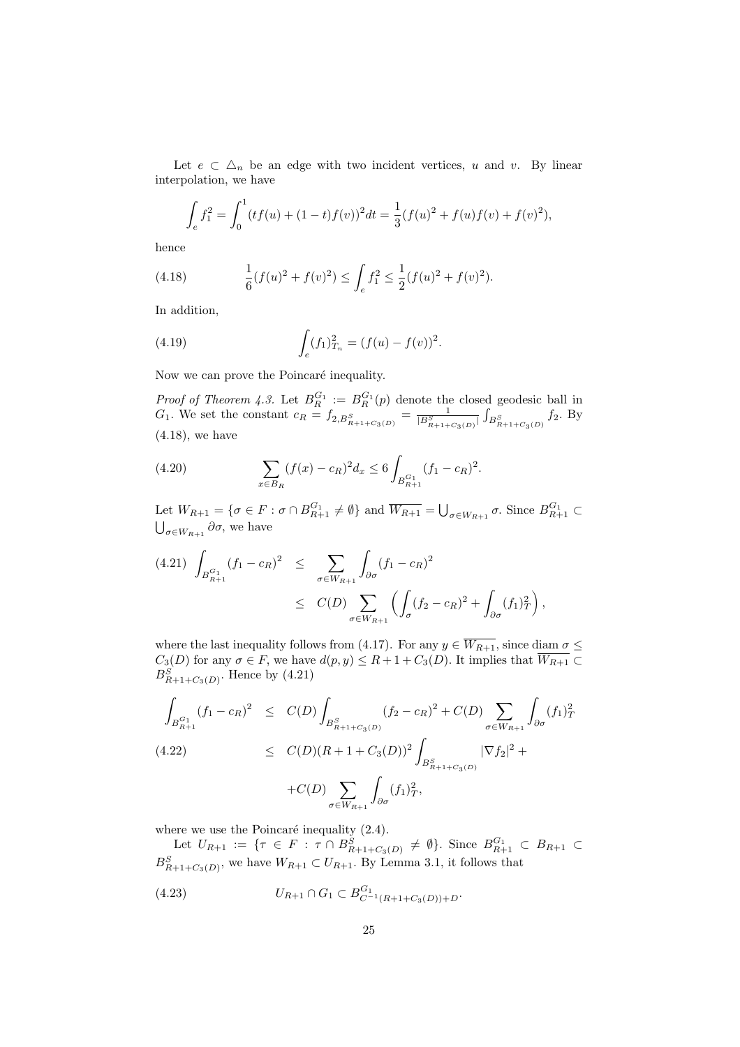Let $e \subset \triangle_n$ be an edge with two incident vertices, $u$ and $v$. By linear interpolation, we have

$$\int_e f_1^2 = \int_0^1 (tf(u) + (1-t)f(v))^2 dt = \frac{1}{3}(f(u)^2 + f(u)f(v) + f(v)^2),$$

hence

$$\frac{1}{6}(f(u)^2 + f(v)^2) \leq \int_e f_1^2 \leq \frac{1}{2}(f(u)^2 + f(v)^2). \tag{4.18}$$

In addition,

$$\int_e (f_1)_{T_n}^2 = (f(u) - f(v))^2. \tag{4.19}$$

Now we can prove the Poincaré inequality.

*Proof of Theorem 4.3.* Let $B_R^{G_1} := B_R^{G_1}(p)$ denote the closed geodesic ball in $G_1$. We set the constant $c_R = f_{2,B^S_{R+1+C_3(D)}} = \frac{1}{|B^S_{R+1+C_3(D)}|}\int_{B^S_{R+1+C_3(D)}} f_2$. By (4.18), we have

$$\sum_{x \in B_R} (f(x) - c_R)^2 d_x \leq 6 \int_{B^{G_1}_{R+1}} (f_1 - c_R)^2. \tag{4.20}$$

Let $W_{R+1} = \{\sigma \in F : \sigma \cap B^{G_1}_{R+1} \neq \emptyset\}$ and $\overline{W_{R+1}} = \bigcup_{\sigma \in W_{R+1}} \sigma$. Since $B^{G_1}_{R+1} \subset \bigcup_{\sigma \in W_{R+1}} \partial\sigma$, we have

$$\begin{aligned} \int_{B^{G_1}_{R+1}} (f_1 - c_R)^2 &\leq \sum_{\sigma \in W_{R+1}} \int_{\partial\sigma} (f_1 - c_R)^2 \\ &\leq C(D) \sum_{\sigma \in W_{R+1}} \left( \int_\sigma (f_2 - c_R)^2 + \int_{\partial\sigma} (f_1)_T^2 \right), \end{aligned} \tag{4.21}$$

where the last inequality follows from (4.17). For any $y \in \overline{W_{R+1}}$, since $\operatorname{diam} \sigma \leq C_3(D)$ for any $\sigma \in F$, we have $d(p, y) \leq R + 1 + C_3(D)$. It implies that $\overline{W_{R+1}} \subset B^S_{R+1+C_3(D)}$. Hence by (4.21)

$$\begin{aligned} \int_{B^{G_1}_{R+1}} (f_1 - c_R)^2 &\leq C(D) \int_{B^S_{R+1+C_3(D)}} (f_2 - c_R)^2 + C(D) \sum_{\sigma \in W_{R+1}} \int_{\partial\sigma} (f_1)_T^2 \\ &\leq C(D)(R + 1 + C_3(D))^2 \int_{B^S_{R+1+C_3(D)}} |\nabla f_2|^2 + \\ &\quad + C(D) \sum_{\sigma \in W_{R+1}} \int_{\partial\sigma} (f_1)_T^2, \end{aligned} \tag{4.22}$$

where we use the Poincaré inequality (2.4).

Let $U_{R+1} := \{\tau \in F : \tau \cap B^S_{R+1+C_3(D)} \neq \emptyset\}$. Since $B^{G_1}_{R+1} \subset B_{R+1} \subset B^S_{R+1+C_3(D)}$, we have $W_{R+1} \subset U_{R+1}$. By Lemma 3.1, it follows that

$$U_{R+1} \cap G_1 \subset B^{G_1}_{C^{-1}(R+1+C_3(D))+D}. \tag{4.23}$$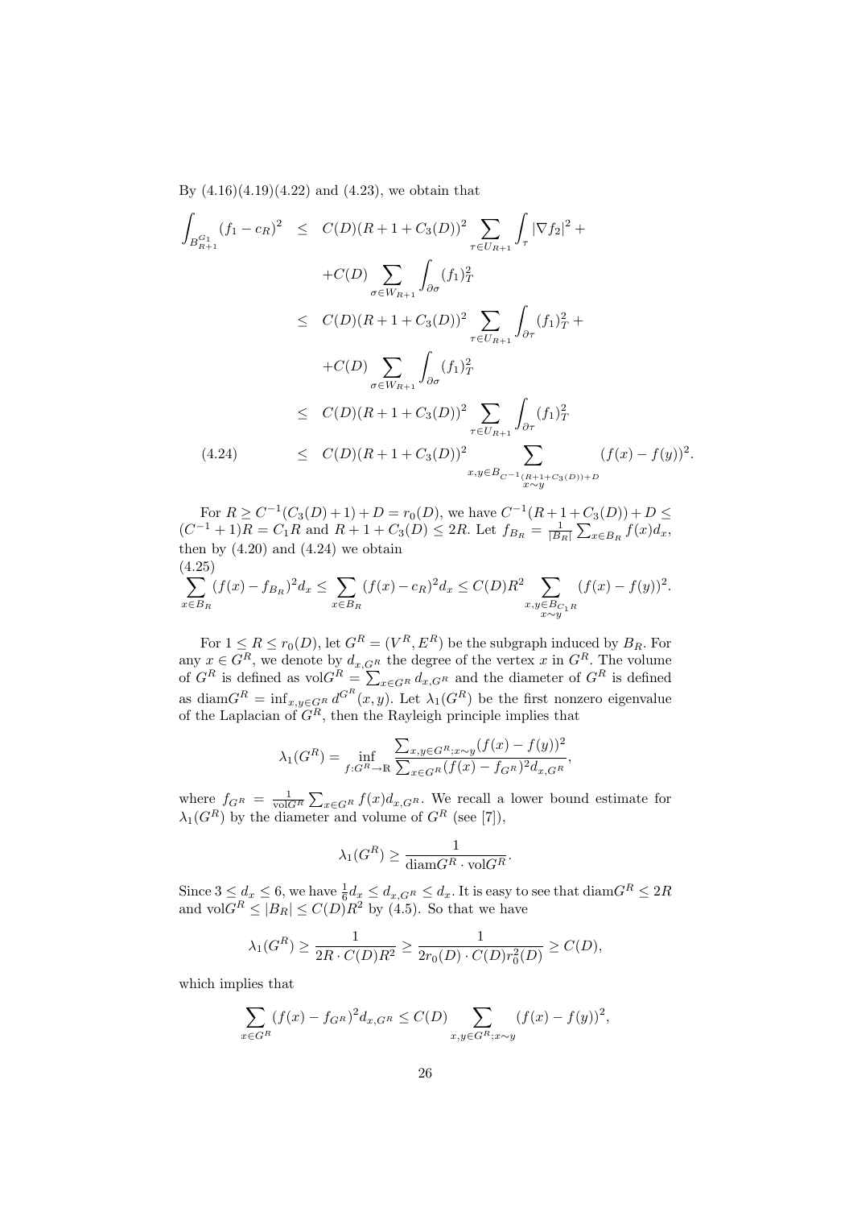By (4.16)(4.19)(4.22) and (4.23), we obtain that

$$
\begin{aligned}
\int_{B^{G_1}_{R+1}} (f_1 - c_R)^2 &\leq C(D)(R+1+C_3(D))^2 \sum_{\tau \in U_{R+1}} \int_\tau |\nabla f_2|^2 + \\
&\quad + C(D) \sum_{\sigma \in W_{R+1}} \int_{\partial\sigma} (f_1)^2_T \\
&\leq C(D)(R+1+C_3(D))^2 \sum_{\tau \in U_{R+1}} \int_{\partial\tau} (f_1)^2_T + \\
&\quad + C(D) \sum_{\sigma \in W_{R+1}} \int_{\partial\sigma} (f_1)^2_T \\
&\leq C(D)(R+1+C_3(D))^2 \sum_{\tau \in U_{R+1}} \int_{\partial\tau} (f_1)^2_T \\
&\leq C(D)(R+1+C_3(D))^2 \sum_{\substack{x,y \in B_{C^{-1}(R+1+C_3(D))+D} \\ x\sim y}} (f(x)-f(y))^2. \qquad (4.24)
\end{aligned}
$$

For $R \geq C^{-1}(C_3(D)+1)+D = r_0(D)$, we have $C^{-1}(R+1+C_3(D))+D \leq (C^{-1}+1)R = C_1 R$ and $R+1+C_3(D) \leq 2R$. Let $f_{B_R} = \frac{1}{|B_R|}\sum_{x\in B_R} f(x) d_x$, then by (4.20) and (4.24) we obtain

$$
\sum_{x\in B_R} (f(x)-f_{B_R})^2 d_x \leq \sum_{x \in B_R} (f(x)-c_R)^2 d_x \leq C(D)R^2 \sum_{\substack{x,y\in B_{C_1 R}\\ x\sim y}} (f(x)-f(y))^2. \qquad (4.25)
$$

For $1 \leq R \leq r_0(D)$, let $G^R = (V^R, E^R)$ be the subgraph induced by $B_R$. For any $x \in G^R$, we denote by $d_{x,G^R}$ the degree of the vertex $x$ in $G^R$. The volume of $G^R$ is defined as $\mathrm{vol}G^R = \sum_{x\in G^R} d_{x,G^R}$ and the diameter of $G^R$ is defined as $\mathrm{diam}G^R = \inf_{x,y\in G^R} d^{G^R}(x,y)$. Let $\lambda_1(G^R)$ be the first nonzero eigenvalue of the Laplacian of $G^R$, then the Rayleigh principle implies that

$$
\lambda_1(G^R) = \inf_{f:G^R\to\mathbb{R}} \frac{\sum_{x,y\in G^R; x\sim y}(f(x)-f(y))^2}{\sum_{x\in G^R}(f(x)-f_{G^R})^2 d_{x,G^R}},
$$

where $f_{G^R} = \frac{1}{\mathrm{vol}G^R}\sum_{x\in G^R} f(x) d_{x,G^R}$. We recall a lower bound estimate for $\lambda_1(G^R)$ by the diameter and volume of $G^R$ (see [7]),

$$
\lambda_1(G^R) \geq \frac{1}{\mathrm{diam}G^R \cdot \mathrm{vol}G^R}.
$$

Since $3 \leq d_x \leq 6$, we have $\frac{1}{6}d_x \leq d_{x,G^R} \leq d_x$. It is easy to see that $\mathrm{diam}G^R \leq 2R$ and $\mathrm{vol}G^R \leq |B_R| \leq C(D)R^2$ by (4.5). So that we have

$$
\lambda_1(G^R) \geq \frac{1}{2R\cdot C(D)R^2} \geq \frac{1}{2r_0(D)\cdot C(D)r_0^2(D)} \geq C(D),
$$

which implies that

$$
\sum_{x\in G^R}(f(x)-f_{G^R})^2 d_{x,G^R} \leq C(D)\sum_{x,y\in G^R; x\sim y}(f(x)-f(y))^2,
$$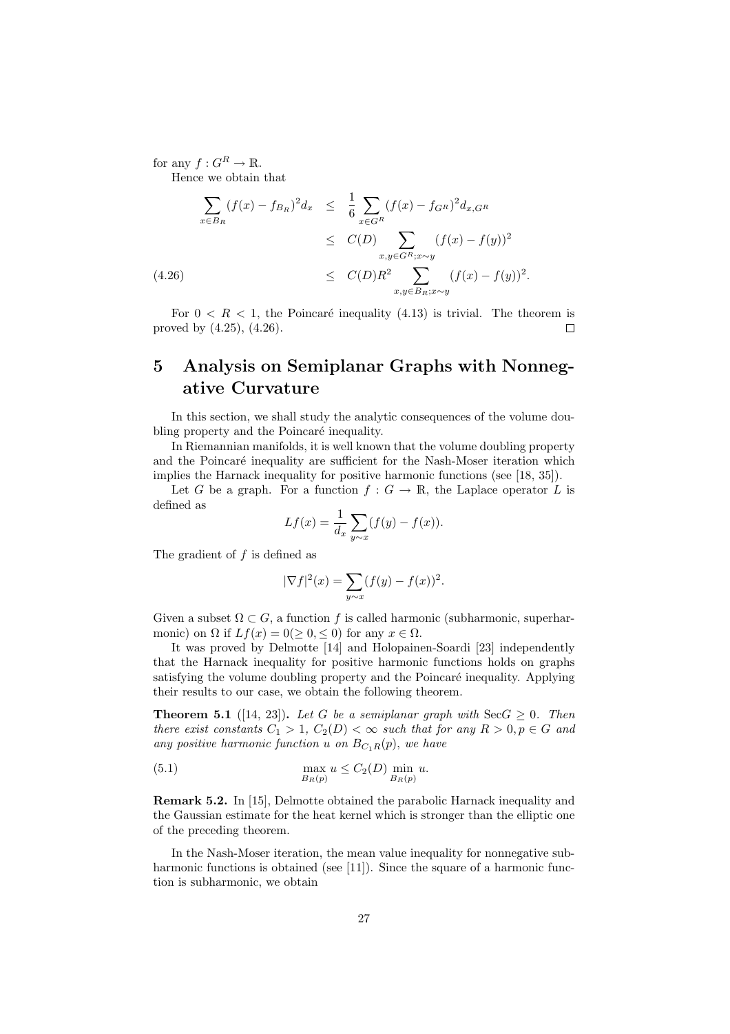for any $f : G^R \to \mathbb{R}$.

Hence we obtain that

$$
\begin{aligned}
\sum_{x \in B_R} (f(x) - f_{B_R})^2 d_x &\leq \frac{1}{6} \sum_{x \in G^R} (f(x) - f_{G^R})^2 d_{x,G^R} \\
&\leq C(D) \sum_{x,y \in G^R; x \sim y} (f(x) - f(y))^2 \\
&\leq C(D) R^2 \sum_{x,y \in B_R; x \sim y} (f(x) - f(y))^2. \qquad (4.26)
\end{aligned}
$$

For $0 < R < 1$, the Poincaré inequality (4.13) is trivial. The theorem is proved by (4.25), (4.26). □

# 5 Analysis on Semiplanar Graphs with Nonnegative Curvature

In this section, we shall study the analytic consequences of the volume doubling property and the Poincaré inequality.

In Riemannian manifolds, it is well known that the volume doubling property and the Poincaré inequality are sufficient for the Nash-Moser iteration which implies the Harnack inequality for positive harmonic functions (see [18, 35]).

Let $G$ be a graph. For a function $f : G \to \mathbb{R}$, the Laplace operator $L$ is defined as

$$Lf(x) = \frac{1}{d_x} \sum_{y \sim x} (f(y) - f(x)).$$

The gradient of $f$ is defined as

$$|\nabla f|^2(x) = \sum_{y \sim x} (f(y) - f(x))^2.$$

Given a subset $\Omega \subset G$, a function $f$ is called harmonic (subharmonic, superharmonic) on $\Omega$ if $Lf(x) = 0 (\geq 0, \leq 0)$ for any $x \in \Omega$.

It was proved by Delmotte [14] and Holopainen-Soardi [23] independently that the Harnack inequality for positive harmonic functions holds on graphs satisfying the volume doubling property and the Poincaré inequality. Applying their results to our case, we obtain the following theorem.

**Theorem 5.1** ([14, 23]). *Let $G$ be a semiplanar graph with $\mathrm{Sec} G \geq 0$. Then there exist constants $C_1 > 1$, $C_2(D) < \infty$ such that for any $R > 0, p \in G$ and any positive harmonic function $u$ on $B_{C_1 R}(p)$, we have*

$$\max_{B_R(p)} u \leq C_2(D) \min_{B_R(p)} u. \qquad (5.1)$$

**Remark 5.2.** In [15], Delmotte obtained the parabolic Harnack inequality and the Gaussian estimate for the heat kernel which is stronger than the elliptic one of the preceding theorem.

In the Nash-Moser iteration, the mean value inequality for nonnegative subharmonic functions is obtained (see [11]). Since the square of a harmonic function is subharmonic, we obtain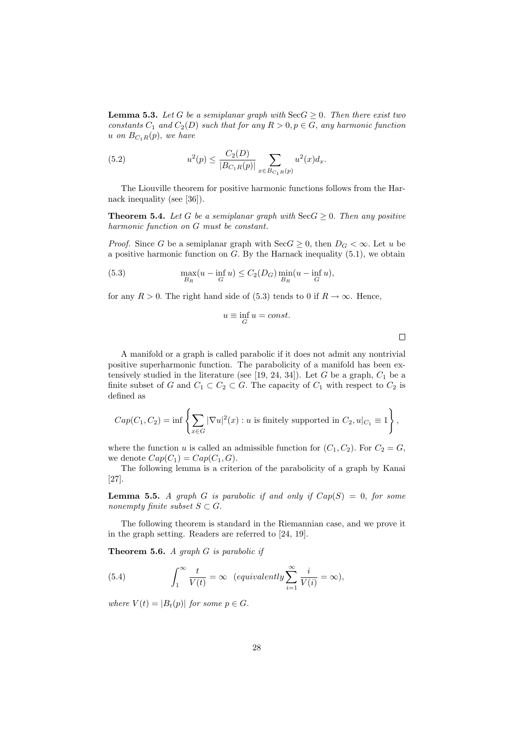**Lemma 5.3.** *Let $G$ be a semiplanar graph with $\mathrm{Sec}G \geq 0$. Then there exist two constants $C_1$ and $C_2(D)$ such that for any $R > 0, p \in G$, any harmonic function $u$ on $B_{C_1 R}(p)$, we have*

$$u^2(p) \leq \frac{C_2(D)}{|B_{C_1 R}(p)|} \sum_{x \in B_{C_1 R}(p)} u^2(x) d_x. \tag{5.2}$$

The Liouville theorem for positive harmonic functions follows from the Harnack inequality (see [36]).

**Theorem 5.4.** *Let $G$ be a semiplanar graph with $\mathrm{Sec}G \geq 0$. Then any positive harmonic function on $G$ must be constant.*

*Proof.* Since $G$ be a semiplanar graph with $\mathrm{Sec}G \geq 0$, then $D_G < \infty$. Let $u$ be a positive harmonic function on $G$. By the Harnack inequality (5.1), we obtain

$$\max_{B_R}(u - \inf_G u) \leq C_2(D_G) \min_{B_R}(u - \inf_G u), \tag{5.3}$$

for any $R > 0$. The right hand side of (5.3) tends to 0 if $R \to \infty$. Hence,

$$u \equiv \inf_G u = const.$$

$\square$

A manifold or a graph is called parabolic if it does not admit any nontrivial positive superharmonic function. The parabolicity of a manifold has been extensively studied in the literature (see [19, 24, 34]). Let $G$ be a graph, $C_1$ be a finite subset of $G$ and $C_1 \subset C_2 \subset G$. The capacity of $C_1$ with respect to $C_2$ is defined as

$$Cap(C_1, C_2) = \inf \left\{ \sum_{x \in G} |\nabla u|^2(x) : u \text{ is finitely supported in } C_2, u|_{C_1} \equiv 1 \right\},$$

where the function $u$ is called an admissible function for $(C_1, C_2)$. For $C_2 = G$, we denote $Cap(C_1) = Cap(C_1, G)$.

The following lemma is a criterion of the parabolicity of a graph by Kanai [27].

**Lemma 5.5.** *A graph $G$ is parabolic if and only if $Cap(S) = 0$, for some nonempty finite subset $S \subset G$.*

The following theorem is standard in the Riemannian case, and we prove it in the graph setting. Readers are referred to [24, 19].

**Theorem 5.6.** *A graph $G$ is parabolic if*

$$\int_1^\infty \frac{t}{V(t)} = \infty \quad (equivalently \sum_{i=1}^\infty \frac{i}{V(i)} = \infty), \tag{5.4}$$

*where $V(t) = |B_t(p)|$ for some $p \in G$.*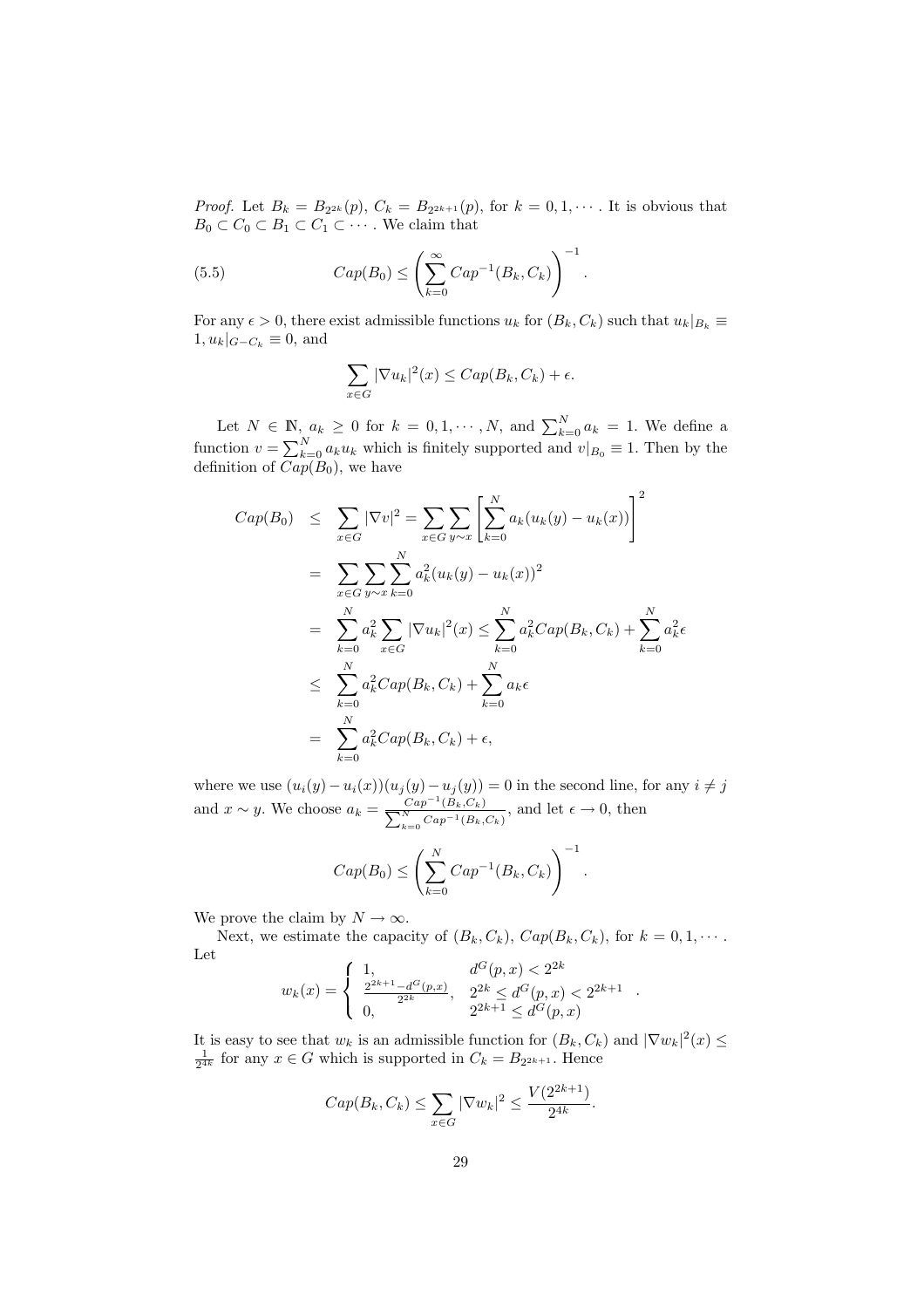*Proof.* Let $B_k = B_{2^{2k}}(p)$, $C_k = B_{2^{2k+1}}(p)$, for $k = 0, 1, \cdots$. It is obvious that $B_0 \subset C_0 \subset B_1 \subset C_1 \subset \cdots$. We claim that

$$Cap(B_0) \leq \left( \sum_{k=0}^{\infty} Cap^{-1}(B_k, C_k) \right)^{-1}. \tag{5.5}$$

For any $\epsilon > 0$, there exist admissible functions $u_k$ for $(B_k, C_k)$ such that $u_k|_{B_k} \equiv 1, u_k|_{G-C_k} \equiv 0$, and

$$\sum_{x \in G} |\nabla u_k|^2(x) \leq Cap(B_k, C_k) + \epsilon.$$

Let $N \in \mathbb{N}$, $a_k \geq 0$ for $k = 0, 1, \cdots, N$, and $\sum_{k=0}^{N} a_k = 1$. We define a function $v = \sum_{k=0}^{N} a_k u_k$ which is finitely supported and $v|_{B_0} \equiv 1$. Then by the definition of $Cap(B_0)$, we have

$$\begin{aligned}
Cap(B_0) &\leq \sum_{x \in G} |\nabla v|^2 = \sum_{x \in G} \sum_{y \sim x} \left[ \sum_{k=0}^{N} a_k (u_k(y) - u_k(x)) \right]^2 \\
&= \sum_{x \in G} \sum_{y \sim x} \sum_{k=0}^{N} a_k^2 (u_k(y) - u_k(x))^2 \\
&= \sum_{k=0}^{N} a_k^2 \sum_{x \in G} |\nabla u_k|^2(x) \leq \sum_{k=0}^{N} a_k^2 Cap(B_k, C_k) + \sum_{k=0}^{N} a_k^2 \epsilon \\
&\leq \sum_{k=0}^{N} a_k^2 Cap(B_k, C_k) + \sum_{k=0}^{N} a_k \epsilon \\
&= \sum_{k=0}^{N} a_k^2 Cap(B_k, C_k) + \epsilon,
\end{aligned}$$

where we use $(u_i(y) - u_i(x))(u_j(y) - u_j(y)) = 0$ in the second line, for any $i \neq j$ and $x \sim y$. We choose $a_k = \frac{Cap^{-1}(B_k, C_k)}{\sum_{k=0}^{N} Cap^{-1}(B_k, C_k)}$, and let $\epsilon \to 0$, then

$$Cap(B_0) \leq \left( \sum_{k=0}^{N} Cap^{-1}(B_k, C_k) \right)^{-1}.$$

We prove the claim by $N \to \infty$.

Next, we estimate the capacity of $(B_k, C_k)$, $Cap(B_k, C_k)$, for $k = 0, 1, \cdots$. Let

$$w_k(x) = \begin{cases} 1, & d^G(p, x) < 2^{2k} \\ \frac{2^{2k+1} - d^G(p, x)}{2^{2k}}, & 2^{2k} \leq d^G(p, x) < 2^{2k+1} \\ 0, & 2^{2k+1} \leq d^G(p, x) \end{cases}.$$

It is easy to see that $w_k$ is an admissible function for $(B_k, C_k)$ and $|\nabla w_k|^2(x) \leq \frac{1}{2^{4k}}$ for any $x \in G$ which is supported in $C_k = B_{2^{2k+1}}$. Hence

$$Cap(B_k, C_k) \leq \sum_{x \in G} |\nabla w_k|^2 \leq \frac{V(2^{2k+1})}{2^{4k}}.$$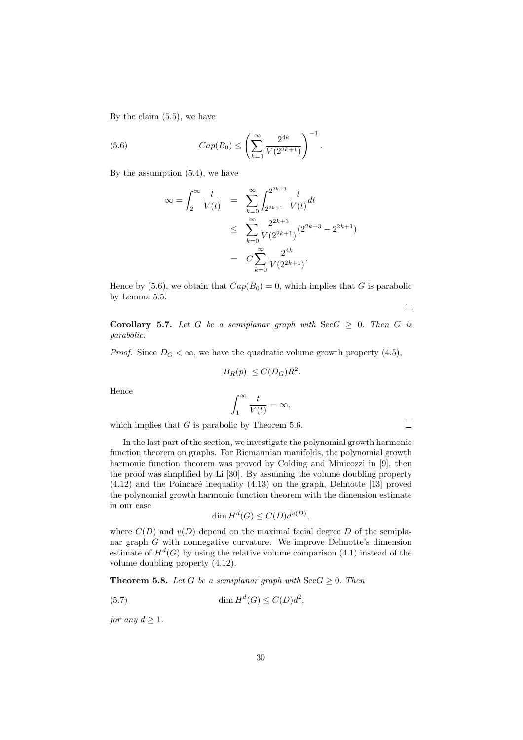By the claim (5.5), we have

$$
Cap(B_0) \leq \left( \sum_{k=0}^{\infty} \frac{2^{4k}}{V(2^{2k+1})} \right)^{-1}. \tag{5.6}
$$

By the assumption (5.4), we have

$$
\begin{aligned}
\infty = \int_2^{\infty} \frac{t}{V(t)} &= \sum_{k=0}^{\infty} \int_{2^{2k+1}}^{2^{2k+3}} \frac{t}{V(t)} dt \\
&\leq \sum_{k=0}^{\infty} \frac{2^{2k+3}}{V(2^{2k+1})} (2^{2k+3} - 2^{2k+1}) \\
&= C \sum_{k=0}^{\infty} \frac{2^{4k}}{V(2^{2k+1})}.
\end{aligned}
$$

Hence by (5.6), we obtain that $Cap(B_0) = 0$, which implies that $G$ is parabolic by Lemma 5.5.

∎

**Corollary 5.7.** *Let $G$ be a semiplanar graph with $\mathrm{Sec}G \geq 0$. Then $G$ is parabolic.*

*Proof.* Since $D_G < \infty$, we have the quadratic volume growth property (4.5),

$$
|B_R(p)| \leq C(D_G) R^2.
$$

Hence

$$
\int_1^{\infty} \frac{t}{V(t)} = \infty,
$$

which implies that $G$ is parabolic by Theorem 5.6. ∎

In the last part of the section, we investigate the polynomial growth harmonic function theorem on graphs. For Riemannian manifolds, the polynomial growth harmonic function theorem was proved by Colding and Minicozzi in [9], then the proof was simplified by Li [30]. By assuming the volume doubling property (4.12) and the Poincaré inequality (4.13) on the graph, Delmotte [13] proved the polynomial growth harmonic function theorem with the dimension estimate in our case

$$
\dim H^d(G) \leq C(D) d^{v(D)},
$$

where $C(D)$ and $v(D)$ depend on the maximal facial degree $D$ of the semiplanar graph $G$ with nonnegative curvature. We improve Delmotte's dimension estimate of $H^d(G)$ by using the relative volume comparison (4.1) instead of the volume doubling property (4.12).

**Theorem 5.8.** *Let $G$ be a semiplanar graph with $\mathrm{Sec}G \geq 0$. Then*

$$
\dim H^d(G) \leq C(D) d^2, \tag{5.7}
$$

*for any $d \geq 1$.*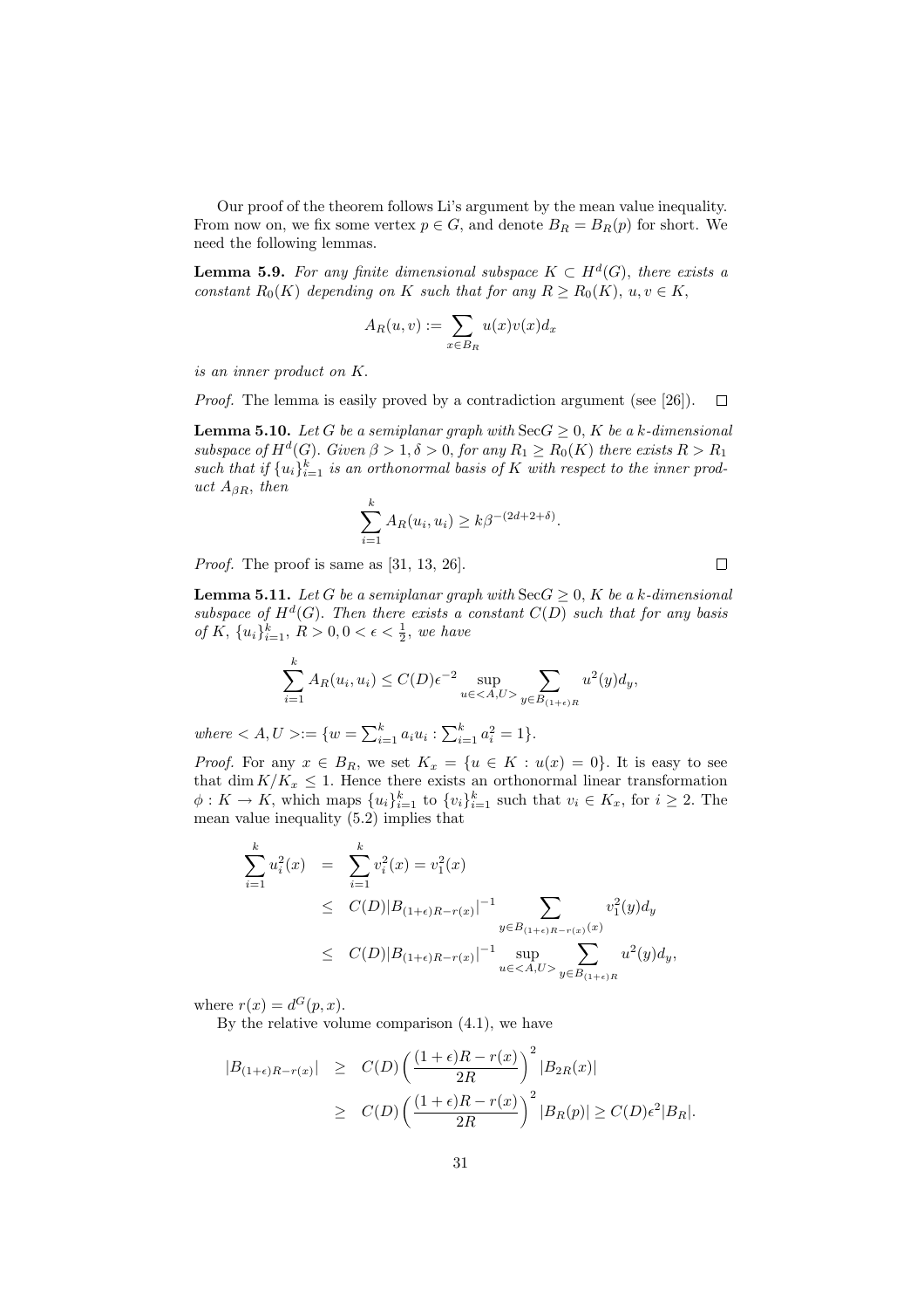Our proof of the theorem follows Li's argument by the mean value inequality. From now on, we fix some vertex $p \in G$, and denote $B_R = B_R(p)$ for short. We need the following lemmas.

**Lemma 5.9.** *For any finite dimensional subspace $K \subset H^d(G)$, there exists a constant $R_0(K)$ depending on $K$ such that for any $R \geq R_0(K)$, $u, v \in K$,*

$$A_R(u,v) := \sum_{x \in B_R} u(x)v(x)d_x$$

*is an inner product on $K$.*

*Proof.* The lemma is easily proved by a contradiction argument (see [26]). $\square$

**Lemma 5.10.** *Let $G$ be a semiplanar graph with $\mathrm{Sec}G \geq 0$, $K$ be a $k$-dimensional subspace of $H^d(G)$. Given $\beta > 1, \delta > 0$, for any $R_1 \geq R_0(K)$ there exists $R > R_1$ such that if $\{u_i\}_{i=1}^k$ is an orthonormal basis of $K$ with respect to the inner product $A_{\beta R}$, then*

$$\sum_{i=1}^k A_R(u_i, u_i) \geq k\beta^{-(2d+2+\delta)}.$$

*Proof.* The proof is same as [31, 13, 26]. $\square$

**Lemma 5.11.** *Let $G$ be a semiplanar graph with $\mathrm{Sec}G \geq 0$, $K$ be a $k$-dimensional subspace of $H^d(G)$. Then there exists a constant $C(D)$ such that for any basis of $K$, $\{u_i\}_{i=1}^k$, $R > 0, 0 < \epsilon < \frac{1}{2}$, we have*

$$\sum_{i=1}^k A_R(u_i, u_i) \leq C(D)\epsilon^{-2} \sup_{u \in <A,U>} \sum_{y \in B_{(1+\epsilon)R}} u^2(y)d_y,$$

*where $<A, U>:= \{w = \sum_{i=1}^k a_i u_i : \sum_{i=1}^k a_i^2 = 1\}$.*

*Proof.* For any $x \in B_R$, we set $K_x = \{u \in K : u(x) = 0\}$. It is easy to see that $\dim K/K_x \leq 1$. Hence there exists an orthonormal linear transformation $\phi : K \to K$, which maps $\{u_i\}_{i=1}^k$ to $\{v_i\}_{i=1}^k$ such that $v_i \in K_x$, for $i \geq 2$. The mean value inequality (5.2) implies that

$$\begin{aligned}
\sum_{i=1}^k u_i^2(x) &= \sum_{i=1}^k v_i^2(x) = v_1^2(x) \\
&\leq C(D)|B_{(1+\epsilon)R-r(x)}|^{-1} \sum_{y \in B_{(1+\epsilon)R-r(x)}(x)} v_1^2(y)d_y \\
&\leq C(D)|B_{(1+\epsilon)R-r(x)}|^{-1} \sup_{u \in <A,U>} \sum_{y \in B_{(1+\epsilon)R}} u^2(y)d_y,
\end{aligned}$$

where $r(x) = d^G(p, x)$.

By the relative volume comparison (4.1), we have

$$\begin{aligned}
|B_{(1+\epsilon)R-r(x)}| &\geq C(D)\Big(\frac{(1+\epsilon)R - r(x)}{2R}\Big)^2 |B_{2R}(x)| \\
&\geq C(D)\Big(\frac{(1+\epsilon)R - r(x)}{2R}\Big)^2 |B_R(p)| \geq C(D)\epsilon^2|B_R|.
\end{aligned}$$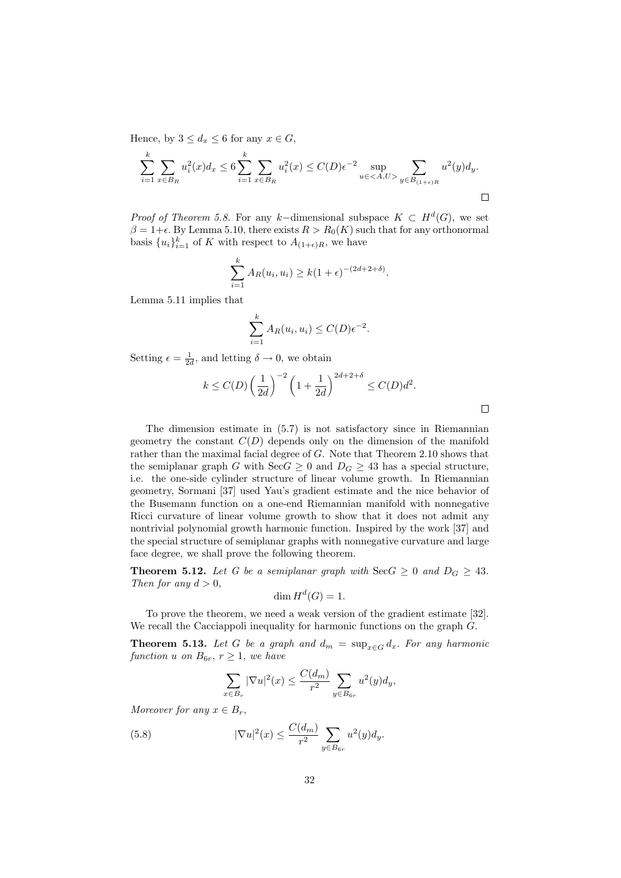Hence, by $3 \leq d_x \leq 6$ for any $x \in G$,

$$\sum_{i=1}^{k} \sum_{x \in B_R} u_i^2(x) d_x \leq 6 \sum_{i=1}^{k} \sum_{x \in B_R} u_i^2(x) \leq C(D)\epsilon^{-2} \sup_{u \in <A,U>} \sum_{y \in B_{(1+\epsilon)R}} u^2(y) d_y.$$

$\square$

*Proof of Theorem 5.8.* For any $k-$dimensional subspace $K \subset H^d(G)$, we set $\beta = 1+\epsilon$. By Lemma 5.10, there exists $R > R_0(K)$ such that for any orthonormal basis $\{u_i\}_{i=1}^k$ of $K$ with respect to $A_{(1+\epsilon)R}$, we have

$$\sum_{i=1}^{k} A_R(u_i, u_i) \geq k(1+\epsilon)^{-(2d+2+\delta)}.$$

Lemma 5.11 implies that

$$\sum_{i=1}^{k} A_R(u_i, u_i) \leq C(D)\epsilon^{-2}.$$

Setting $\epsilon = \frac{1}{2d}$, and letting $\delta \to 0$, we obtain

$$k \leq C(D) \left(\frac{1}{2d}\right)^{-2} \left(1 + \frac{1}{2d}\right)^{2d+2+\delta} \leq C(D)d^2.$$

$\square$

The dimension estimate in (5.7) is not satisfactory since in Riemannian geometry the constant $C(D)$ depends only on the dimension of the manifold rather than the maximal facial degree of $G$. Note that Theorem 2.10 shows that the semiplanar graph $G$ with $\mathrm{Sec}G \geq 0$ and $D_G \geq 43$ has a special structure, i.e. the one-side cylinder structure of linear volume growth. In Riemannian geometry, Sormani [37] used Yau's gradient estimate and the nice behavior of the Busemann function on a one-end Riemannian manifold with nonnegative Ricci curvature of linear volume growth to show that it does not admit any nontrivial polynomial growth harmonic function. Inspired by the work [37] and the special structure of semiplanar graphs with nonnegative curvature and large face degree, we shall prove the following theorem.

**Theorem 5.12.** *Let $G$ be a semiplanar graph with $\mathrm{Sec}G \geq 0$ and $D_G \geq 43$. Then for any $d > 0$,*

$$\dim H^d(G) = 1.$$

To prove the theorem, we need a weak version of the gradient estimate [32]. We recall the Cacciappoli inequality for harmonic functions on the graph $G$.

**Theorem 5.13.** *Let $G$ be a graph and $d_m = \sup_{x \in G} d_x$. For any harmonic function $u$ on $B_{6r}$, $r \geq 1$, we have*

$$\sum_{x \in B_r} |\nabla u|^2(x) \leq \frac{C(d_m)}{r^2} \sum_{y \in B_{6r}} u^2(y) d_y,$$

*Moreover for any $x \in B_r$,*

$$|\nabla u|^2(x) \leq \frac{C(d_m)}{r^2} \sum_{y \in B_{6r}} u^2(y) d_y. \tag{5.8}$$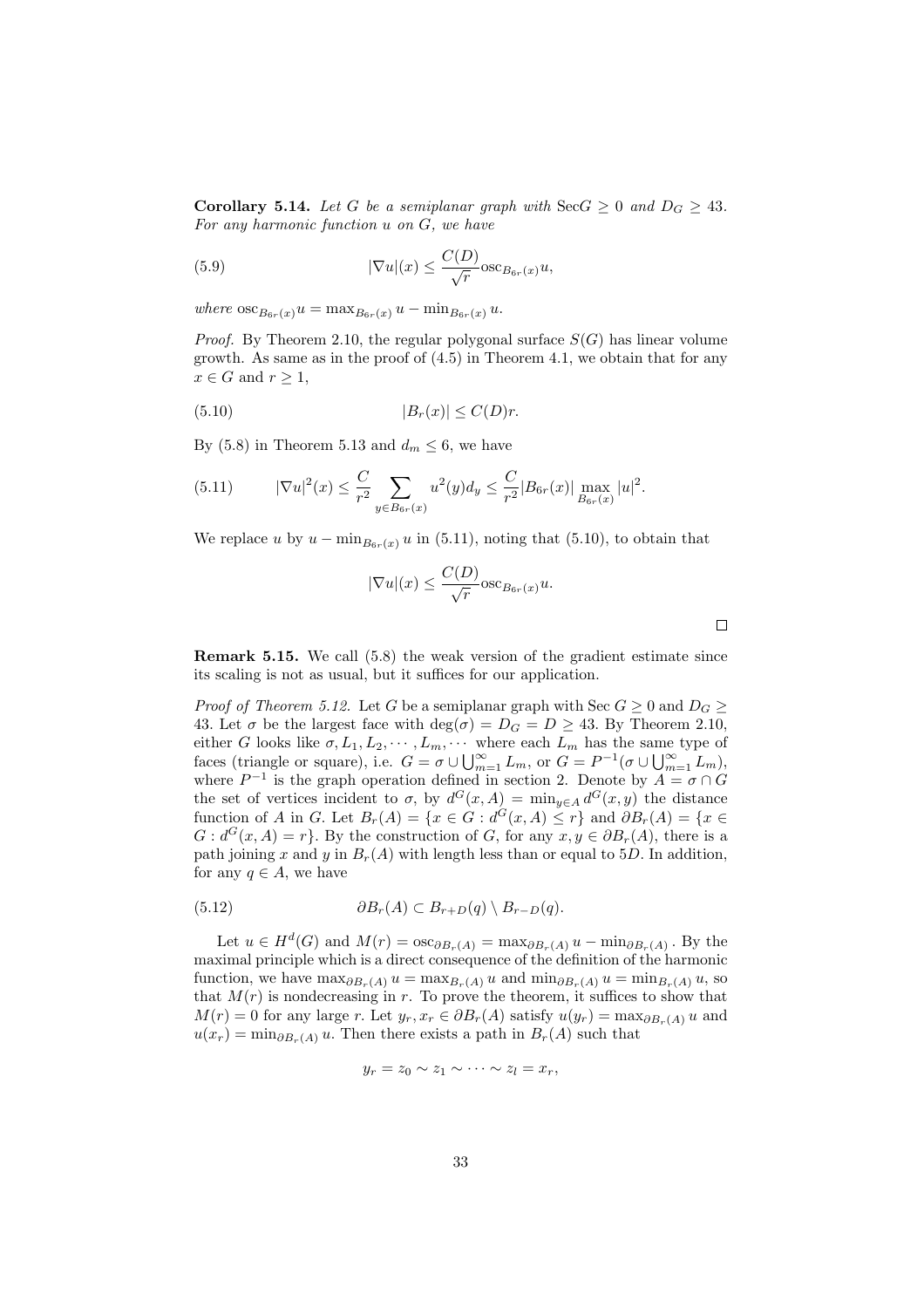**Corollary 5.14.** *Let $G$ be a semiplanar graph with* $\mathrm{Sec}G \geq 0$ *and* $D_G \geq 43$. *For any harmonic function $u$ on $G$, we have*

$$|\nabla u|(x) \leq \frac{C(D)}{\sqrt{r}} \mathrm{osc}_{B_{6r}(x)} u, \tag{5.9}$$

*where* $\mathrm{osc}_{B_{6r}(x)} u = \max_{B_{6r}(x)} u - \min_{B_{6r}(x)} u$.

*Proof.* By Theorem 2.10, the regular polygonal surface $S(G)$ has linear volume growth. As same as in the proof of (4.5) in Theorem 4.1, we obtain that for any $x \in G$ and $r \geq 1$,

$$|B_r(x)| \leq C(D) r. \tag{5.10}$$

By (5.8) in Theorem 5.13 and $d_m \leq 6$, we have

$$|\nabla u|^2(x) \leq \frac{C}{r^2} \sum_{y \in B_{6r}(x)} u^2(y) d_y \leq \frac{C}{r^2} |B_{6r}(x)| \max_{B_{6r}(x)} |u|^2. \tag{5.11}$$

We replace $u$ by $u - \min_{B_{6r}(x)} u$ in (5.11), noting that (5.10), to obtain that

$$|\nabla u|(x) \leq \frac{C(D)}{\sqrt{r}} \mathrm{osc}_{B_{6r}(x)} u.$$

□

**Remark 5.15.** We call (5.8) the weak version of the gradient estimate since its scaling is not as usual, but it suffices for our application.

*Proof of Theorem 5.12.* Let $G$ be a semiplanar graph with $\mathrm{Sec}\, G \geq 0$ and $D_G \geq 43$. Let $\sigma$ be the largest face with $\deg(\sigma) = D_G = D \geq 43$. By Theorem 2.10, either $G$ looks like $\sigma, L_1, L_2, \cdots, L_m, \cdots$ where each $L_m$ has the same type of faces (triangle or square), i.e. $G = \sigma \cup \bigcup_{m=1}^{\infty} L_m$, or $G = P^{-1}(\sigma \cup \bigcup_{m=1}^{\infty} L_m)$, where $P^{-1}$ is the graph operation defined in section 2. Denote by $A = \sigma \cap G$ the set of vertices incident to $\sigma$, by $d^G(x, A) = \min_{y \in A} d^G(x, y)$ the distance function of $A$ in $G$. Let $B_r(A) = \{x \in G : d^G(x, A) \leq r\}$ and $\partial B_r(A) = \{x \in G : d^G(x, A) = r\}$. By the construction of $G$, for any $x, y \in \partial B_r(A)$, there is a path joining $x$ and $y$ in $B_r(A)$ with length less than or equal to $5D$. In addition, for any $q \in A$, we have

$$\partial B_r(A) \subset B_{r+D}(q) \setminus B_{r-D}(q). \tag{5.12}$$

Let $u \in H^d(G)$ and $M(r) = \mathrm{osc}_{\partial B_r(A)} = \max_{\partial B_r(A)} u - \min_{\partial B_r(A)}$. By the maximal principle which is a direct consequence of the definition of the harmonic function, we have $\max_{\partial B_r(A)} u = \max_{B_r(A)} u$ and $\min_{\partial B_r(A)} u = \min_{B_r(A)} u$, so that $M(r)$ is nondecreasing in $r$. To prove the theorem, it suffices to show that $M(r) = 0$ for any large $r$. Let $y_r, x_r \in \partial B_r(A)$ satisfy $u(y_r) = \max_{\partial B_r(A)} u$ and $u(x_r) = \min_{\partial B_r(A)} u$. Then there exists a path in $B_r(A)$ such that

$$y_r = z_0 \sim z_1 \sim \cdots \sim z_l = x_r,$$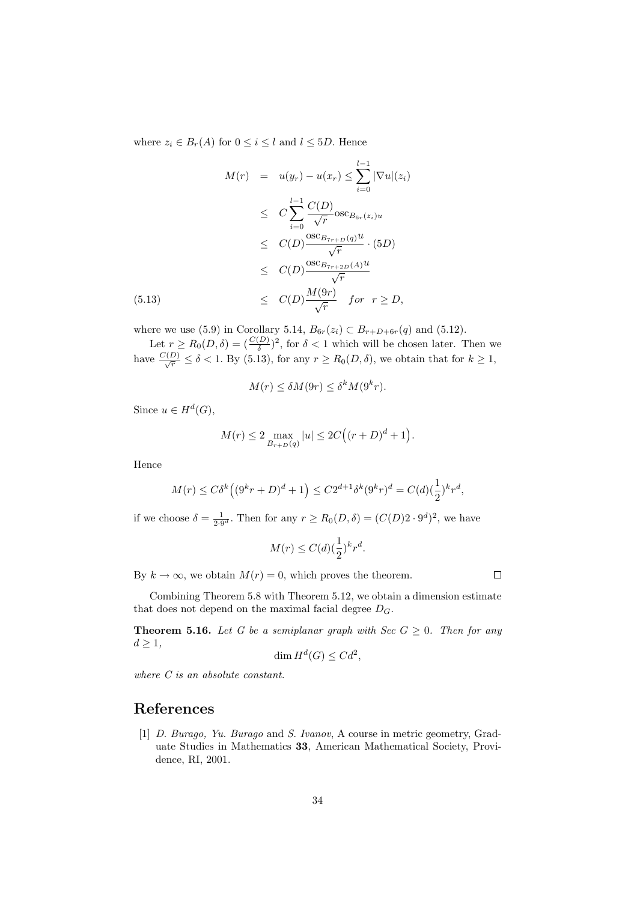where $z_i \in B_r(A)$ for $0 \le i \le l$ and $l \le 5D$. Hence

$$
\begin{aligned}
M(r) &= u(y_r) - u(x_r) \le \sum_{i=0}^{l-1} |\nabla u|(z_i) \\
&\le C \sum_{i=0}^{l-1} \frac{C(D)}{\sqrt{r}} \mathrm{osc}_{B_{6r}(z_i)} u \\
&\le C(D) \frac{\mathrm{osc}_{B_{7r+D}(q)} u}{\sqrt{r}} \cdot (5D) \\
&\le C(D) \frac{\mathrm{osc}_{B_{7r+2D}(A)} u}{\sqrt{r}} \\
&\le C(D) \frac{M(9r)}{\sqrt{r}} \quad \text{for} \quad r \ge D,
\end{aligned}
\tag{5.13}
$$

where we use (5.9) in Corollary 5.14, $B_{6r}(z_i) \subset B_{r+D+6r}(q)$ and (5.12).

Let $r \ge R_0(D, \delta) = (\frac{C(D)}{\delta})^2$, for $\delta < 1$ which will be chosen later. Then we have $\frac{C(D)}{\sqrt{r}} \le \delta < 1$. By (5.13), for any $r \ge R_0(D, \delta)$, we obtain that for $k \ge 1$,

$$
M(r) \le \delta M(9r) \le \delta^k M(9^k r).
$$

Since $u \in H^d(G)$,

$$
M(r) \le 2 \max_{B_{r+D}(q)} |u| \le 2C\Big((r+D)^d + 1\Big).
$$

Hence

$$
M(r) \le C\delta^k \Big((9^k r + D)^d + 1\Big) \le C 2^{d+1} \delta^k (9^k r)^d = C(d) (\frac{1}{2})^k r^d,
$$

if we choose $\delta = \frac{1}{2 \cdot 9^d}$. Then for any $r \ge R_0(D, \delta) = (C(D) 2 \cdot 9^d)^2$, we have

$$
M(r) \le C(d) (\frac{1}{2})^k r^d.
$$

By $k \to \infty$, we obtain $M(r) = 0$, which proves the theorem. □

Combining Theorem 5.8 with Theorem 5.12, we obtain a dimension estimate that does not depend on the maximal facial degree $D_G$.

**Theorem 5.16.** *Let $G$ be a semiplanar graph with Sec $G \ge 0$. Then for any $d \ge 1$,*

$$
\dim H^d(G) \le C d^2,
$$

*where $C$ is an absolute constant.*

# References

[1] *D. Burago, Yu. Burago* and *S. Ivanov*, A course in metric geometry, Graduate Studies in Mathematics **33**, American Mathematical Society, Providence, RI, 2001.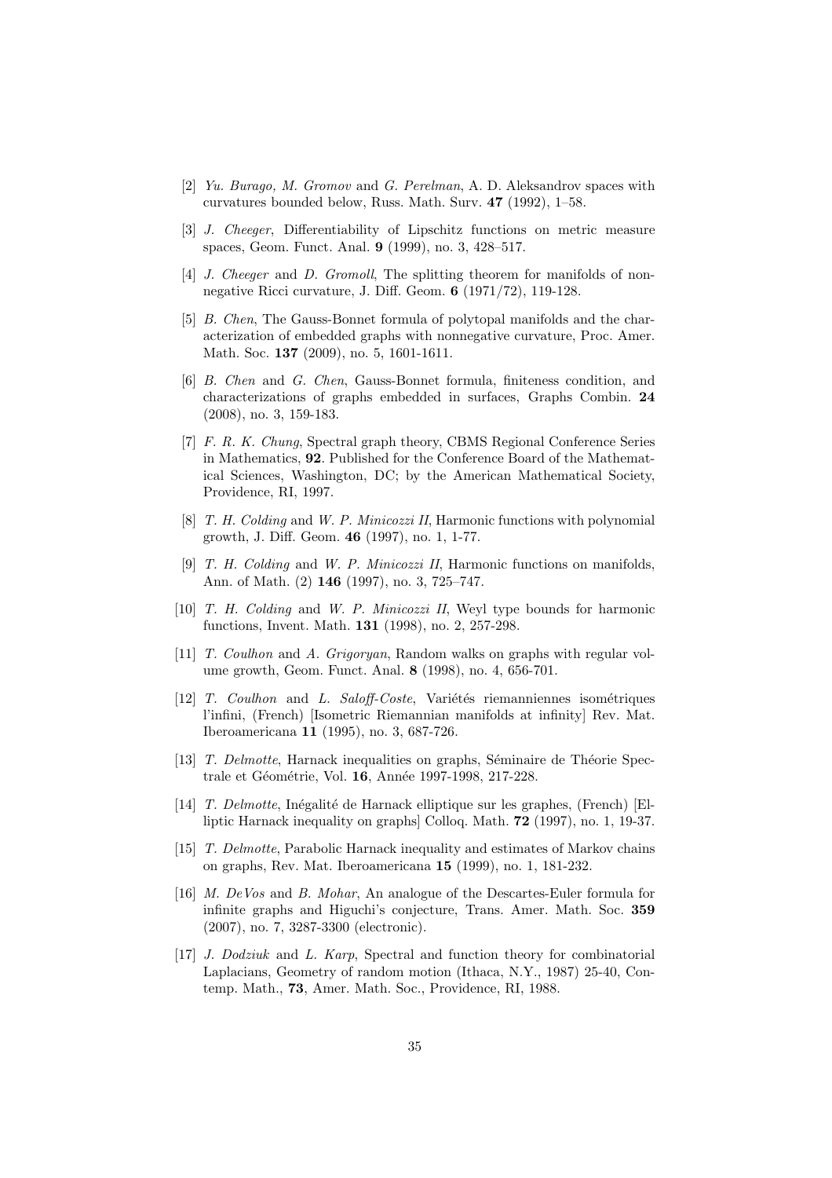[2] *Yu. Burago, M. Gromov* and *G. Perelman*, A. D. Aleksandrov spaces with curvatures bounded below, Russ. Math. Surv. **47** (1992), 1–58.

[3] *J. Cheeger*, Differentiability of Lipschitz functions on metric measure spaces, Geom. Funct. Anal. **9** (1999), no. 3, 428–517.

[4] *J. Cheeger* and *D. Gromoll*, The splitting theorem for manifolds of nonnegative Ricci curvature, J. Diff. Geom. **6** (1971/72), 119-128.

[5] *B. Chen*, The Gauss-Bonnet formula of polytopal manifolds and the characterization of embedded graphs with nonnegative curvature, Proc. Amer. Math. Soc. **137** (2009), no. 5, 1601-1611.

[6] *B. Chen* and *G. Chen*, Gauss-Bonnet formula, finiteness condition, and characterizations of graphs embedded in surfaces, Graphs Combin. **24** (2008), no. 3, 159-183.

[7] *F. R. K. Chung*, Spectral graph theory, CBMS Regional Conference Series in Mathematics, **92**. Published for the Conference Board of the Mathematical Sciences, Washington, DC; by the American Mathematical Society, Providence, RI, 1997.

[8] *T. H. Colding* and *W. P. Minicozzi II*, Harmonic functions with polynomial growth, J. Diff. Geom. **46** (1997), no. 1, 1-77.

[9] *T. H. Colding* and *W. P. Minicozzi II*, Harmonic functions on manifolds, Ann. of Math. (2) **146** (1997), no. 3, 725–747.

[10] *T. H. Colding* and *W. P. Minicozzi II*, Weyl type bounds for harmonic functions, Invent. Math. **131** (1998), no. 2, 257-298.

[11] *T. Coulhon* and *A. Grigoryan*, Random walks on graphs with regular volume growth, Geom. Funct. Anal. **8** (1998), no. 4, 656-701.

[12] *T. Coulhon* and *L. Saloff-Coste*, Variétés riemanniennes isométriques l'infini, (French) [Isometric Riemannian manifolds at infinity] Rev. Mat. Iberoamericana **11** (1995), no. 3, 687-726.

[13] *T. Delmotte*, Harnack inequalities on graphs, Séminaire de Théorie Spectrale et Géométrie, Vol. **16**, Année 1997-1998, 217-228.

[14] *T. Delmotte*, Inégalité de Harnack elliptique sur les graphes, (French) [Elliptic Harnack inequality on graphs] Colloq. Math. **72** (1997), no. 1, 19-37.

[15] *T. Delmotte*, Parabolic Harnack inequality and estimates of Markov chains on graphs, Rev. Mat. Iberoamericana **15** (1999), no. 1, 181-232.

[16] *M. DeVos* and *B. Mohar*, An analogue of the Descartes-Euler formula for infinite graphs and Higuchi's conjecture, Trans. Amer. Math. Soc. **359** (2007), no. 7, 3287-3300 (electronic).

[17] *J. Dodziuk* and *L. Karp*, Spectral and function theory for combinatorial Laplacians, Geometry of random motion (Ithaca, N.Y., 1987) 25-40, Contemp. Math., **73**, Amer. Math. Soc., Providence, RI, 1988.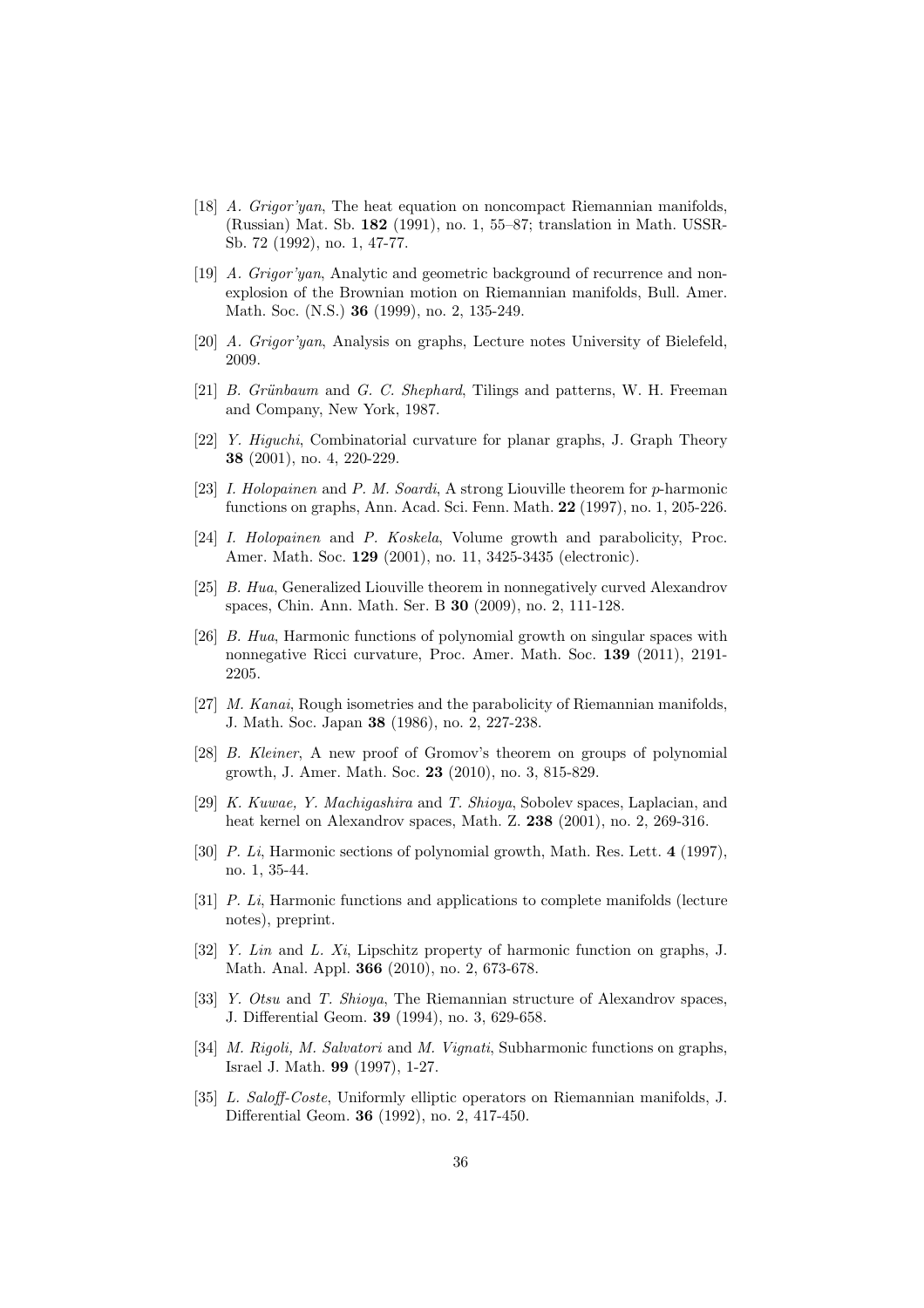- [18] *A. Grigor'yan*, The heat equation on noncompact Riemannian manifolds, (Russian) Mat. Sb. **182** (1991), no. 1, 55–87; translation in Math. USSR-Sb. 72 (1992), no. 1, 47-77.
- [19] *A. Grigor'yan*, Analytic and geometric background of recurrence and non-explosion of the Brownian motion on Riemannian manifolds, Bull. Amer. Math. Soc. (N.S.) **36** (1999), no. 2, 135-249.
- [20] *A. Grigor'yan*, Analysis on graphs, Lecture notes University of Bielefeld, 2009.
- [21] *B. Grünbaum* and *G. C. Shephard*, Tilings and patterns, W. H. Freeman and Company, New York, 1987.
- [22] *Y. Higuchi*, Combinatorial curvature for planar graphs, J. Graph Theory **38** (2001), no. 4, 220-229.
- [23] *I. Holopainen* and *P. M. Soardi*, A strong Liouville theorem for $p$-harmonic functions on graphs, Ann. Acad. Sci. Fenn. Math. **22** (1997), no. 1, 205-226.
- [24] *I. Holopainen* and *P. Koskela*, Volume growth and parabolicity, Proc. Amer. Math. Soc. **129** (2001), no. 11, 3425-3435 (electronic).
- [25] *B. Hua*, Generalized Liouville theorem in nonnegatively curved Alexandrov spaces, Chin. Ann. Math. Ser. B **30** (2009), no. 2, 111-128.
- [26] *B. Hua*, Harmonic functions of polynomial growth on singular spaces with nonnegative Ricci curvature, Proc. Amer. Math. Soc. **139** (2011), 2191-2205.
- [27] *M. Kanai*, Rough isometries and the parabolicity of Riemannian manifolds, J. Math. Soc. Japan **38** (1986), no. 2, 227-238.
- [28] *B. Kleiner*, A new proof of Gromov's theorem on groups of polynomial growth, J. Amer. Math. Soc. **23** (2010), no. 3, 815-829.
- [29] *K. Kuwae, Y. Machigashira* and *T. Shioya*, Sobolev spaces, Laplacian, and heat kernel on Alexandrov spaces, Math. Z. **238** (2001), no. 2, 269-316.
- [30] *P. Li*, Harmonic sections of polynomial growth, Math. Res. Lett. **4** (1997), no. 1, 35-44.
- [31] *P. Li*, Harmonic functions and applications to complete manifolds (lecture notes), preprint.
- [32] *Y. Lin* and *L. Xi*, Lipschitz property of harmonic function on graphs, J. Math. Anal. Appl. **366** (2010), no. 2, 673-678.
- [33] *Y. Otsu* and *T. Shioya*, The Riemannian structure of Alexandrov spaces, J. Differential Geom. **39** (1994), no. 3, 629-658.
- [34] *M. Rigoli, M. Salvatori* and *M. Vignati*, Subharmonic functions on graphs, Israel J. Math. **99** (1997), 1-27.
- [35] *L. Saloff-Coste*, Uniformly elliptic operators on Riemannian manifolds, J. Differential Geom. **36** (1992), no. 2, 417-450.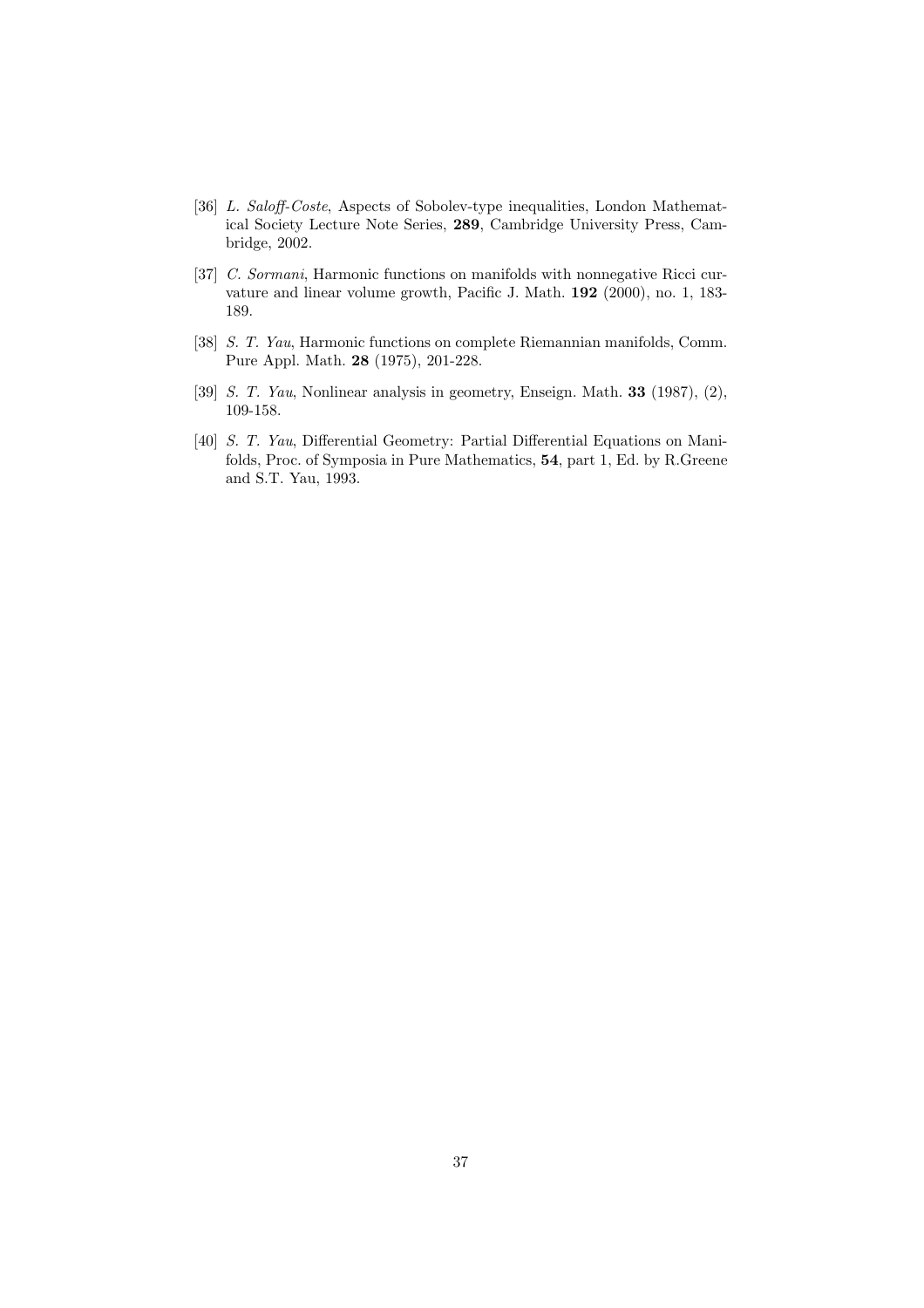[36] *L. Saloff-Coste*, Aspects of Sobolev-type inequalities, London Mathematical Society Lecture Note Series, **289**, Cambridge University Press, Cambridge, 2002.

[37] *C. Sormani*, Harmonic functions on manifolds with nonnegative Ricci curvature and linear volume growth, Pacific J. Math. **192** (2000), no. 1, 183-189.

[38] *S. T. Yau*, Harmonic functions on complete Riemannian manifolds, Comm. Pure Appl. Math. **28** (1975), 201-228.

[39] *S. T. Yau*, Nonlinear analysis in geometry, Enseign. Math. **33** (1987), (2), 109-158.

[40] *S. T. Yau*, Differential Geometry: Partial Differential Equations on Manifolds, Proc. of Symposia in Pure Mathematics, **54**, part 1, Ed. by R.Greene and S.T. Yau, 1993.